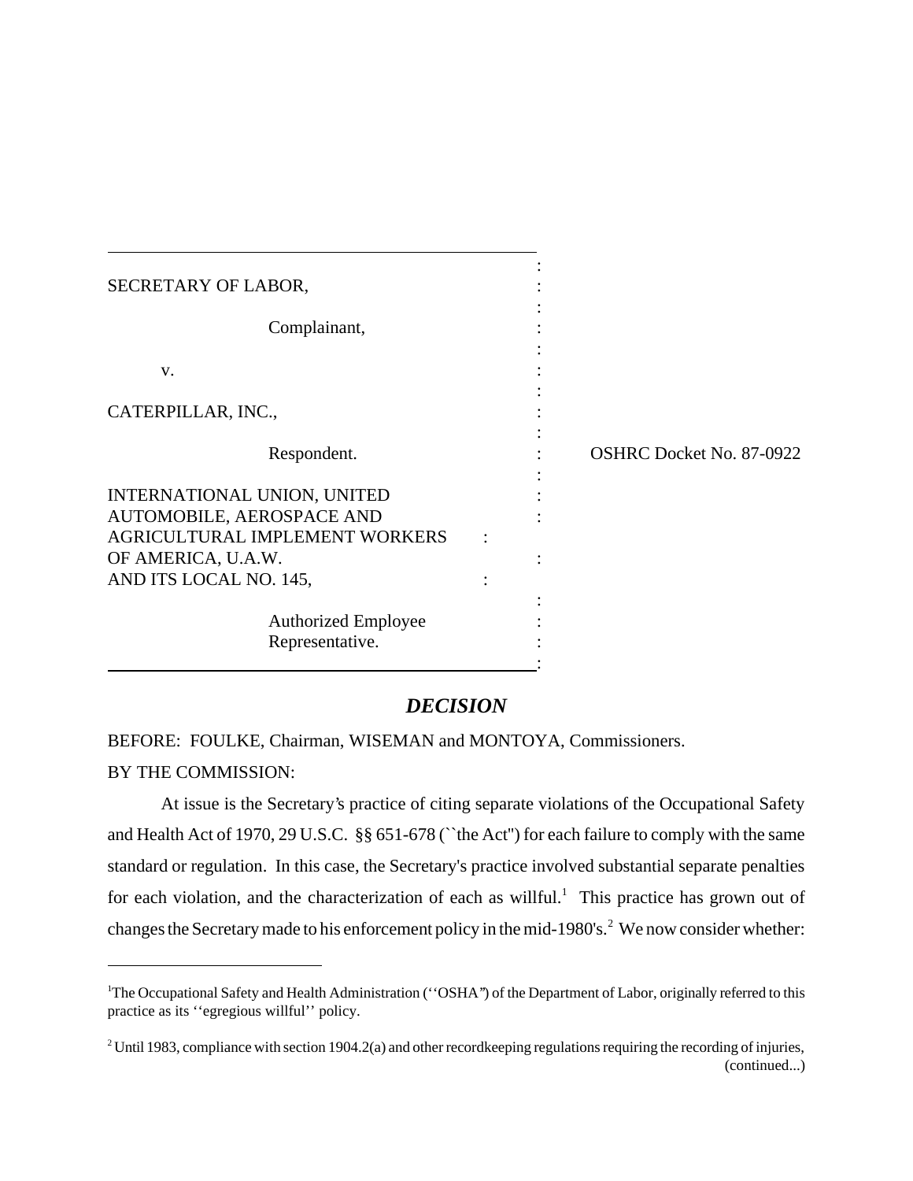| | | |
|---|---|---|
| SECRETARY OF LABOR, | : | |
| Complainant, | : | |
| v. | : | |
| CATERPILLAR, INC., | : | |
| Respondent. | : | OSHRC Docket No. 87-0922 |
| INTERNATIONAL UNION, UNITED AUTOMOBILE, AEROSPACE AND AGRICULTURAL IMPLEMENT WORKERS OF AMERICA, U.A.W. AND ITS LOCAL NO. 145, | : | |
| Authorized Employee Representative. | : | |

## *DECISION*

BEFORE: FOULKE, Chairman, WISEMAN and MONTOYA, Commissioners.

BY THE COMMISSION:

At issue is the Secretary's practice of citing separate violations of the Occupational Safety and Health Act of 1970, 29 U.S.C. §§ 651-678 (``the Act'') for each failure to comply with the same standard or regulation. In this case, the Secretary's practice involved substantial separate penalties for each violation, and the characterization of each as willful.[1] This practice has grown out of changes the Secretary made to his enforcement policy in the mid-1980's.[2] We now consider whether:

---

[1]The Occupational Safety and Health Administration (''OSHA'') of the Department of Labor, originally referred to this practice as its ''egregious willful'' policy.

[2] Until 1983, compliance with section 1904.2(a) and other recordkeeping regulations requiring the recording of injuries, (continued...)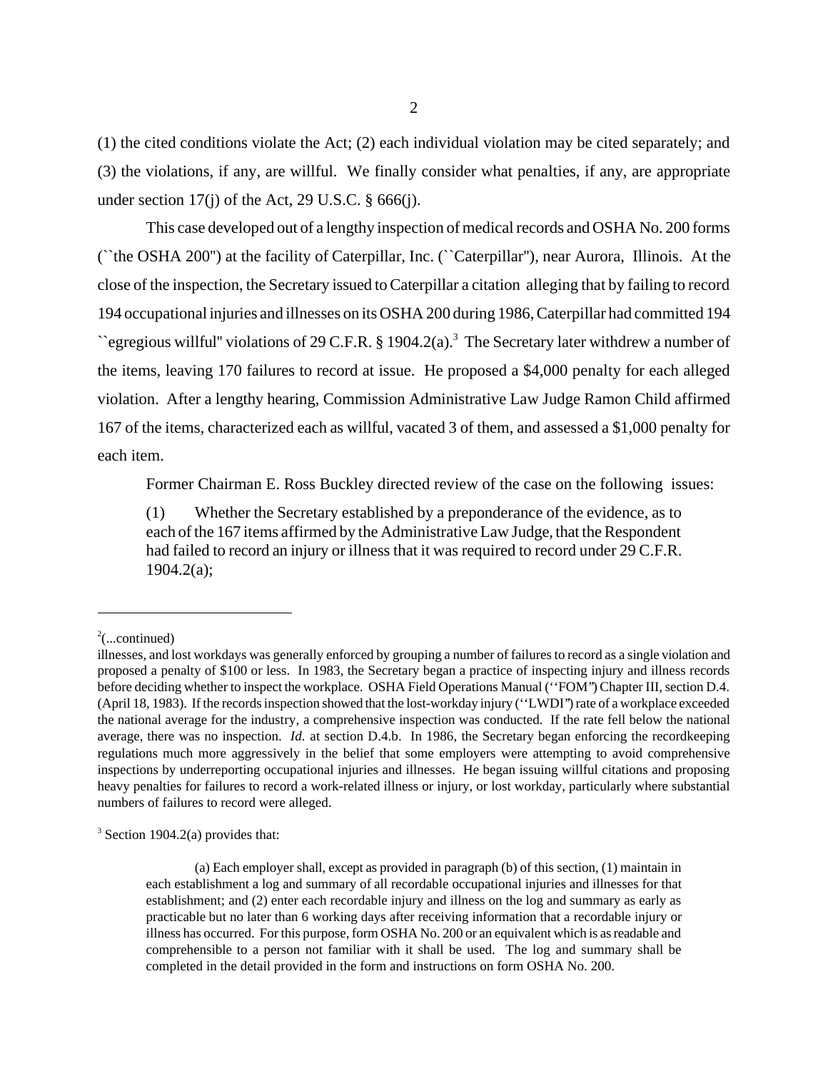(1) the cited conditions violate the Act; (2) each individual violation may be cited separately; and (3) the violations, if any, are willful. We finally consider what penalties, if any, are appropriate under section 17(j) of the Act, 29 U.S.C. § 666(j).

This case developed out of a lengthy inspection of medical records and OSHA No. 200 forms (``the OSHA 200'') at the facility of Caterpillar, Inc. (``Caterpillar''), near Aurora, Illinois. At the close of the inspection, the Secretary issued to Caterpillar a citation alleging that by failing to record 194 occupational injuries and illnesses on its OSHA 200 during 1986, Caterpillar had committed 194 ``egregious willful'' violations of 29 C.F.R. § 1904.2(a).[3] The Secretary later withdrew a number of the items, leaving 170 failures to record at issue. He proposed a $4,000 penalty for each alleged violation. After a lengthy hearing, Commission Administrative Law Judge Ramon Child affirmed 167 of the items, characterized each as willful, vacated 3 of them, and assessed a $1,000 penalty for each item.

Former Chairman E. Ross Buckley directed review of the case on the following issues:

> (1) Whether the Secretary established by a preponderance of the evidence, as to each of the 167 items affirmed by the Administrative Law Judge, that the Respondent had failed to record an injury or illness that it was required to record under 29 C.F.R. 1904.2(a);

---

[2](...continued)
illnesses, and lost workdays was generally enforced by grouping a number of failures to record as a single violation and proposed a penalty of $100 or less. In 1983, the Secretary began a practice of inspecting injury and illness records before deciding whether to inspect the workplace. OSHA Field Operations Manual (''FOM'') Chapter III, section D.4. (April 18, 1983). If the records inspection showed that the lost-workday injury (''LWDI'') rate of a workplace exceeded the national average for the industry, a comprehensive inspection was conducted. If the rate fell below the national average, there was no inspection. *Id.* at section D.4.b. In 1986, the Secretary began enforcing the recordkeeping regulations much more aggressively in the belief that some employers were attempting to avoid comprehensive inspections by underreporting occupational injuries and illnesses. He began issuing willful citations and proposing heavy penalties for failures to record a work-related illness or injury, or lost workday, particularly where substantial numbers of failures to record were alleged.

[3] Section 1904.2(a) provides that:

> (a) Each employer shall, except as provided in paragraph (b) of this section, (1) maintain in each establishment a log and summary of all recordable occupational injuries and illnesses for that establishment; and (2) enter each recordable injury and illness on the log and summary as early as practicable but no later than 6 working days after receiving information that a recordable injury or illness has occurred. For this purpose, form OSHA No. 200 or an equivalent which is as readable and comprehensible to a person not familiar with it shall be used. The log and summary shall be completed in the detail provided in the form and instructions on form OSHA No. 200.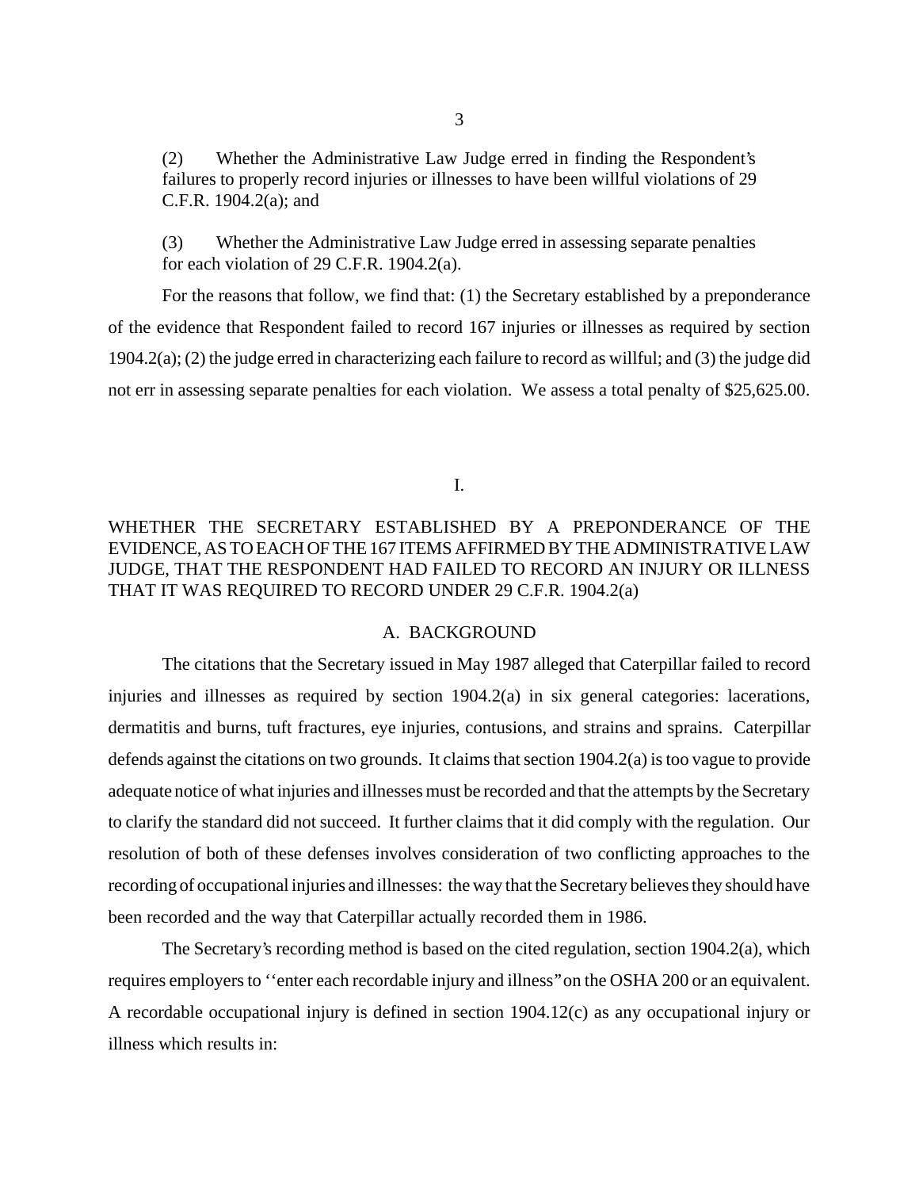(2) Whether the Administrative Law Judge erred in finding the Respondent's failures to properly record injuries or illnesses to have been willful violations of 29 C.F.R. 1904.2(a); and

(3) Whether the Administrative Law Judge erred in assessing separate penalties for each violation of 29 C.F.R. 1904.2(a).

For the reasons that follow, we find that: (1) the Secretary established by a preponderance of the evidence that Respondent failed to record 167 injuries or illnesses as required by section 1904.2(a); (2) the judge erred in characterizing each failure to record as willful; and (3) the judge did not err in assessing separate penalties for each violation. We assess a total penalty of $25,625.00.

## I.

## WHETHER THE SECRETARY ESTABLISHED BY A PREPONDERANCE OF THE EVIDENCE, AS TO EACH OF THE 167 ITEMS AFFIRMED BY THE ADMINISTRATIVE LAW JUDGE, THAT THE RESPONDENT HAD FAILED TO RECORD AN INJURY OR ILLNESS THAT IT WAS REQUIRED TO RECORD UNDER 29 C.F.R. 1904.2(a)

### A. BACKGROUND

The citations that the Secretary issued in May 1987 alleged that Caterpillar failed to record injuries and illnesses as required by section 1904.2(a) in six general categories: lacerations, dermatitis and burns, tuft fractures, eye injuries, contusions, and strains and sprains. Caterpillar defends against the citations on two grounds. It claims that section 1904.2(a) is too vague to provide adequate notice of what injuries and illnesses must be recorded and that the attempts by the Secretary to clarify the standard did not succeed. It further claims that it did comply with the regulation. Our resolution of both of these defenses involves consideration of two conflicting approaches to the recording of occupational injuries and illnesses: the way that the Secretary believes they should have been recorded and the way that Caterpillar actually recorded them in 1986.

The Secretary's recording method is based on the cited regulation, section 1904.2(a), which requires employers to "enter each recordable injury and illness" on the OSHA 200 or an equivalent. A recordable occupational injury is defined in section 1904.12(c) as any occupational injury or illness which results in: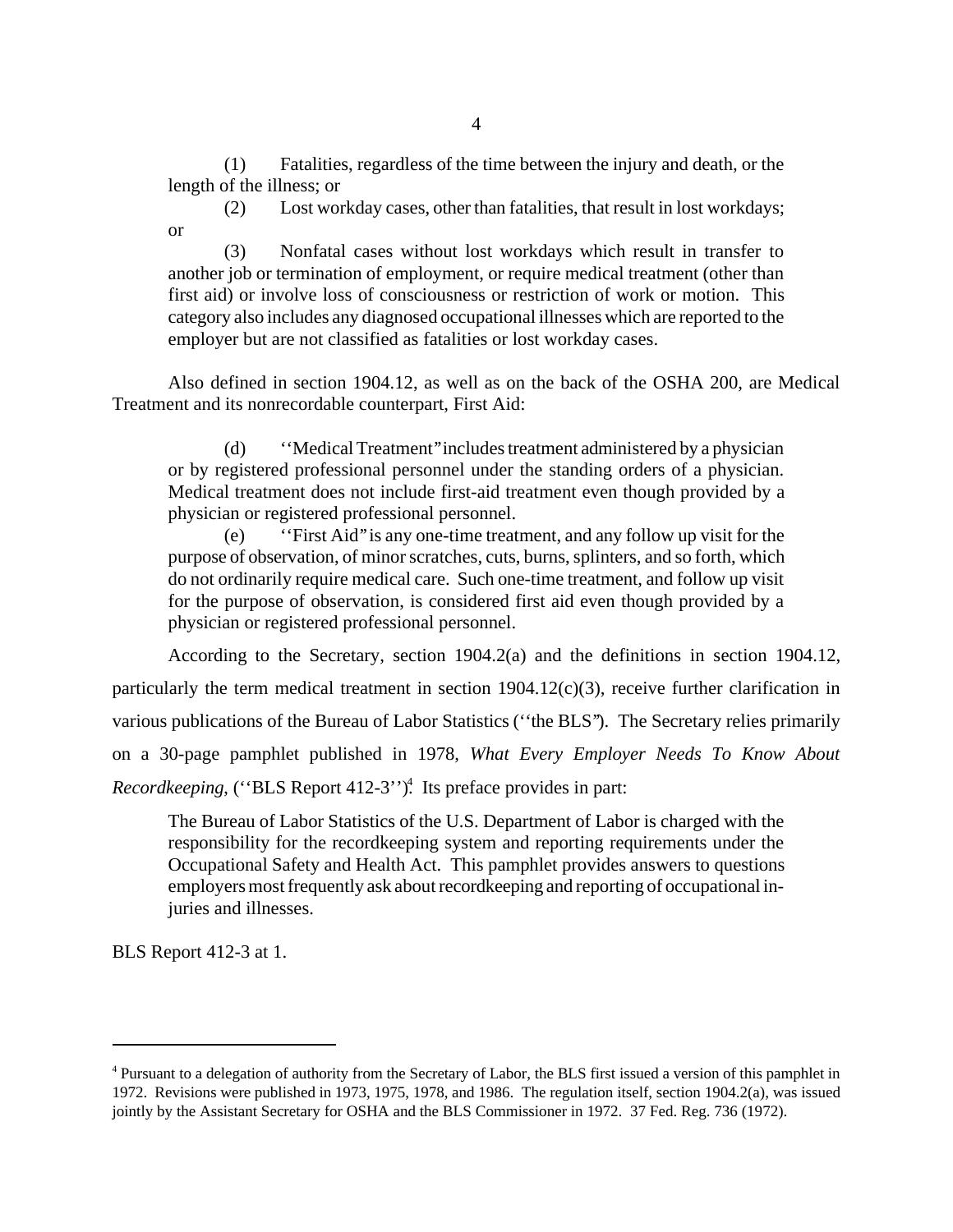(1) Fatalities, regardless of the time between the injury and death, or the length of the illness; or

(2) Lost workday cases, other than fatalities, that result in lost workdays; or

(3) Nonfatal cases without lost workdays which result in transfer to another job or termination of employment, or require medical treatment (other than first aid) or involve loss of consciousness or restriction of work or motion. This category also includes any diagnosed occupational illnesses which are reported to the employer but are not classified as fatalities or lost workday cases.

Also defined in section 1904.12, as well as on the back of the OSHA 200, are Medical Treatment and its nonrecordable counterpart, First Aid:

> (d) ''Medical Treatment'' includes treatment administered by a physician or by registered professional personnel under the standing orders of a physician. Medical treatment does not include first-aid treatment even though provided by a physician or registered professional personnel.
>
> (e) ''First Aid'' is any one-time treatment, and any follow up visit for the purpose of observation, of minor scratches, cuts, burns, splinters, and so forth, which do not ordinarily require medical care. Such one-time treatment, and follow up visit for the purpose of observation, is considered first aid even though provided by a physician or registered professional personnel.

According to the Secretary, section 1904.2(a) and the definitions in section 1904.12, particularly the term medical treatment in section 1904.12(c)(3), receive further clarification in various publications of the Bureau of Labor Statistics (''the BLS''). The Secretary relies primarily on a 30-page pamphlet published in 1978, *What Every Employer Needs To Know About Recordkeeping*, (''BLS Report 412-3'').[4] Its preface provides in part:

> The Bureau of Labor Statistics of the U.S. Department of Labor is charged with the responsibility for the recordkeeping system and reporting requirements under the Occupational Safety and Health Act. This pamphlet provides answers to questions employers most frequently ask about recordkeeping and reporting of occupational injuries and illnesses.

BLS Report 412-3 at 1.

---

[4] Pursuant to a delegation of authority from the Secretary of Labor, the BLS first issued a version of this pamphlet in 1972. Revisions were published in 1973, 1975, 1978, and 1986. The regulation itself, section 1904.2(a), was issued jointly by the Assistant Secretary for OSHA and the BLS Commissioner in 1972. 37 Fed. Reg. 736 (1972).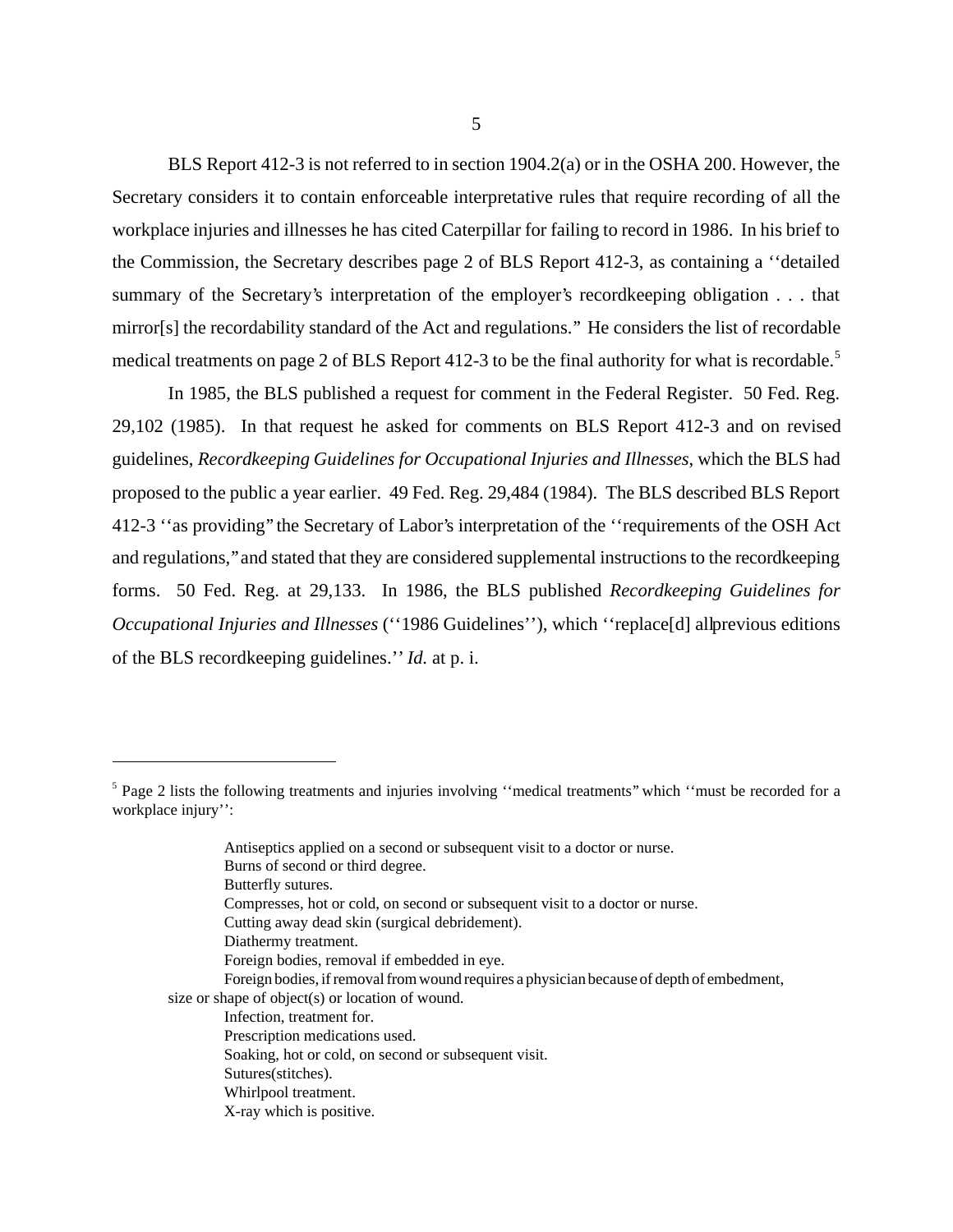BLS Report 412-3 is not referred to in section 1904.2(a) or in the OSHA 200. However, the Secretary considers it to contain enforceable interpretative rules that require recording of all the workplace injuries and illnesses he has cited Caterpillar for failing to record in 1986. In his brief to the Commission, the Secretary describes page 2 of BLS Report 412-3, as containing a ''detailed summary of the Secretary's interpretation of the employer's recordkeeping obligation . . . that mirror[s] the recordability standard of the Act and regulations." He considers the list of recordable medical treatments on page 2 of BLS Report 412-3 to be the final authority for what is recordable.[5]

In 1985, the BLS published a request for comment in the Federal Register. 50 Fed. Reg. 29,102 (1985). In that request he asked for comments on BLS Report 412-3 and on revised guidelines, *Recordkeeping Guidelines for Occupational Injuries and Illnesses*, which the BLS had proposed to the public a year earlier. 49 Fed. Reg. 29,484 (1984). The BLS described BLS Report 412-3 ''as providing" the Secretary of Labor's interpretation of the ''requirements of the OSH Act and regulations," and stated that they are considered supplemental instructions to the recordkeeping forms. 50 Fed. Reg. at 29,133. In 1986, the BLS published *Recordkeeping Guidelines for Occupational Injuries and Illnesses* (''1986 Guidelines''), which ''replace[d] all previous editions of the BLS recordkeeping guidelines.'' *Id.* at p. i.

---

[5] Page 2 lists the following treatments and injuries involving ''medical treatments" which ''must be recorded for a workplace injury'':

> Antiseptics applied on a second or subsequent visit to a doctor or nurse.
> Burns of second or third degree.
> Butterfly sutures.
> Compresses, hot or cold, on second or subsequent visit to a doctor or nurse.
> Cutting away dead skin (surgical debridement).
> Diathermy treatment.
> Foreign bodies, removal if embedded in eye.
> Foreign bodies, if removal from wound requires a physician because of depth of embedment, size or shape of object(s) or location of wound.
> Infection, treatment for.
> Prescription medications used.
> Soaking, hot or cold, on second or subsequent visit.
> Sutures(stitches).
> Whirlpool treatment.
> X-ray which is positive.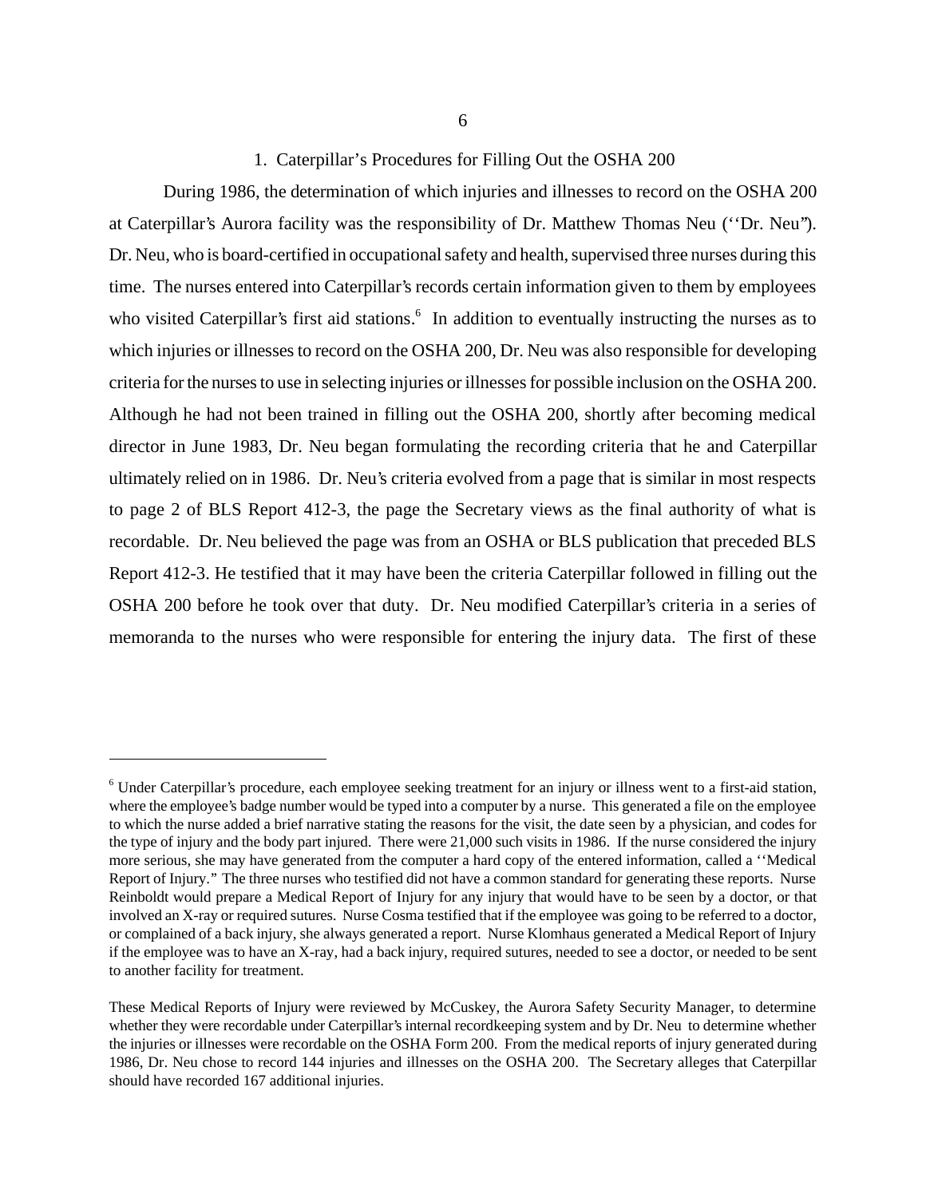### 1. Caterpillar's Procedures for Filling Out the OSHA 200

During 1986, the determination of which injuries and illnesses to record on the OSHA 200 at Caterpillar's Aurora facility was the responsibility of Dr. Matthew Thomas Neu (''Dr. Neu"). Dr. Neu, who is board-certified in occupational safety and health, supervised three nurses during this time. The nurses entered into Caterpillar's records certain information given to them by employees who visited Caterpillar's first aid stations.[6] In addition to eventually instructing the nurses as to which injuries or illnesses to record on the OSHA 200, Dr. Neu was also responsible for developing criteria for the nurses to use in selecting injuries or illnesses for possible inclusion on the OSHA 200. Although he had not been trained in filling out the OSHA 200, shortly after becoming medical director in June 1983, Dr. Neu began formulating the recording criteria that he and Caterpillar ultimately relied on in 1986. Dr. Neu's criteria evolved from a page that is similar in most respects to page 2 of BLS Report 412-3, the page the Secretary views as the final authority of what is recordable. Dr. Neu believed the page was from an OSHA or BLS publication that preceded BLS Report 412-3. He testified that it may have been the criteria Caterpillar followed in filling out the OSHA 200 before he took over that duty. Dr. Neu modified Caterpillar's criteria in a series of memoranda to the nurses who were responsible for entering the injury data. The first of these

---

[6] Under Caterpillar's procedure, each employee seeking treatment for an injury or illness went to a first-aid station, where the employee's badge number would be typed into a computer by a nurse. This generated a file on the employee to which the nurse added a brief narrative stating the reasons for the visit, the date seen by a physician, and codes for the type of injury and the body part injured. There were 21,000 such visits in 1986. If the nurse considered the injury more serious, she may have generated from the computer a hard copy of the entered information, called a ''Medical Report of Injury." The three nurses who testified did not have a common standard for generating these reports. Nurse Reinboldt would prepare a Medical Report of Injury for any injury that would have to be seen by a doctor, or that involved an X-ray or required sutures. Nurse Cosma testified that if the employee was going to be referred to a doctor, or complained of a back injury, she always generated a report. Nurse Klomhaus generated a Medical Report of Injury if the employee was to have an X-ray, had a back injury, required sutures, needed to see a doctor, or needed to be sent to another facility for treatment.

These Medical Reports of Injury were reviewed by McCuskey, the Aurora Safety Security Manager, to determine whether they were recordable under Caterpillar's internal recordkeeping system and by Dr. Neu to determine whether the injuries or illnesses were recordable on the OSHA Form 200. From the medical reports of injury generated during 1986, Dr. Neu chose to record 144 injuries and illnesses on the OSHA 200. The Secretary alleges that Caterpillar should have recorded 167 additional injuries.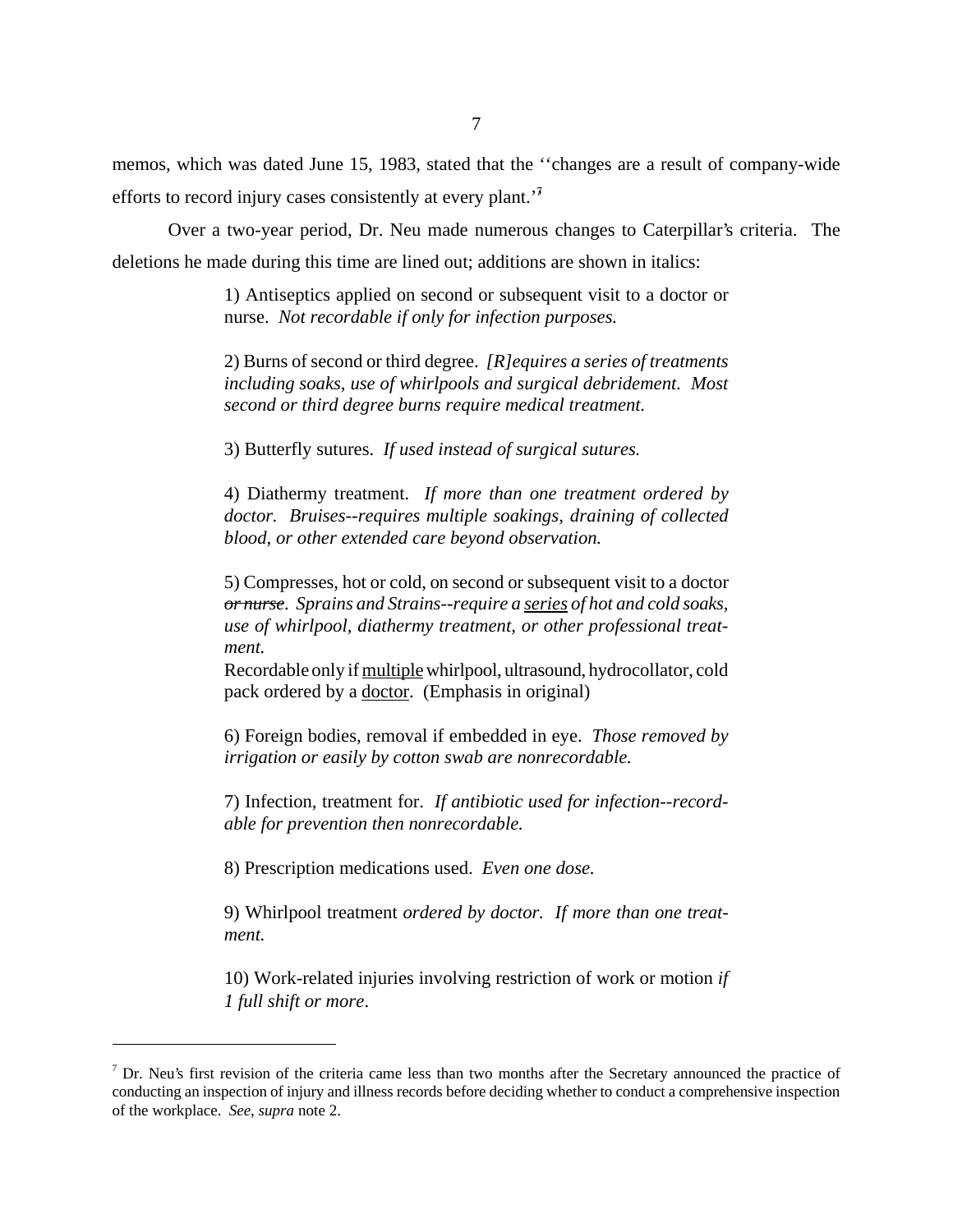memos, which was dated June 15, 1983, stated that the ''changes are a result of company-wide efforts to record injury cases consistently at every plant.''[7]

Over a two-year period, Dr. Neu made numerous changes to Caterpillar's criteria. The deletions he made during this time are lined out; additions are shown in italics:

> 1) Antiseptics applied on second or subsequent visit to a doctor or nurse. *Not recordable if only for infection purposes.*
>
> 2) Burns of second or third degree. *[R]equires a series of treatments including soaks, use of whirlpools and surgical debridement. Most second or third degree burns require medical treatment.*
>
> 3) Butterfly sutures. *If used instead of surgical sutures.*
>
> 4) Diathermy treatment. *If more than one treatment ordered by doctor. Bruises--requires multiple soakings, draining of collected blood, or other extended care beyond observation.*
>
> 5) Compresses, hot or cold, on second or subsequent visit to a doctor ~~*or nurse*~~. *Sprains and Strains--require a* <u>*series*</u> *of hot and cold soaks, use of whirlpool, diathermy treatment, or other professional treatment.*
> Recordable only if <u>multiple</u> whirlpool, ultrasound, hydrocollator, cold pack ordered by a <u>doctor</u>. (Emphasis in original)
>
> 6) Foreign bodies, removal if embedded in eye. *Those removed by irrigation or easily by cotton swab are nonrecordable.*
>
> 7) Infection, treatment for. *If antibiotic used for infection--recordable for prevention then nonrecordable.*
>
> 8) Prescription medications used. *Even one dose.*
>
> 9) Whirlpool treatment *ordered by doctor. If more than one treatment.*
>
> 10) Work-related injuries involving restriction of work or motion *if 1 full shift or more*.

---

[7] Dr. Neu's first revision of the criteria came less than two months after the Secretary announced the practice of conducting an inspection of injury and illness records before deciding whether to conduct a comprehensive inspection of the workplace. *See, supra* note 2.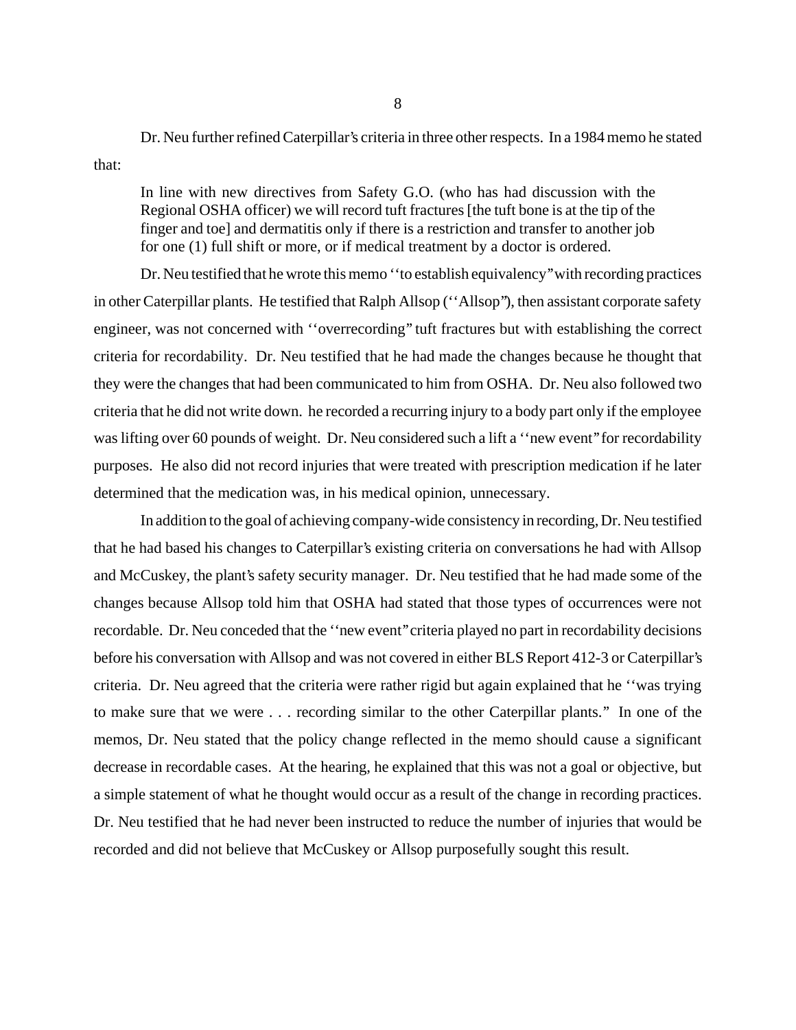Dr. Neu further refined Caterpillar's criteria in three other respects. In a 1984 memo he stated that:

> In line with new directives from Safety G.O. (who has had discussion with the Regional OSHA officer) we will record tuft fractures [the tuft bone is at the tip of the finger and toe] and dermatitis only if there is a restriction and transfer to another job for one (1) full shift or more, or if medical treatment by a doctor is ordered.

Dr. Neu testified that he wrote this memo ''to establish equivalency'' with recording practices in other Caterpillar plants. He testified that Ralph Allsop (''Allsop''), then assistant corporate safety engineer, was not concerned with ''overrecording'' tuft fractures but with establishing the correct criteria for recordability. Dr. Neu testified that he had made the changes because he thought that they were the changes that had been communicated to him from OSHA. Dr. Neu also followed two criteria that he did not write down. he recorded a recurring injury to a body part only if the employee was lifting over 60 pounds of weight. Dr. Neu considered such a lift a ''new event'' for recordability purposes. He also did not record injuries that were treated with prescription medication if he later determined that the medication was, in his medical opinion, unnecessary.

In addition to the goal of achieving company-wide consistency in recording, Dr. Neu testified that he had based his changes to Caterpillar's existing criteria on conversations he had with Allsop and McCuskey, the plant's safety security manager. Dr. Neu testified that he had made some of the changes because Allsop told him that OSHA had stated that those types of occurrences were not recordable. Dr. Neu conceded that the ''new event'' criteria played no part in recordability decisions before his conversation with Allsop and was not covered in either BLS Report 412-3 or Caterpillar's criteria. Dr. Neu agreed that the criteria were rather rigid but again explained that he ''was trying to make sure that we were . . . recording similar to the other Caterpillar plants.'' In one of the memos, Dr. Neu stated that the policy change reflected in the memo should cause a significant decrease in recordable cases. At the hearing, he explained that this was not a goal or objective, but a simple statement of what he thought would occur as a result of the change in recording practices. Dr. Neu testified that he had never been instructed to reduce the number of injuries that would be recorded and did not believe that McCuskey or Allsop purposefully sought this result.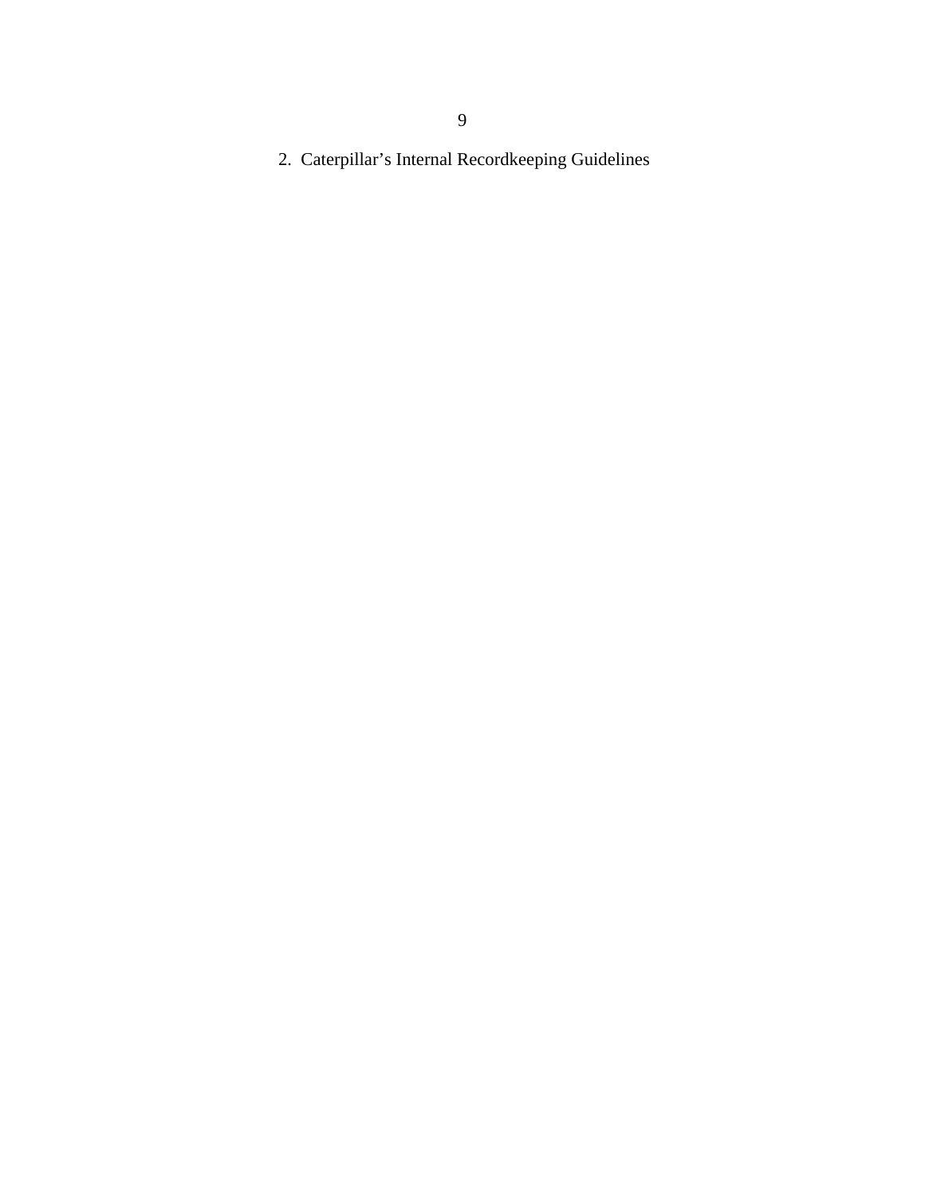2. Caterpillar's Internal Recordkeeping Guidelines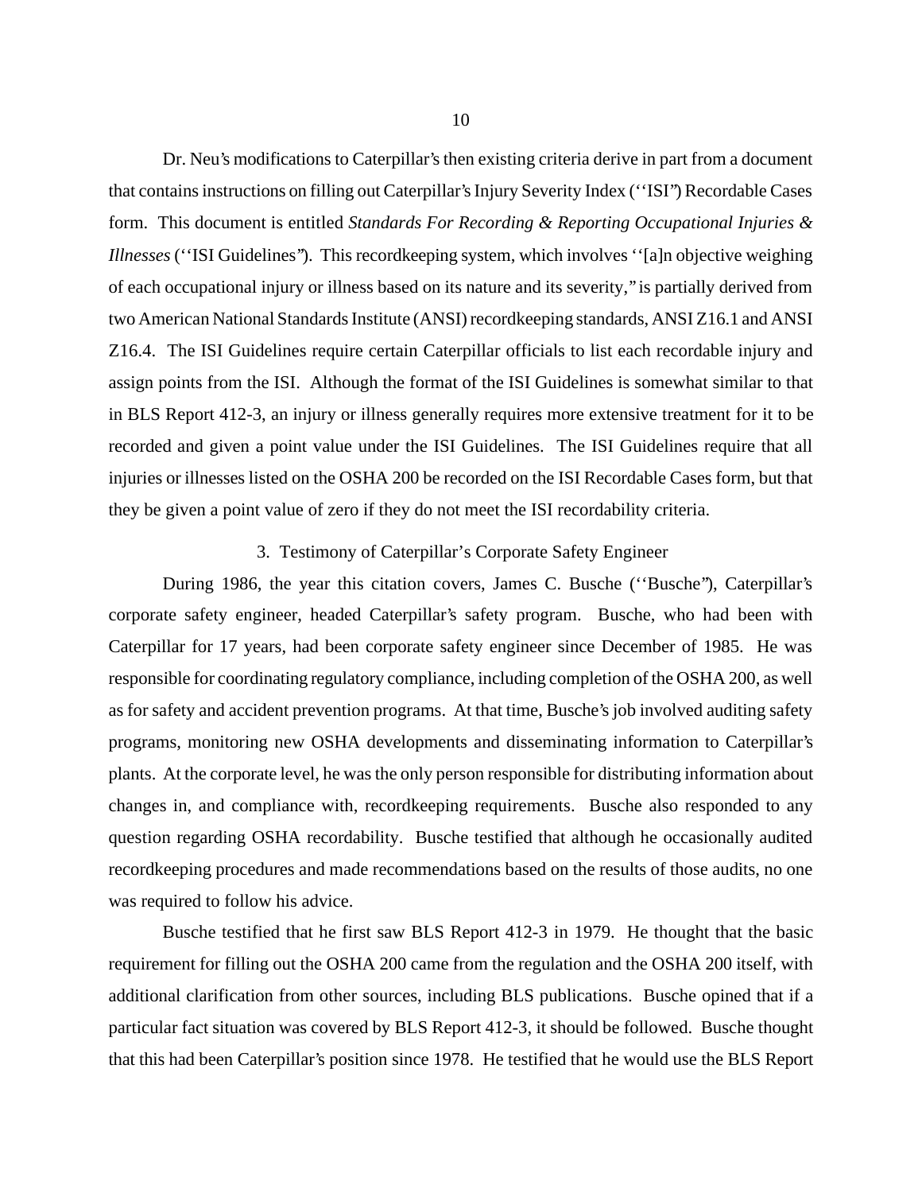Dr. Neu's modifications to Caterpillar's then existing criteria derive in part from a document that contains instructions on filling out Caterpillar's Injury Severity Index (''ISI'') Recordable Cases form. This document is entitled *Standards For Recording & Reporting Occupational Injuries & Illnesses* (''ISI Guidelines''). This recordkeeping system, which involves ''[a]n objective weighing of each occupational injury or illness based on its nature and its severity,'' is partially derived from two American National Standards Institute (ANSI) recordkeeping standards, ANSI Z16.1 and ANSI Z16.4. The ISI Guidelines require certain Caterpillar officials to list each recordable injury and assign points from the ISI. Although the format of the ISI Guidelines is somewhat similar to that in BLS Report 412-3, an injury or illness generally requires more extensive treatment for it to be recorded and given a point value under the ISI Guidelines. The ISI Guidelines require that all injuries or illnesses listed on the OSHA 200 be recorded on the ISI Recordable Cases form, but that they be given a point value of zero if they do not meet the ISI recordability criteria.

### 3. Testimony of Caterpillar's Corporate Safety Engineer

During 1986, the year this citation covers, James C. Busche (''Busche''), Caterpillar's corporate safety engineer, headed Caterpillar's safety program. Busche, who had been with Caterpillar for 17 years, had been corporate safety engineer since December of 1985. He was responsible for coordinating regulatory compliance, including completion of the OSHA 200, as well as for safety and accident prevention programs. At that time, Busche's job involved auditing safety programs, monitoring new OSHA developments and disseminating information to Caterpillar's plants. At the corporate level, he was the only person responsible for distributing information about changes in, and compliance with, recordkeeping requirements. Busche also responded to any question regarding OSHA recordability. Busche testified that although he occasionally audited recordkeeping procedures and made recommendations based on the results of those audits, no one was required to follow his advice.

Busche testified that he first saw BLS Report 412-3 in 1979. He thought that the basic requirement for filling out the OSHA 200 came from the regulation and the OSHA 200 itself, with additional clarification from other sources, including BLS publications. Busche opined that if a particular fact situation was covered by BLS Report 412-3, it should be followed. Busche thought that this had been Caterpillar's position since 1978. He testified that he would use the BLS Report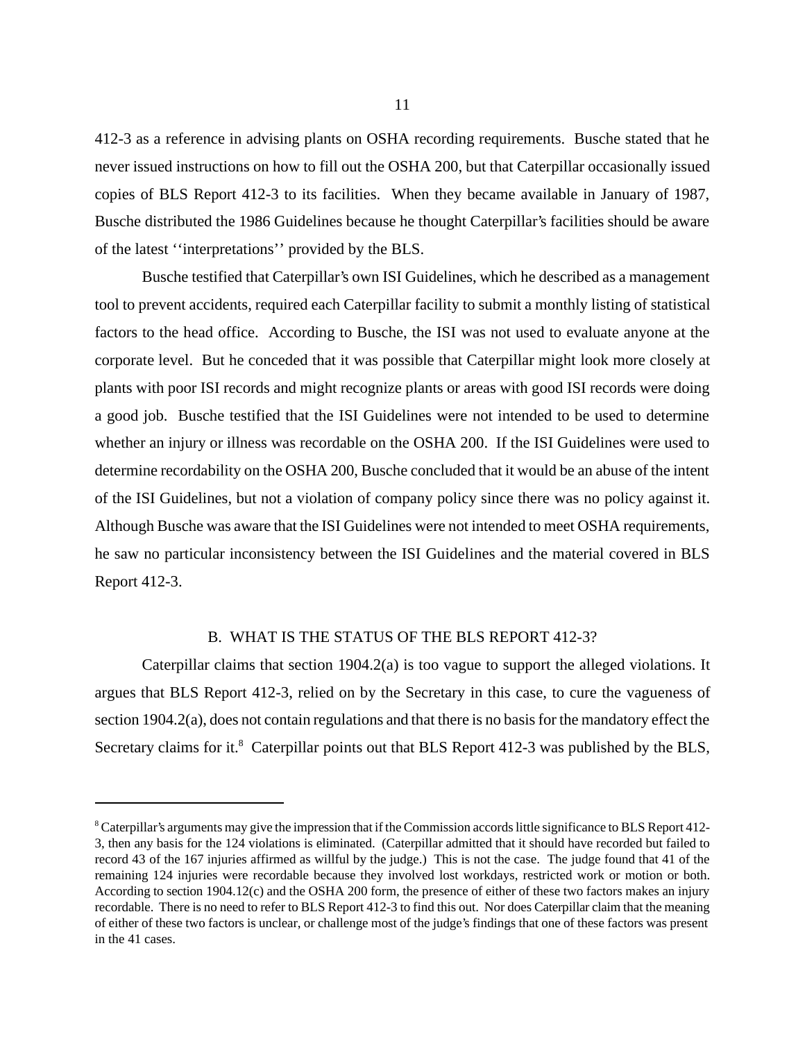412-3 as a reference in advising plants on OSHA recording requirements. Busche stated that he never issued instructions on how to fill out the OSHA 200, but that Caterpillar occasionally issued copies of BLS Report 412-3 to its facilities. When they became available in January of 1987, Busche distributed the 1986 Guidelines because he thought Caterpillar's facilities should be aware of the latest ''interpretations'' provided by the BLS.

Busche testified that Caterpillar's own ISI Guidelines, which he described as a management tool to prevent accidents, required each Caterpillar facility to submit a monthly listing of statistical factors to the head office. According to Busche, the ISI was not used to evaluate anyone at the corporate level. But he conceded that it was possible that Caterpillar might look more closely at plants with poor ISI records and might recognize plants or areas with good ISI records were doing a good job. Busche testified that the ISI Guidelines were not intended to be used to determine whether an injury or illness was recordable on the OSHA 200. If the ISI Guidelines were used to determine recordability on the OSHA 200, Busche concluded that it would be an abuse of the intent of the ISI Guidelines, but not a violation of company policy since there was no policy against it. Although Busche was aware that the ISI Guidelines were not intended to meet OSHA requirements, he saw no particular inconsistency between the ISI Guidelines and the material covered in BLS Report 412-3.

## B. WHAT IS THE STATUS OF THE BLS REPORT 412-3?

Caterpillar claims that section 1904.2(a) is too vague to support the alleged violations. It argues that BLS Report 412-3, relied on by the Secretary in this case, to cure the vagueness of section 1904.2(a), does not contain regulations and that there is no basis for the mandatory effect the Secretary claims for it.[8] Caterpillar points out that BLS Report 412-3 was published by the BLS,

---

[8] Caterpillar's arguments may give the impression that if the Commission accords little significance to BLS Report 412-3, then any basis for the 124 violations is eliminated. (Caterpillar admitted that it should have recorded but failed to record 43 of the 167 injuries affirmed as willful by the judge.) This is not the case. The judge found that 41 of the remaining 124 injuries were recordable because they involved lost workdays, restricted work or motion or both. According to section 1904.12(c) and the OSHA 200 form, the presence of either of these two factors makes an injury recordable. There is no need to refer to BLS Report 412-3 to find this out. Nor does Caterpillar claim that the meaning of either of these two factors is unclear, or challenge most of the judge's findings that one of these factors was present in the 41 cases.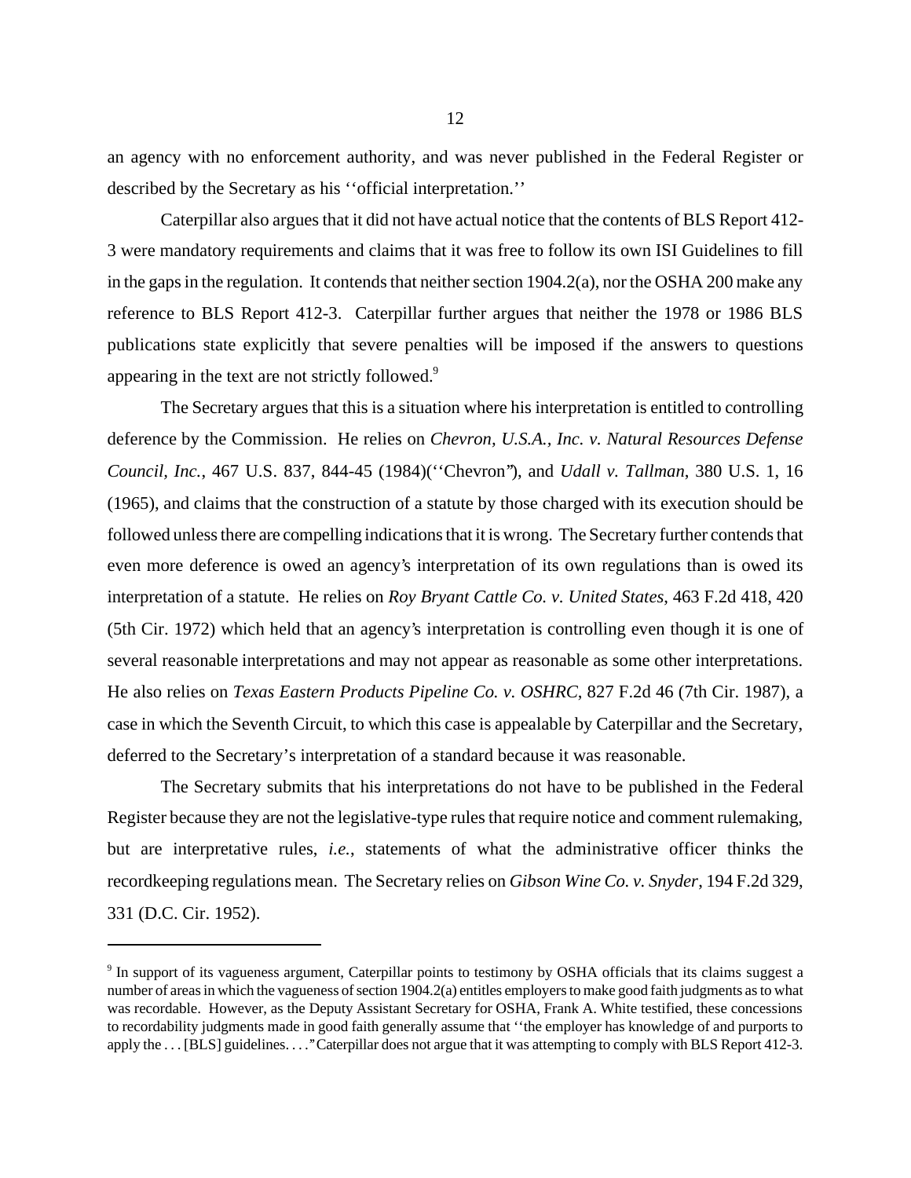an agency with no enforcement authority, and was never published in the Federal Register or described by the Secretary as his ''official interpretation.''

Caterpillar also argues that it did not have actual notice that the contents of BLS Report 412-3 were mandatory requirements and claims that it was free to follow its own ISI Guidelines to fill in the gaps in the regulation. It contends that neither section 1904.2(a), nor the OSHA 200 make any reference to BLS Report 412-3. Caterpillar further argues that neither the 1978 or 1986 BLS publications state explicitly that severe penalties will be imposed if the answers to questions appearing in the text are not strictly followed.[9]

The Secretary argues that this is a situation where his interpretation is entitled to controlling deference by the Commission. He relies on *Chevron, U.S.A., Inc. v. Natural Resources Defense Council, Inc.*, 467 U.S. 837, 844-45 (1984)(''Chevron''), and *Udall v. Tallman*, 380 U.S. 1, 16 (1965), and claims that the construction of a statute by those charged with its execution should be followed unless there are compelling indications that it is wrong. The Secretary further contends that even more deference is owed an agency's interpretation of its own regulations than is owed its interpretation of a statute. He relies on *Roy Bryant Cattle Co. v. United States*, 463 F.2d 418, 420 (5th Cir. 1972) which held that an agency's interpretation is controlling even though it is one of several reasonable interpretations and may not appear as reasonable as some other interpretations. He also relies on *Texas Eastern Products Pipeline Co. v. OSHRC*, 827 F.2d 46 (7th Cir. 1987), a case in which the Seventh Circuit, to which this case is appealable by Caterpillar and the Secretary, deferred to the Secretary's interpretation of a standard because it was reasonable.

The Secretary submits that his interpretations do not have to be published in the Federal Register because they are not the legislative-type rules that require notice and comment rulemaking, but are interpretative rules, *i.e.*, statements of what the administrative officer thinks the recordkeeping regulations mean. The Secretary relies on *Gibson Wine Co. v. Snyder*, 194 F.2d 329, 331 (D.C. Cir. 1952).

---

[9] In support of its vagueness argument, Caterpillar points to testimony by OSHA officials that its claims suggest a number of areas in which the vagueness of section 1904.2(a) entitles employers to make good faith judgments as to what was recordable. However, as the Deputy Assistant Secretary for OSHA, Frank A. White testified, these concessions to recordability judgments made in good faith generally assume that ''the employer has knowledge of and purports to apply the . . . [BLS] guidelines. . . .'' Caterpillar does not argue that it was attempting to comply with BLS Report 412-3.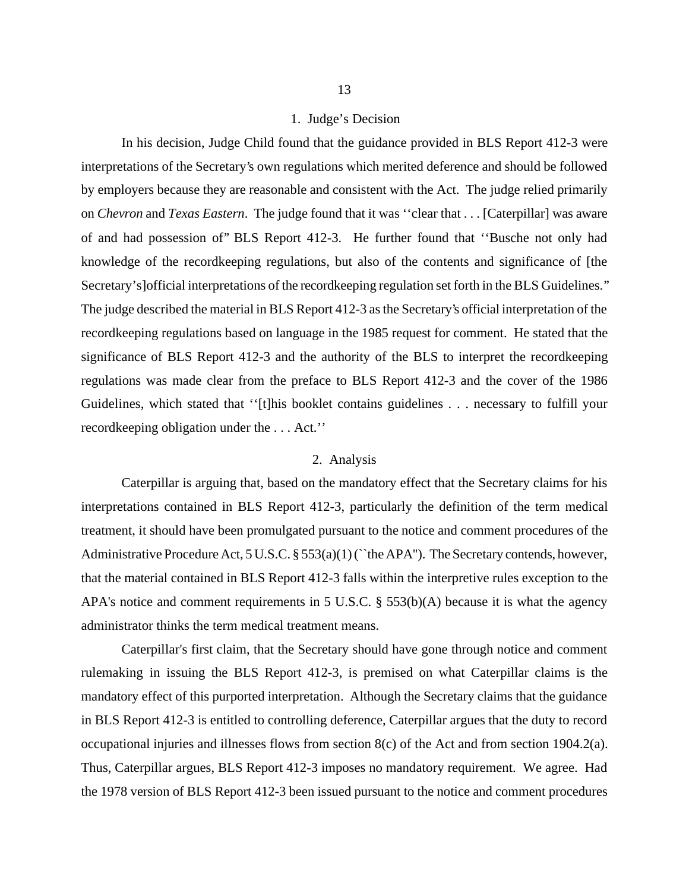### 1. Judge's Decision

In his decision, Judge Child found that the guidance provided in BLS Report 412-3 were interpretations of the Secretary's own regulations which merited deference and should be followed by employers because they are reasonable and consistent with the Act. The judge relied primarily on *Chevron* and *Texas Eastern*. The judge found that it was ''clear that . . . [Caterpillar] was aware of and had possession of" BLS Report 412-3. He further found that ''Busche not only had knowledge of the recordkeeping regulations, but also of the contents and significance of [the Secretary's]official interpretations of the recordkeeping regulation set forth in the BLS Guidelines." The judge described the material in BLS Report 412-3 as the Secretary's official interpretation of the recordkeeping regulations based on language in the 1985 request for comment. He stated that the significance of BLS Report 412-3 and the authority of the BLS to interpret the recordkeeping regulations was made clear from the preface to BLS Report 412-3 and the cover of the 1986 Guidelines, which stated that ''[t]his booklet contains guidelines . . . necessary to fulfill your recordkeeping obligation under the . . . Act.''

### 2. Analysis

Caterpillar is arguing that, based on the mandatory effect that the Secretary claims for his interpretations contained in BLS Report 412-3, particularly the definition of the term medical treatment, it should have been promulgated pursuant to the notice and comment procedures of the Administrative Procedure Act, 5 U.S.C. § 553(a)(1) (``the APA"). The Secretary contends, however, that the material contained in BLS Report 412-3 falls within the interpretive rules exception to the APA's notice and comment requirements in 5 U.S.C. § 553(b)(A) because it is what the agency administrator thinks the term medical treatment means.

Caterpillar's first claim, that the Secretary should have gone through notice and comment rulemaking in issuing the BLS Report 412-3, is premised on what Caterpillar claims is the mandatory effect of this purported interpretation. Although the Secretary claims that the guidance in BLS Report 412-3 is entitled to controlling deference, Caterpillar argues that the duty to record occupational injuries and illnesses flows from section 8(c) of the Act and from section 1904.2(a). Thus, Caterpillar argues, BLS Report 412-3 imposes no mandatory requirement. We agree. Had the 1978 version of BLS Report 412-3 been issued pursuant to the notice and comment procedures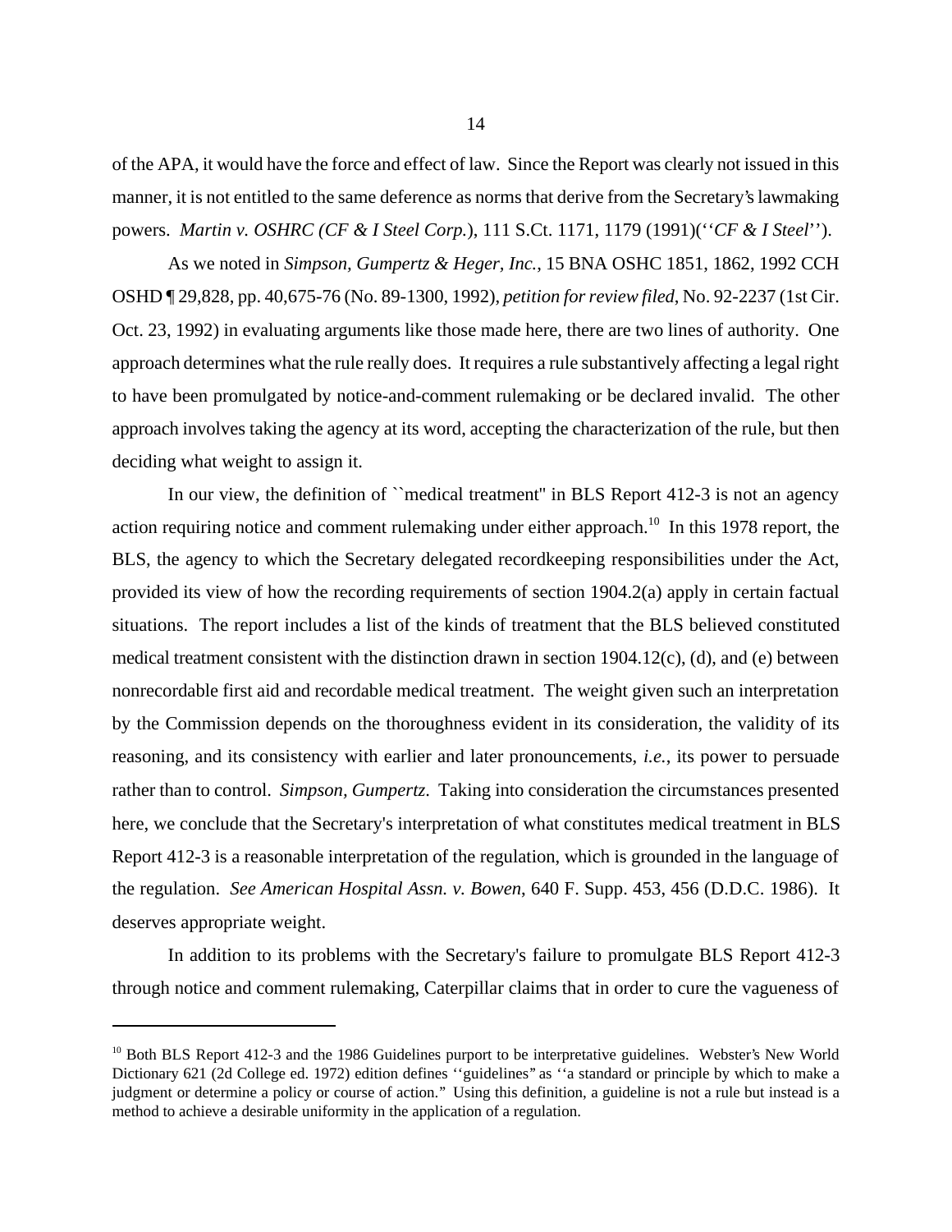of the APA, it would have the force and effect of law. Since the Report was clearly not issued in this manner, it is not entitled to the same deference as norms that derive from the Secretary's lawmaking powers. *Martin v. OSHRC (CF & I Steel Corp.*), 111 S.Ct. 1171, 1179 (1991)(''*CF & I Steel*'').

As we noted in *Simpson, Gumpertz & Heger, Inc.*, 15 BNA OSHC 1851, 1862, 1992 CCH OSHD ¶ 29,828, pp. 40,675-76 (No. 89-1300, 1992), *petition for review filed*, No. 92-2237 (1st Cir. Oct. 23, 1992) in evaluating arguments like those made here, there are two lines of authority. One approach determines what the rule really does. It requires a rule substantively affecting a legal right to have been promulgated by notice-and-comment rulemaking or be declared invalid. The other approach involves taking the agency at its word, accepting the characterization of the rule, but then deciding what weight to assign it.

In our view, the definition of ``medical treatment'' in BLS Report 412-3 is not an agency action requiring notice and comment rulemaking under either approach.[10] In this 1978 report, the BLS, the agency to which the Secretary delegated recordkeeping responsibilities under the Act, provided its view of how the recording requirements of section 1904.2(a) apply in certain factual situations. The report includes a list of the kinds of treatment that the BLS believed constituted medical treatment consistent with the distinction drawn in section 1904.12(c), (d), and (e) between nonrecordable first aid and recordable medical treatment. The weight given such an interpretation by the Commission depends on the thoroughness evident in its consideration, the validity of its reasoning, and its consistency with earlier and later pronouncements, *i.e.*, its power to persuade rather than to control. *Simpson, Gumpertz*. Taking into consideration the circumstances presented here, we conclude that the Secretary's interpretation of what constitutes medical treatment in BLS Report 412-3 is a reasonable interpretation of the regulation, which is grounded in the language of the regulation. *See American Hospital Assn. v. Bowen*, 640 F. Supp. 453, 456 (D.D.C. 1986). It deserves appropriate weight.

In addition to its problems with the Secretary's failure to promulgate BLS Report 412-3 through notice and comment rulemaking, Caterpillar claims that in order to cure the vagueness of

---

[10] Both BLS Report 412-3 and the 1986 Guidelines purport to be interpretative guidelines. Webster's New World Dictionary 621 (2d College ed. 1972) edition defines ''guidelines'' as ''a standard or principle by which to make a judgment or determine a policy or course of action.'' Using this definition, a guideline is not a rule but instead is a method to achieve a desirable uniformity in the application of a regulation.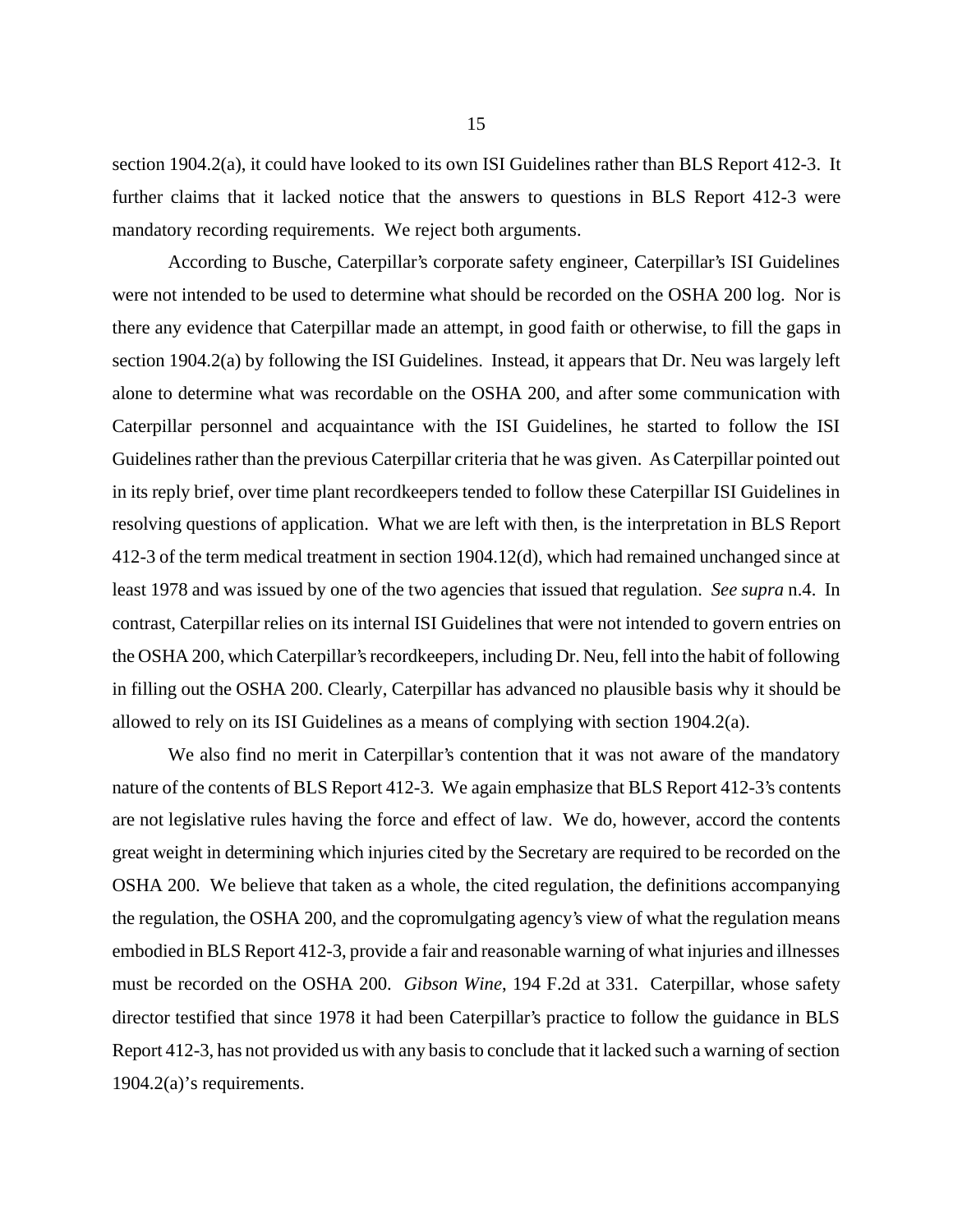section 1904.2(a), it could have looked to its own ISI Guidelines rather than BLS Report 412-3. It further claims that it lacked notice that the answers to questions in BLS Report 412-3 were mandatory recording requirements. We reject both arguments.

According to Busche, Caterpillar's corporate safety engineer, Caterpillar's ISI Guidelines were not intended to be used to determine what should be recorded on the OSHA 200 log. Nor is there any evidence that Caterpillar made an attempt, in good faith or otherwise, to fill the gaps in section 1904.2(a) by following the ISI Guidelines. Instead, it appears that Dr. Neu was largely left alone to determine what was recordable on the OSHA 200, and after some communication with Caterpillar personnel and acquaintance with the ISI Guidelines, he started to follow the ISI Guidelines rather than the previous Caterpillar criteria that he was given. As Caterpillar pointed out in its reply brief, over time plant recordkeepers tended to follow these Caterpillar ISI Guidelines in resolving questions of application. What we are left with then, is the interpretation in BLS Report 412-3 of the term medical treatment in section 1904.12(d), which had remained unchanged since at least 1978 and was issued by one of the two agencies that issued that regulation. *See supra* n.4. In contrast, Caterpillar relies on its internal ISI Guidelines that were not intended to govern entries on the OSHA 200, which Caterpillar's recordkeepers, including Dr. Neu, fell into the habit of following in filling out the OSHA 200. Clearly, Caterpillar has advanced no plausible basis why it should be allowed to rely on its ISI Guidelines as a means of complying with section 1904.2(a).

We also find no merit in Caterpillar's contention that it was not aware of the mandatory nature of the contents of BLS Report 412-3. We again emphasize that BLS Report 412-3's contents are not legislative rules having the force and effect of law. We do, however, accord the contents great weight in determining which injuries cited by the Secretary are required to be recorded on the OSHA 200. We believe that taken as a whole, the cited regulation, the definitions accompanying the regulation, the OSHA 200, and the copromulgating agency's view of what the regulation means embodied in BLS Report 412-3, provide a fair and reasonable warning of what injuries and illnesses must be recorded on the OSHA 200. *Gibson Wine*, 194 F.2d at 331. Caterpillar, whose safety director testified that since 1978 it had been Caterpillar's practice to follow the guidance in BLS Report 412-3, has not provided us with any basis to conclude that it lacked such a warning of section 1904.2(a)'s requirements.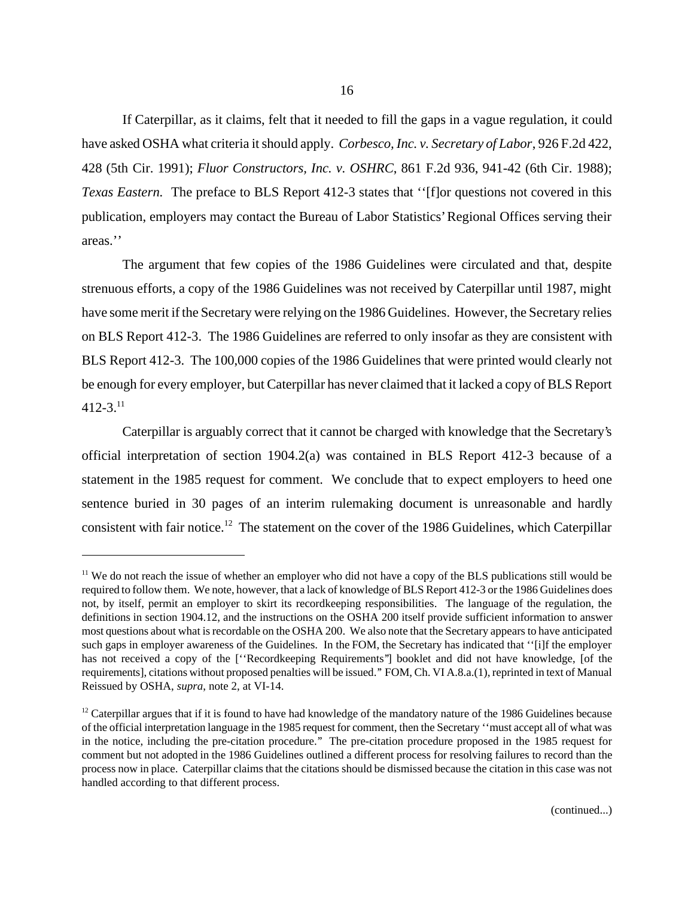If Caterpillar, as it claims, felt that it needed to fill the gaps in a vague regulation, it could have asked OSHA what criteria it should apply. *Corbesco, Inc. v. Secretary of Labor*, 926 F.2d 422, 428 (5th Cir. 1991); *Fluor Constructors, Inc. v. OSHRC*, 861 F.2d 936, 941-42 (6th Cir. 1988); *Texas Eastern.* The preface to BLS Report 412-3 states that ''[f]or questions not covered in this publication, employers may contact the Bureau of Labor Statistics' Regional Offices serving their areas.''

The argument that few copies of the 1986 Guidelines were circulated and that, despite strenuous efforts, a copy of the 1986 Guidelines was not received by Caterpillar until 1987, might have some merit if the Secretary were relying on the 1986 Guidelines. However, the Secretary relies on BLS Report 412-3. The 1986 Guidelines are referred to only insofar as they are consistent with BLS Report 412-3. The 100,000 copies of the 1986 Guidelines that were printed would clearly not be enough for every employer, but Caterpillar has never claimed that it lacked a copy of BLS Report 412-3.[11]

Caterpillar is arguably correct that it cannot be charged with knowledge that the Secretary's official interpretation of section 1904.2(a) was contained in BLS Report 412-3 because of a statement in the 1985 request for comment. We conclude that to expect employers to heed one sentence buried in 30 pages of an interim rulemaking document is unreasonable and hardly consistent with fair notice.[12] The statement on the cover of the 1986 Guidelines, which Caterpillar

---

[11] We do not reach the issue of whether an employer who did not have a copy of the BLS publications still would be required to follow them. We note, however, that a lack of knowledge of BLS Report 412-3 or the 1986 Guidelines does not, by itself, permit an employer to skirt its recordkeeping responsibilities. The language of the regulation, the definitions in section 1904.12, and the instructions on the OSHA 200 itself provide sufficient information to answer most questions about what is recordable on the OSHA 200. We also note that the Secretary appears to have anticipated such gaps in employer awareness of the Guidelines. In the FOM, the Secretary has indicated that ''[i]f the employer has not received a copy of the [''Recordkeeping Requirements''] booklet and did not have knowledge, [of the requirements], citations without proposed penalties will be issued.'' FOM, Ch. VI A.8.a.(1), reprinted in text of Manual Reissued by OSHA, *supra*, note 2, at VI-14.

[12] Caterpillar argues that if it is found to have had knowledge of the mandatory nature of the 1986 Guidelines because of the official interpretation language in the 1985 request for comment, then the Secretary ''must accept all of what was in the notice, including the pre-citation procedure.'' The pre-citation procedure proposed in the 1985 request for comment but not adopted in the 1986 Guidelines outlined a different process for resolving failures to record than the process now in place. Caterpillar claims that the citations should be dismissed because the citation in this case was not handled according to that different process.

(continued...)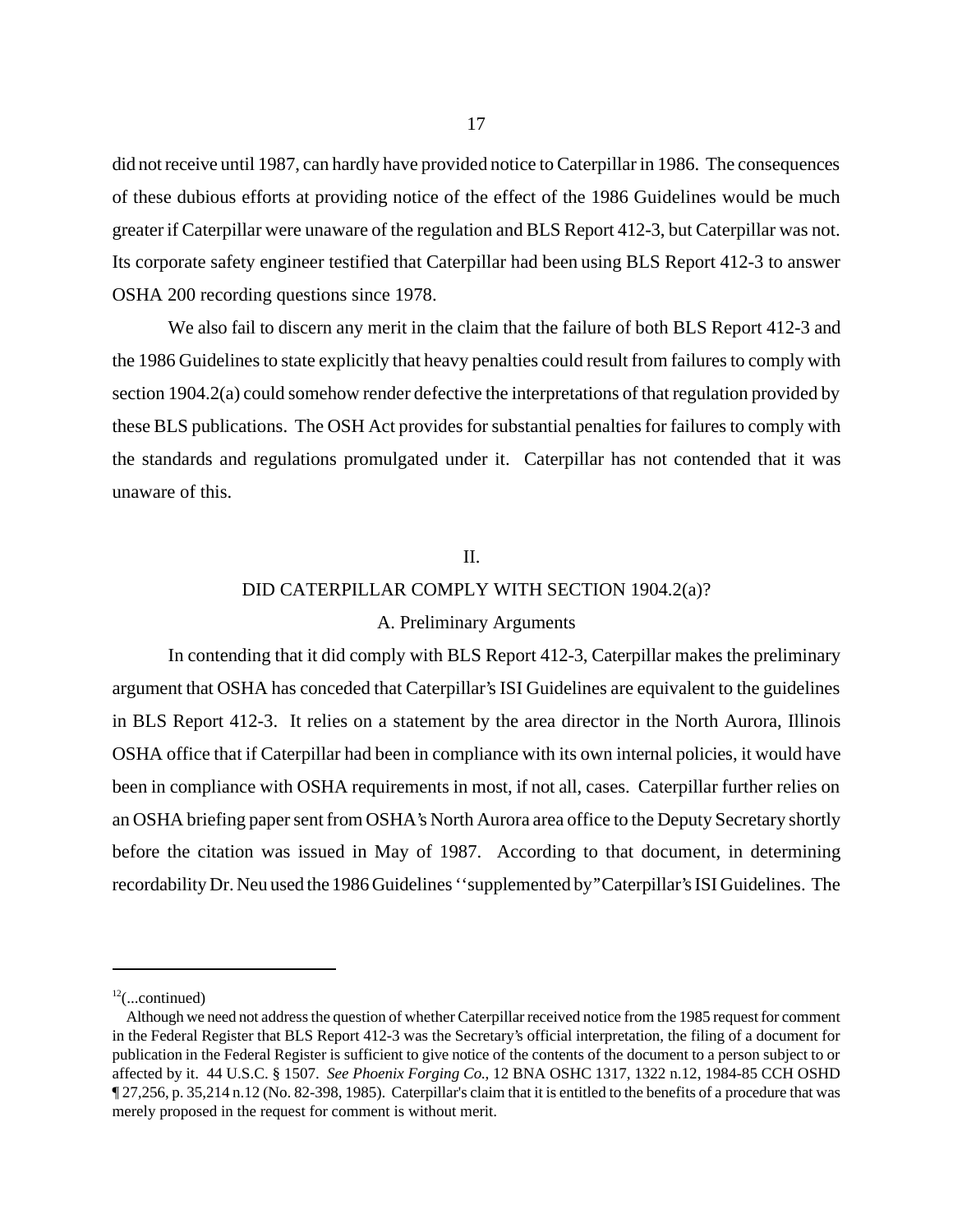did not receive until 1987, can hardly have provided notice to Caterpillar in 1986. The consequences of these dubious efforts at providing notice of the effect of the 1986 Guidelines would be much greater if Caterpillar were unaware of the regulation and BLS Report 412-3, but Caterpillar was not. Its corporate safety engineer testified that Caterpillar had been using BLS Report 412-3 to answer OSHA 200 recording questions since 1978.

We also fail to discern any merit in the claim that the failure of both BLS Report 412-3 and the 1986 Guidelines to state explicitly that heavy penalties could result from failures to comply with section 1904.2(a) could somehow render defective the interpretations of that regulation provided by these BLS publications. The OSH Act provides for substantial penalties for failures to comply with the standards and regulations promulgated under it. Caterpillar has not contended that it was unaware of this.

## II.

## DID CATERPILLAR COMPLY WITH SECTION 1904.2(a)?

### A. Preliminary Arguments

In contending that it did comply with BLS Report 412-3, Caterpillar makes the preliminary argument that OSHA has conceded that Caterpillar's ISI Guidelines are equivalent to the guidelines in BLS Report 412-3. It relies on a statement by the area director in the North Aurora, Illinois OSHA office that if Caterpillar had been in compliance with its own internal policies, it would have been in compliance with OSHA requirements in most, if not all, cases. Caterpillar further relies on an OSHA briefing paper sent from OSHA's North Aurora area office to the Deputy Secretary shortly before the citation was issued in May of 1987. According to that document, in determining recordability Dr. Neu used the 1986 Guidelines ''supplemented by" Caterpillar's ISI Guidelines. The

---

[12](...continued)

Although we need not address the question of whether Caterpillar received notice from the 1985 request for comment in the Federal Register that BLS Report 412-3 was the Secretary's official interpretation, the filing of a document for publication in the Federal Register is sufficient to give notice of the contents of the document to a person subject to or affected by it. 44 U.S.C. § 1507. *See Phoenix Forging Co.*, 12 BNA OSHC 1317, 1322 n.12, 1984-85 CCH OSHD ¶ 27,256, p. 35,214 n.12 (No. 82-398, 1985). Caterpillar's claim that it is entitled to the benefits of a procedure that was merely proposed in the request for comment is without merit.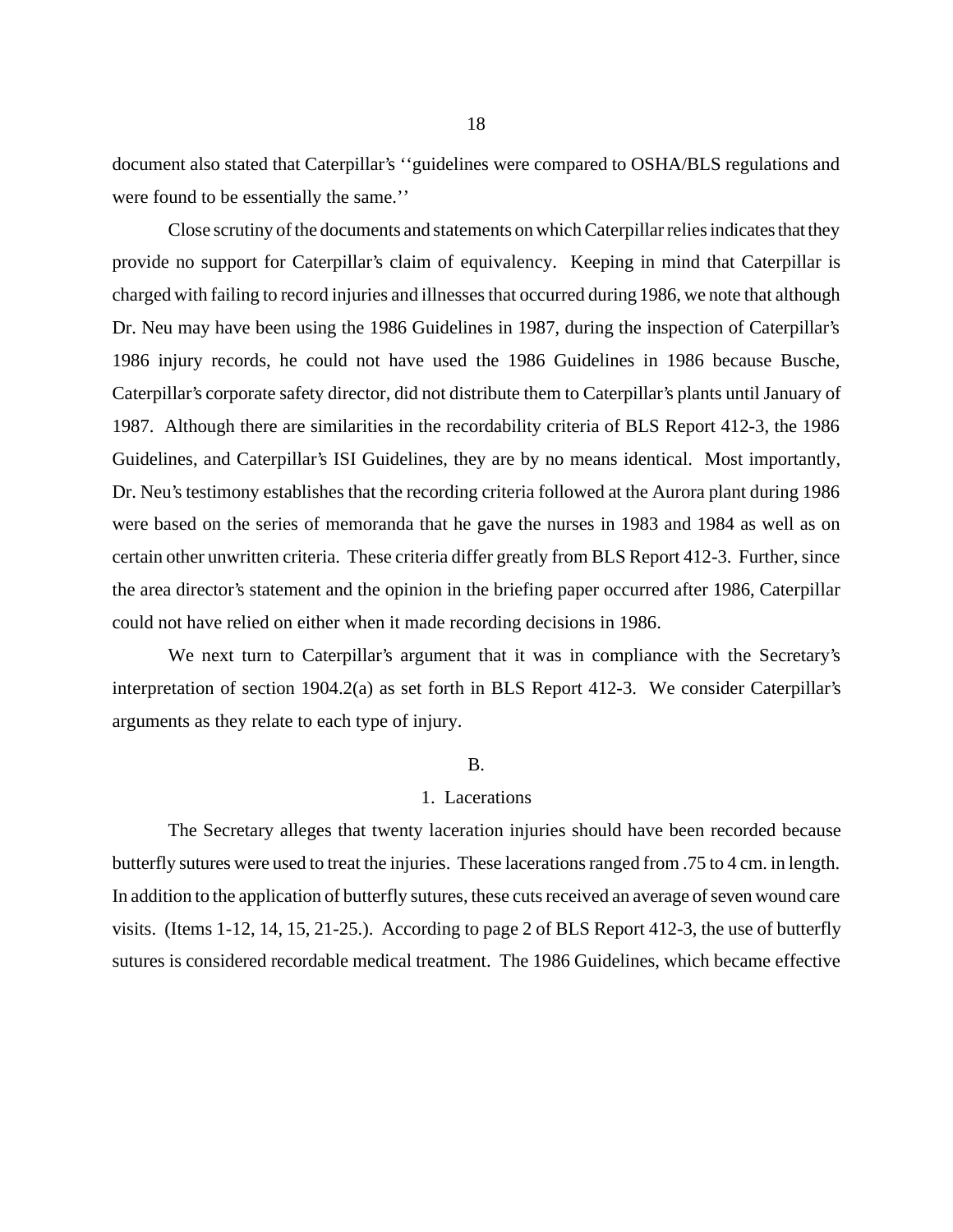document also stated that Caterpillar's ''guidelines were compared to OSHA/BLS regulations and were found to be essentially the same.''

Close scrutiny of the documents and statements on which Caterpillar relies indicates that they provide no support for Caterpillar's claim of equivalency. Keeping in mind that Caterpillar is charged with failing to record injuries and illnesses that occurred during 1986, we note that although Dr. Neu may have been using the 1986 Guidelines in 1987, during the inspection of Caterpillar's 1986 injury records, he could not have used the 1986 Guidelines in 1986 because Busche, Caterpillar's corporate safety director, did not distribute them to Caterpillar's plants until January of 1987. Although there are similarities in the recordability criteria of BLS Report 412-3, the 1986 Guidelines, and Caterpillar's ISI Guidelines, they are by no means identical. Most importantly, Dr. Neu's testimony establishes that the recording criteria followed at the Aurora plant during 1986 were based on the series of memoranda that he gave the nurses in 1983 and 1984 as well as on certain other unwritten criteria. These criteria differ greatly from BLS Report 412-3. Further, since the area director's statement and the opinion in the briefing paper occurred after 1986, Caterpillar could not have relied on either when it made recording decisions in 1986.

We next turn to Caterpillar's argument that it was in compliance with the Secretary's interpretation of section 1904.2(a) as set forth in BLS Report 412-3. We consider Caterpillar's arguments as they relate to each type of injury.

## B.

### 1. Lacerations

The Secretary alleges that twenty laceration injuries should have been recorded because butterfly sutures were used to treat the injuries. These lacerations ranged from .75 to 4 cm. in length. In addition to the application of butterfly sutures, these cuts received an average of seven wound care visits. (Items 1-12, 14, 15, 21-25.). According to page 2 of BLS Report 412-3, the use of butterfly sutures is considered recordable medical treatment. The 1986 Guidelines, which became effective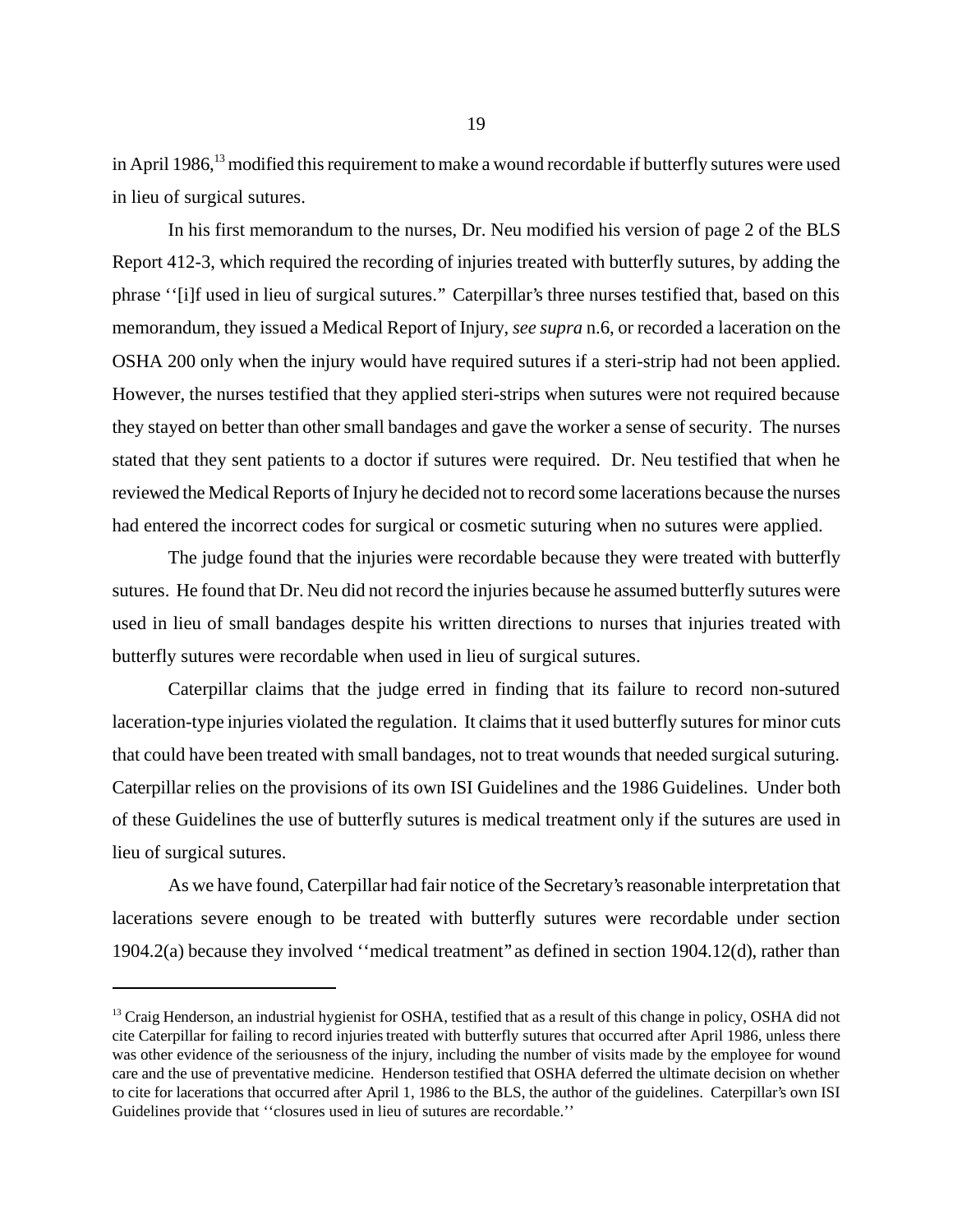in April 1986,[13] modified this requirement to make a wound recordable if butterfly sutures were used in lieu of surgical sutures.

In his first memorandum to the nurses, Dr. Neu modified his version of page 2 of the BLS Report 412-3, which required the recording of injuries treated with butterfly sutures, by adding the phrase ''[i]f used in lieu of surgical sutures." Caterpillar's three nurses testified that, based on this memorandum, they issued a Medical Report of Injury, *see supra* n.6, or recorded a laceration on the OSHA 200 only when the injury would have required sutures if a steri-strip had not been applied. However, the nurses testified that they applied steri-strips when sutures were not required because they stayed on better than other small bandages and gave the worker a sense of security. The nurses stated that they sent patients to a doctor if sutures were required. Dr. Neu testified that when he reviewed the Medical Reports of Injury he decided not to record some lacerations because the nurses had entered the incorrect codes for surgical or cosmetic suturing when no sutures were applied.

The judge found that the injuries were recordable because they were treated with butterfly sutures. He found that Dr. Neu did not record the injuries because he assumed butterfly sutures were used in lieu of small bandages despite his written directions to nurses that injuries treated with butterfly sutures were recordable when used in lieu of surgical sutures.

Caterpillar claims that the judge erred in finding that its failure to record non-sutured laceration-type injuries violated the regulation. It claims that it used butterfly sutures for minor cuts that could have been treated with small bandages, not to treat wounds that needed surgical suturing. Caterpillar relies on the provisions of its own ISI Guidelines and the 1986 Guidelines. Under both of these Guidelines the use of butterfly sutures is medical treatment only if the sutures are used in lieu of surgical sutures.

As we have found, Caterpillar had fair notice of the Secretary's reasonable interpretation that lacerations severe enough to be treated with butterfly sutures were recordable under section 1904.2(a) because they involved ''medical treatment" as defined in section 1904.12(d), rather than

---

[13] Craig Henderson, an industrial hygienist for OSHA, testified that as a result of this change in policy, OSHA did not cite Caterpillar for failing to record injuries treated with butterfly sutures that occurred after April 1986, unless there was other evidence of the seriousness of the injury, including the number of visits made by the employee for wound care and the use of preventative medicine. Henderson testified that OSHA deferred the ultimate decision on whether to cite for lacerations that occurred after April 1, 1986 to the BLS, the author of the guidelines. Caterpillar's own ISI Guidelines provide that ''closures used in lieu of sutures are recordable.''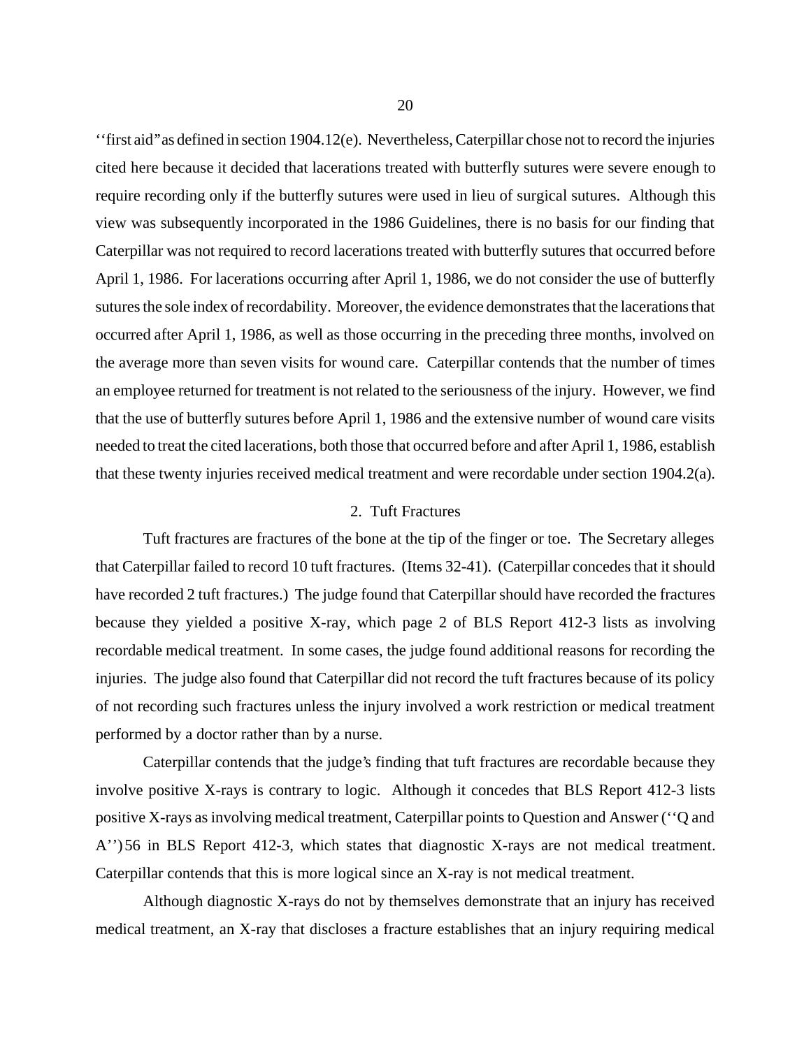''first aid" as defined in section 1904.12(e). Nevertheless, Caterpillar chose not to record the injuries cited here because it decided that lacerations treated with butterfly sutures were severe enough to require recording only if the butterfly sutures were used in lieu of surgical sutures. Although this view was subsequently incorporated in the 1986 Guidelines, there is no basis for our finding that Caterpillar was not required to record lacerations treated with butterfly sutures that occurred before April 1, 1986. For lacerations occurring after April 1, 1986, we do not consider the use of butterfly sutures the sole index of recordability. Moreover, the evidence demonstrates that the lacerations that occurred after April 1, 1986, as well as those occurring in the preceding three months, involved on the average more than seven visits for wound care. Caterpillar contends that the number of times an employee returned for treatment is not related to the seriousness of the injury. However, we find that the use of butterfly sutures before April 1, 1986 and the extensive number of wound care visits needed to treat the cited lacerations, both those that occurred before and after April 1, 1986, establish that these twenty injuries received medical treatment and were recordable under section 1904.2(a).

### 2. Tuft Fractures

Tuft fractures are fractures of the bone at the tip of the finger or toe. The Secretary alleges that Caterpillar failed to record 10 tuft fractures. (Items 32-41). (Caterpillar concedes that it should have recorded 2 tuft fractures.) The judge found that Caterpillar should have recorded the fractures because they yielded a positive X-ray, which page 2 of BLS Report 412-3 lists as involving recordable medical treatment. In some cases, the judge found additional reasons for recording the injuries. The judge also found that Caterpillar did not record the tuft fractures because of its policy of not recording such fractures unless the injury involved a work restriction or medical treatment performed by a doctor rather than by a nurse.

Caterpillar contends that the judge's finding that tuft fractures are recordable because they involve positive X-rays is contrary to logic. Although it concedes that BLS Report 412-3 lists positive X-rays as involving medical treatment, Caterpillar points to Question and Answer (''Q and A'') 56 in BLS Report 412-3, which states that diagnostic X-rays are not medical treatment. Caterpillar contends that this is more logical since an X-ray is not medical treatment.

Although diagnostic X-rays do not by themselves demonstrate that an injury has received medical treatment, an X-ray that discloses a fracture establishes that an injury requiring medical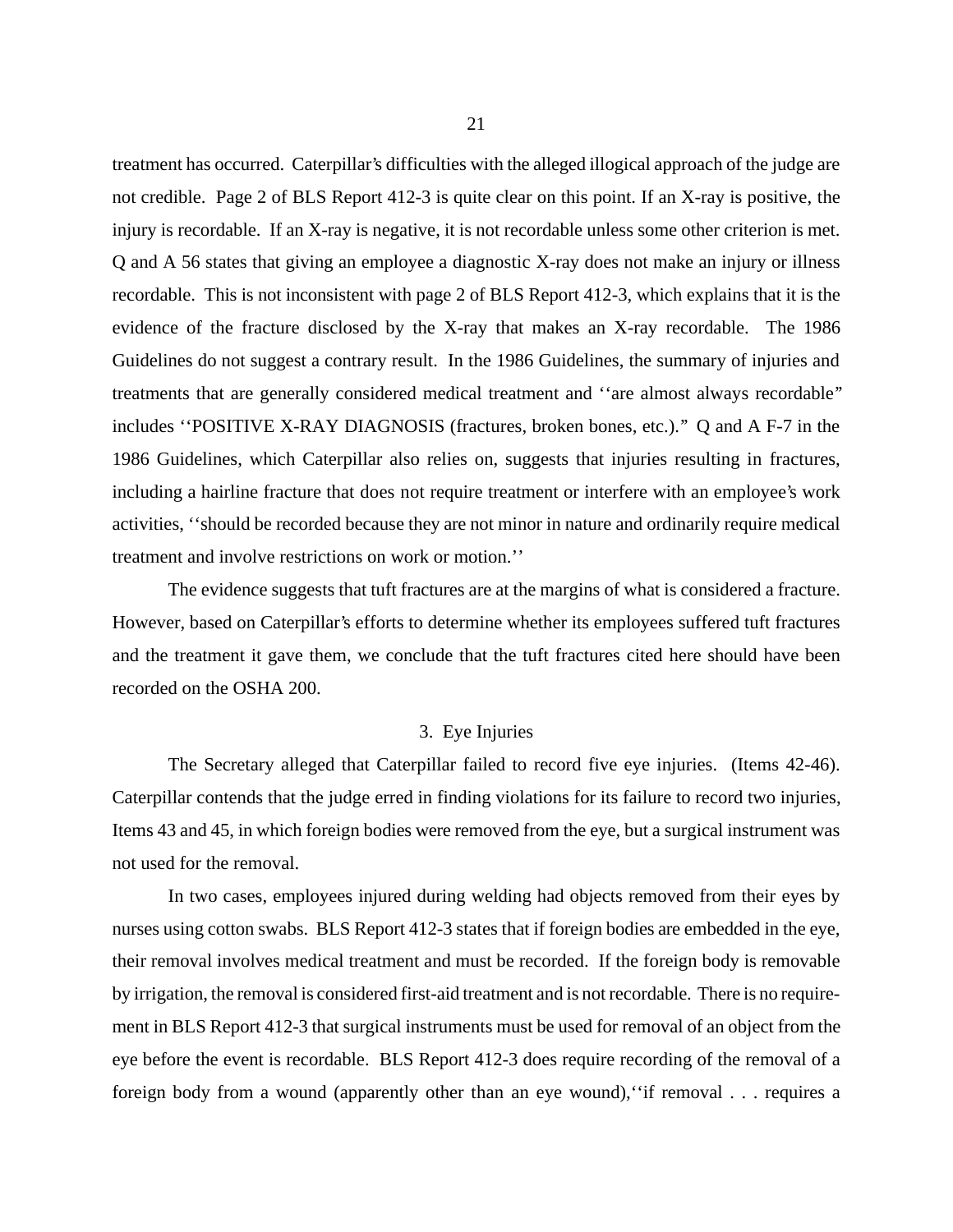treatment has occurred. Caterpillar's difficulties with the alleged illogical approach of the judge are not credible. Page 2 of BLS Report 412-3 is quite clear on this point. If an X-ray is positive, the injury is recordable. If an X-ray is negative, it is not recordable unless some other criterion is met. Q and A 56 states that giving an employee a diagnostic X-ray does not make an injury or illness recordable. This is not inconsistent with page 2 of BLS Report 412-3, which explains that it is the evidence of the fracture disclosed by the X-ray that makes an X-ray recordable. The 1986 Guidelines do not suggest a contrary result. In the 1986 Guidelines, the summary of injuries and treatments that are generally considered medical treatment and ''are almost always recordable" includes ''POSITIVE X-RAY DIAGNOSIS (fractures, broken bones, etc.)." Q and A F-7 in the 1986 Guidelines, which Caterpillar also relies on, suggests that injuries resulting in fractures, including a hairline fracture that does not require treatment or interfere with an employee's work activities, ''should be recorded because they are not minor in nature and ordinarily require medical treatment and involve restrictions on work or motion.''

The evidence suggests that tuft fractures are at the margins of what is considered a fracture. However, based on Caterpillar's efforts to determine whether its employees suffered tuft fractures and the treatment it gave them, we conclude that the tuft fractures cited here should have been recorded on the OSHA 200.

### 3. Eye Injuries

The Secretary alleged that Caterpillar failed to record five eye injuries. (Items 42-46). Caterpillar contends that the judge erred in finding violations for its failure to record two injuries, Items 43 and 45, in which foreign bodies were removed from the eye, but a surgical instrument was not used for the removal.

In two cases, employees injured during welding had objects removed from their eyes by nurses using cotton swabs. BLS Report 412-3 states that if foreign bodies are embedded in the eye, their removal involves medical treatment and must be recorded. If the foreign body is removable by irrigation, the removal is considered first-aid treatment and is not recordable. There is no requirement in BLS Report 412-3 that surgical instruments must be used for removal of an object from the eye before the event is recordable. BLS Report 412-3 does require recording of the removal of a foreign body from a wound (apparently other than an eye wound),''if removal . . . requires a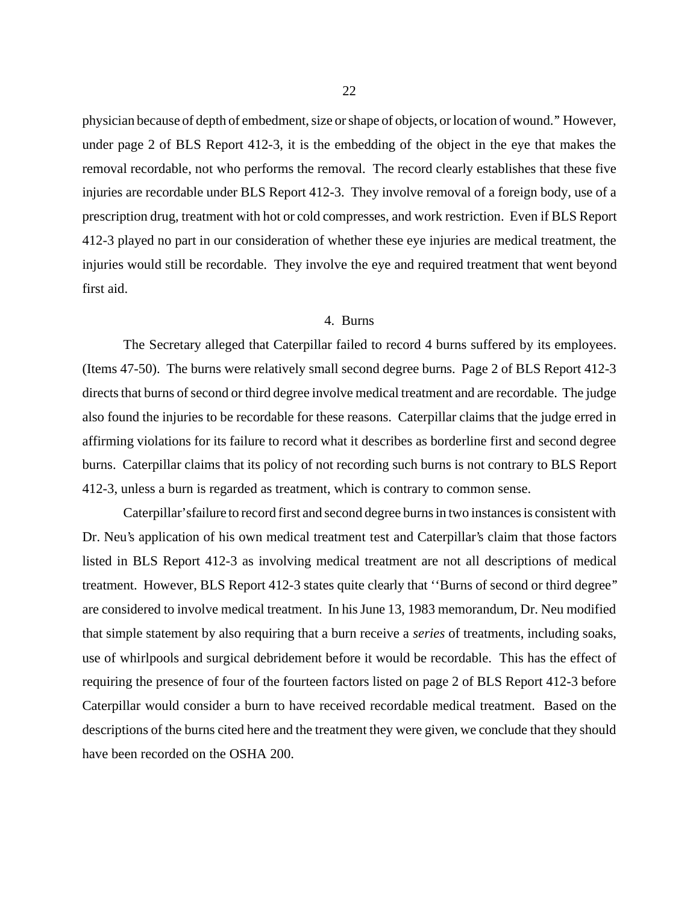physician because of depth of embedment, size or shape of objects, or location of wound." However, under page 2 of BLS Report 412-3, it is the embedding of the object in the eye that makes the removal recordable, not who performs the removal. The record clearly establishes that these five injuries are recordable under BLS Report 412-3. They involve removal of a foreign body, use of a prescription drug, treatment with hot or cold compresses, and work restriction. Even if BLS Report 412-3 played no part in our consideration of whether these eye injuries are medical treatment, the injuries would still be recordable. They involve the eye and required treatment that went beyond first aid.

### 4. Burns

The Secretary alleged that Caterpillar failed to record 4 burns suffered by its employees. (Items 47-50). The burns were relatively small second degree burns. Page 2 of BLS Report 412-3 directs that burns of second or third degree involve medical treatment and are recordable. The judge also found the injuries to be recordable for these reasons. Caterpillar claims that the judge erred in affirming violations for its failure to record what it describes as borderline first and second degree burns. Caterpillar claims that its policy of not recording such burns is not contrary to BLS Report 412-3, unless a burn is regarded as treatment, which is contrary to common sense.

Caterpillar's failure to record first and second degree burns in two instances is consistent with Dr. Neu's application of his own medical treatment test and Caterpillar's claim that those factors listed in BLS Report 412-3 as involving medical treatment are not all descriptions of medical treatment. However, BLS Report 412-3 states quite clearly that ''Burns of second or third degree" are considered to involve medical treatment. In his June 13, 1983 memorandum, Dr. Neu modified that simple statement by also requiring that a burn receive a *series* of treatments, including soaks, use of whirlpools and surgical debridement before it would be recordable. This has the effect of requiring the presence of four of the fourteen factors listed on page 2 of BLS Report 412-3 before Caterpillar would consider a burn to have received recordable medical treatment. Based on the descriptions of the burns cited here and the treatment they were given, we conclude that they should have been recorded on the OSHA 200.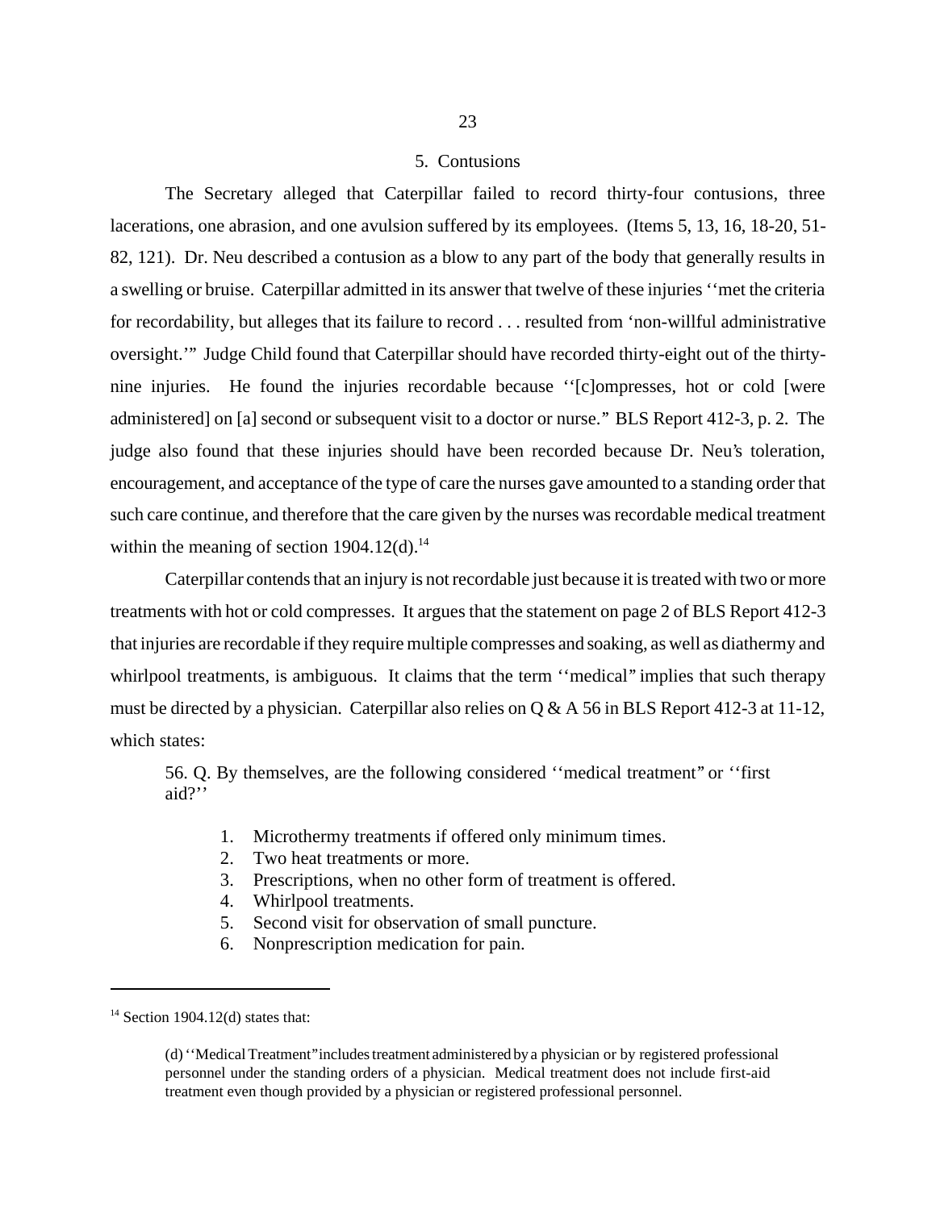### 5. Contusions

The Secretary alleged that Caterpillar failed to record thirty-four contusions, three lacerations, one abrasion, and one avulsion suffered by its employees. (Items 5, 13, 16, 18-20, 51-82, 121). Dr. Neu described a contusion as a blow to any part of the body that generally results in a swelling or bruise. Caterpillar admitted in its answer that twelve of these injuries ''met the criteria for recordability, but alleges that its failure to record . . . resulted from 'non-willful administrative oversight.'" Judge Child found that Caterpillar should have recorded thirty-eight out of the thirty-nine injuries. He found the injuries recordable because ''[c]ompresses, hot or cold [were administered] on [a] second or subsequent visit to a doctor or nurse." BLS Report 412-3, p. 2. The judge also found that these injuries should have been recorded because Dr. Neu's toleration, encouragement, and acceptance of the type of care the nurses gave amounted to a standing order that such care continue, and therefore that the care given by the nurses was recordable medical treatment within the meaning of section 1904.12(d).[14]

Caterpillar contends that an injury is not recordable just because it is treated with two or more treatments with hot or cold compresses. It argues that the statement on page 2 of BLS Report 412-3 that injuries are recordable if they require multiple compresses and soaking, as well as diathermy and whirlpool treatments, is ambiguous. It claims that the term ''medical" implies that such therapy must be directed by a physician. Caterpillar also relies on Q & A 56 in BLS Report 412-3 at 11-12, which states:

> 56. Q. By themselves, are the following considered ''medical treatment" or ''first aid?''
>
> 1. Microthermy treatments if offered only minimum times.
> 2. Two heat treatments or more.
> 3. Prescriptions, when no other form of treatment is offered.
> 4. Whirlpool treatments.
> 5. Second visit for observation of small puncture.
> 6. Nonprescription medication for pain.

---

[14] Section 1904.12(d) states that:

> (d) ''Medical Treatment" includes treatment administered by a physician or by registered professional personnel under the standing orders of a physician. Medical treatment does not include first-aid treatment even though provided by a physician or registered professional personnel.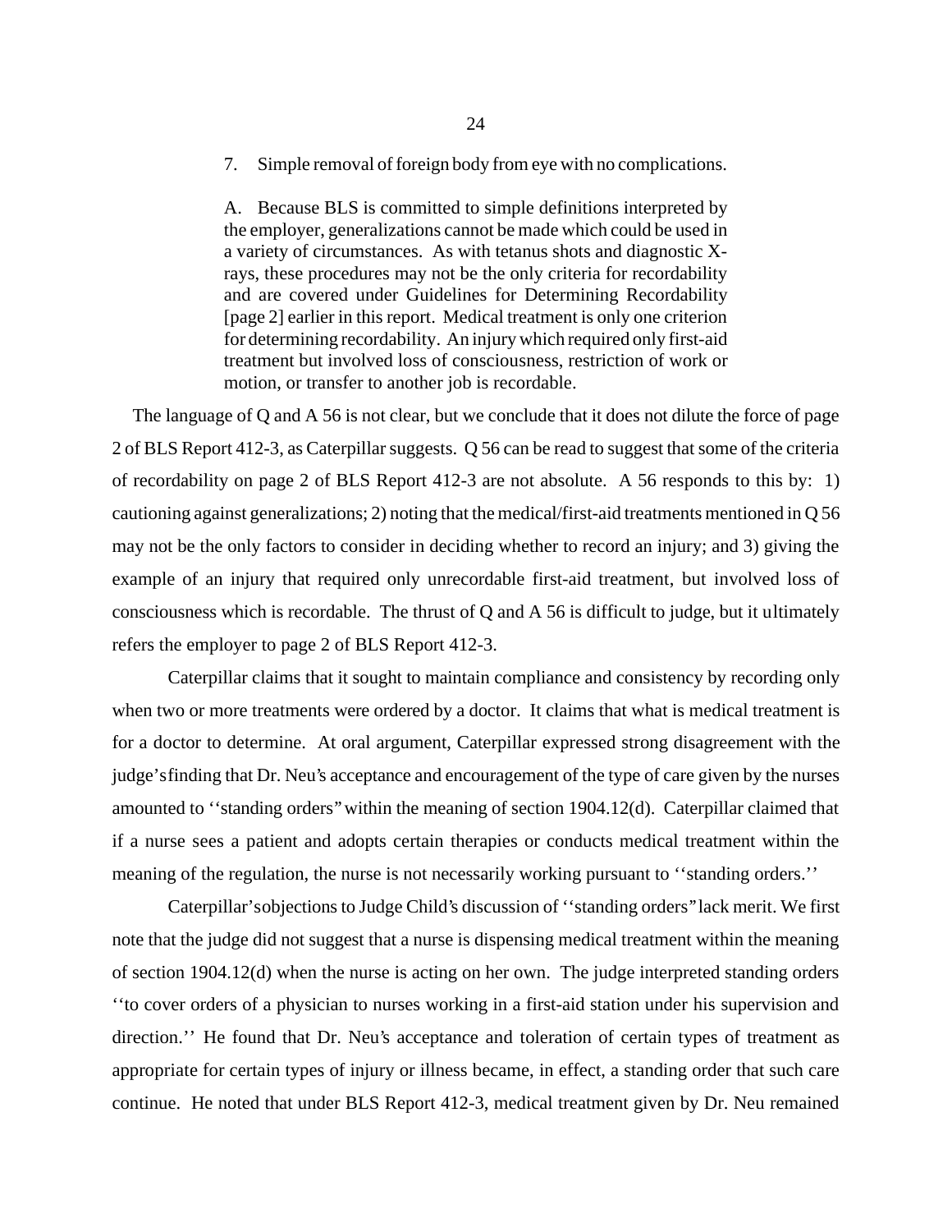> 7. Simple removal of foreign body from eye with no complications.
>
> A. Because BLS is committed to simple definitions interpreted by the employer, generalizations cannot be made which could be used in a variety of circumstances. As with tetanus shots and diagnostic X-rays, these procedures may not be the only criteria for recordability and are covered under Guidelines for Determining Recordability [page 2] earlier in this report. Medical treatment is only one criterion for determining recordability. An injury which required only first-aid treatment but involved loss of consciousness, restriction of work or motion, or transfer to another job is recordable.

The language of Q and A 56 is not clear, but we conclude that it does not dilute the force of page 2 of BLS Report 412-3, as Caterpillar suggests. Q 56 can be read to suggest that some of the criteria of recordability on page 2 of BLS Report 412-3 are not absolute. A 56 responds to this by: 1) cautioning against generalizations; 2) noting that the medical/first-aid treatments mentioned in Q 56 may not be the only factors to consider in deciding whether to record an injury; and 3) giving the example of an injury that required only unrecordable first-aid treatment, but involved loss of consciousness which is recordable. The thrust of Q and A 56 is difficult to judge, but it ultimately refers the employer to page 2 of BLS Report 412-3.

Caterpillar claims that it sought to maintain compliance and consistency by recording only when two or more treatments were ordered by a doctor. It claims that what is medical treatment is for a doctor to determine. At oral argument, Caterpillar expressed strong disagreement with the judge's finding that Dr. Neu's acceptance and encouragement of the type of care given by the nurses amounted to ''standing orders'' within the meaning of section 1904.12(d). Caterpillar claimed that if a nurse sees a patient and adopts certain therapies or conducts medical treatment within the meaning of the regulation, the nurse is not necessarily working pursuant to ''standing orders.''

Caterpillar's objections to Judge Child's discussion of ''standing orders'' lack merit. We first note that the judge did not suggest that a nurse is dispensing medical treatment within the meaning of section 1904.12(d) when the nurse is acting on her own. The judge interpreted standing orders ''to cover orders of a physician to nurses working in a first-aid station under his supervision and direction.'' He found that Dr. Neu's acceptance and toleration of certain types of treatment as appropriate for certain types of injury or illness became, in effect, a standing order that such care continue. He noted that under BLS Report 412-3, medical treatment given by Dr. Neu remained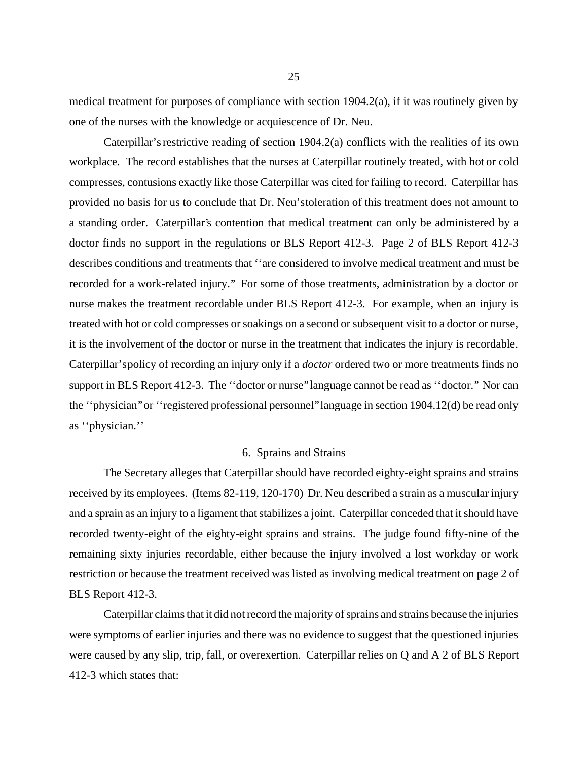medical treatment for purposes of compliance with section 1904.2(a), if it was routinely given by one of the nurses with the knowledge or acquiescence of Dr. Neu.

Caterpillar's restrictive reading of section 1904.2(a) conflicts with the realities of its own workplace. The record establishes that the nurses at Caterpillar routinely treated, with hot or cold compresses, contusions exactly like those Caterpillar was cited for failing to record. Caterpillar has provided no basis for us to conclude that Dr. Neu's toleration of this treatment does not amount to a standing order. Caterpillar's contention that medical treatment can only be administered by a doctor finds no support in the regulations or BLS Report 412-3. Page 2 of BLS Report 412-3 describes conditions and treatments that ''are considered to involve medical treatment and must be recorded for a work-related injury.'' For some of those treatments, administration by a doctor or nurse makes the treatment recordable under BLS Report 412-3. For example, when an injury is treated with hot or cold compresses or soakings on a second or subsequent visit to a doctor or nurse, it is the involvement of the doctor or nurse in the treatment that indicates the injury is recordable. Caterpillar's policy of recording an injury only if a *doctor* ordered two or more treatments finds no support in BLS Report 412-3. The ''doctor or nurse'' language cannot be read as ''doctor.'' Nor can the ''physician'' or ''registered professional personnel'' language in section 1904.12(d) be read only as ''physician.''

### 6. Sprains and Strains

The Secretary alleges that Caterpillar should have recorded eighty-eight sprains and strains received by its employees. (Items 82-119, 120-170) Dr. Neu described a strain as a muscular injury and a sprain as an injury to a ligament that stabilizes a joint. Caterpillar conceded that it should have recorded twenty-eight of the eighty-eight sprains and strains. The judge found fifty-nine of the remaining sixty injuries recordable, either because the injury involved a lost workday or work restriction or because the treatment received was listed as involving medical treatment on page 2 of BLS Report 412-3.

Caterpillar claims that it did not record the majority of sprains and strains because the injuries were symptoms of earlier injuries and there was no evidence to suggest that the questioned injuries were caused by any slip, trip, fall, or overexertion. Caterpillar relies on Q and A 2 of BLS Report 412-3 which states that: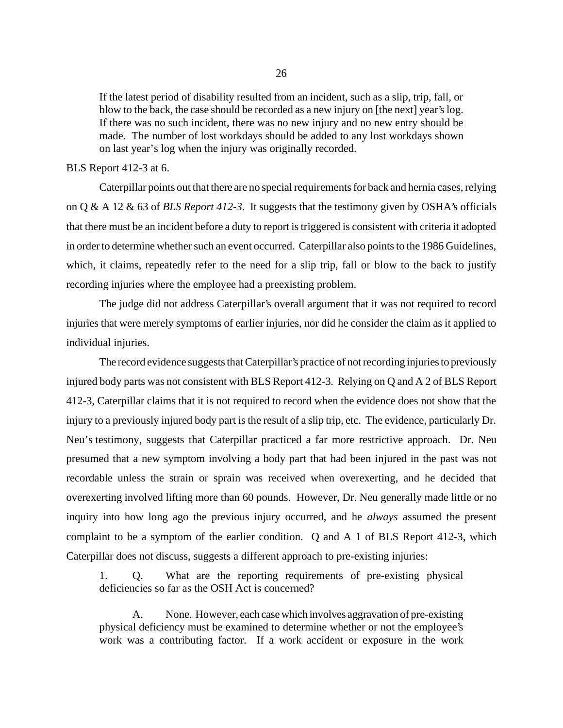> If the latest period of disability resulted from an incident, such as a slip, trip, fall, or blow to the back, the case should be recorded as a new injury on [the next] year's log. If there was no such incident, there was no new injury and no new entry should be made. The number of lost workdays should be added to any lost workdays shown on last year's log when the injury was originally recorded.

BLS Report 412-3 at 6.

Caterpillar points out that there are no special requirements for back and hernia cases, relying on Q & A 12 & 63 of *BLS Report 412-3*. It suggests that the testimony given by OSHA's officials that there must be an incident before a duty to report is triggered is consistent with criteria it adopted in order to determine whether such an event occurred. Caterpillar also points to the 1986 Guidelines, which, it claims, repeatedly refer to the need for a slip trip, fall or blow to the back to justify recording injuries where the employee had a preexisting problem.

The judge did not address Caterpillar's overall argument that it was not required to record injuries that were merely symptoms of earlier injuries, nor did he consider the claim as it applied to individual injuries.

The record evidence suggests that Caterpillar's practice of not recording injuries to previously injured body parts was not consistent with BLS Report 412-3. Relying on Q and A 2 of BLS Report 412-3, Caterpillar claims that it is not required to record when the evidence does not show that the injury to a previously injured body part is the result of a slip trip, etc. The evidence, particularly Dr. Neu's testimony, suggests that Caterpillar practiced a far more restrictive approach. Dr. Neu presumed that a new symptom involving a body part that had been injured in the past was not recordable unless the strain or sprain was received when overexerting, and he decided that overexerting involved lifting more than 60 pounds. However, Dr. Neu generally made little or no inquiry into how long ago the previous injury occurred, and he *always* assumed the present complaint to be a symptom of the earlier condition. Q and A 1 of BLS Report 412-3, which Caterpillar does not discuss, suggests a different approach to pre-existing injuries:

> 1. Q. What are the reporting requirements of pre-existing physical deficiencies so far as the OSH Act is concerned?
>
> A. None. However, each case which involves aggravation of pre-existing physical deficiency must be examined to determine whether or not the employee's work was a contributing factor. If a work accident or exposure in the work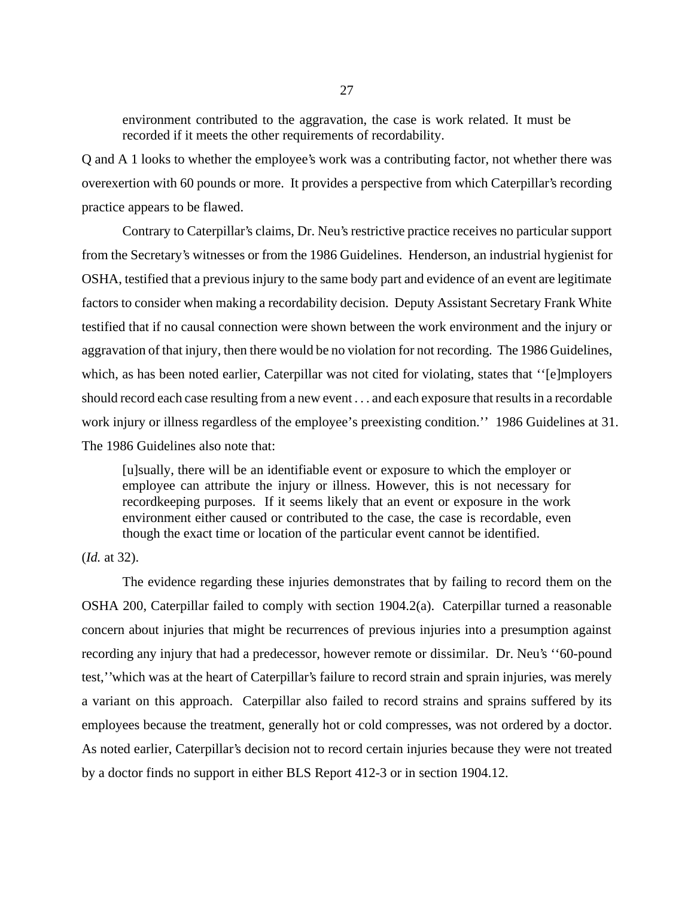> environment contributed to the aggravation, the case is work related. It must be recorded if it meets the other requirements of recordability.

Q and A 1 looks to whether the employee's work was a contributing factor, not whether there was overexertion with 60 pounds or more. It provides a perspective from which Caterpillar's recording practice appears to be flawed.

Contrary to Caterpillar's claims, Dr. Neu's restrictive practice receives no particular support from the Secretary's witnesses or from the 1986 Guidelines. Henderson, an industrial hygienist for OSHA, testified that a previous injury to the same body part and evidence of an event are legitimate factors to consider when making a recordability decision. Deputy Assistant Secretary Frank White testified that if no causal connection were shown between the work environment and the injury or aggravation of that injury, then there would be no violation for not recording. The 1986 Guidelines, which, as has been noted earlier, Caterpillar was not cited for violating, states that ''[e]mployers should record each case resulting from a new event . . . and each exposure that results in a recordable work injury or illness regardless of the employee's preexisting condition.'' 1986 Guidelines at 31. The 1986 Guidelines also note that:

> [u]sually, there will be an identifiable event or exposure to which the employer or employee can attribute the injury or illness. However, this is not necessary for recordkeeping purposes. If it seems likely that an event or exposure in the work environment either caused or contributed to the case, the case is recordable, even though the exact time or location of the particular event cannot be identified.

(*Id.* at 32).

The evidence regarding these injuries demonstrates that by failing to record them on the OSHA 200, Caterpillar failed to comply with section 1904.2(a). Caterpillar turned a reasonable concern about injuries that might be recurrences of previous injuries into a presumption against recording any injury that had a predecessor, however remote or dissimilar. Dr. Neu's ''60-pound test,''which was at the heart of Caterpillar's failure to record strain and sprain injuries, was merely a variant on this approach. Caterpillar also failed to record strains and sprains suffered by its employees because the treatment, generally hot or cold compresses, was not ordered by a doctor. As noted earlier, Caterpillar's decision not to record certain injuries because they were not treated by a doctor finds no support in either BLS Report 412-3 or in section 1904.12.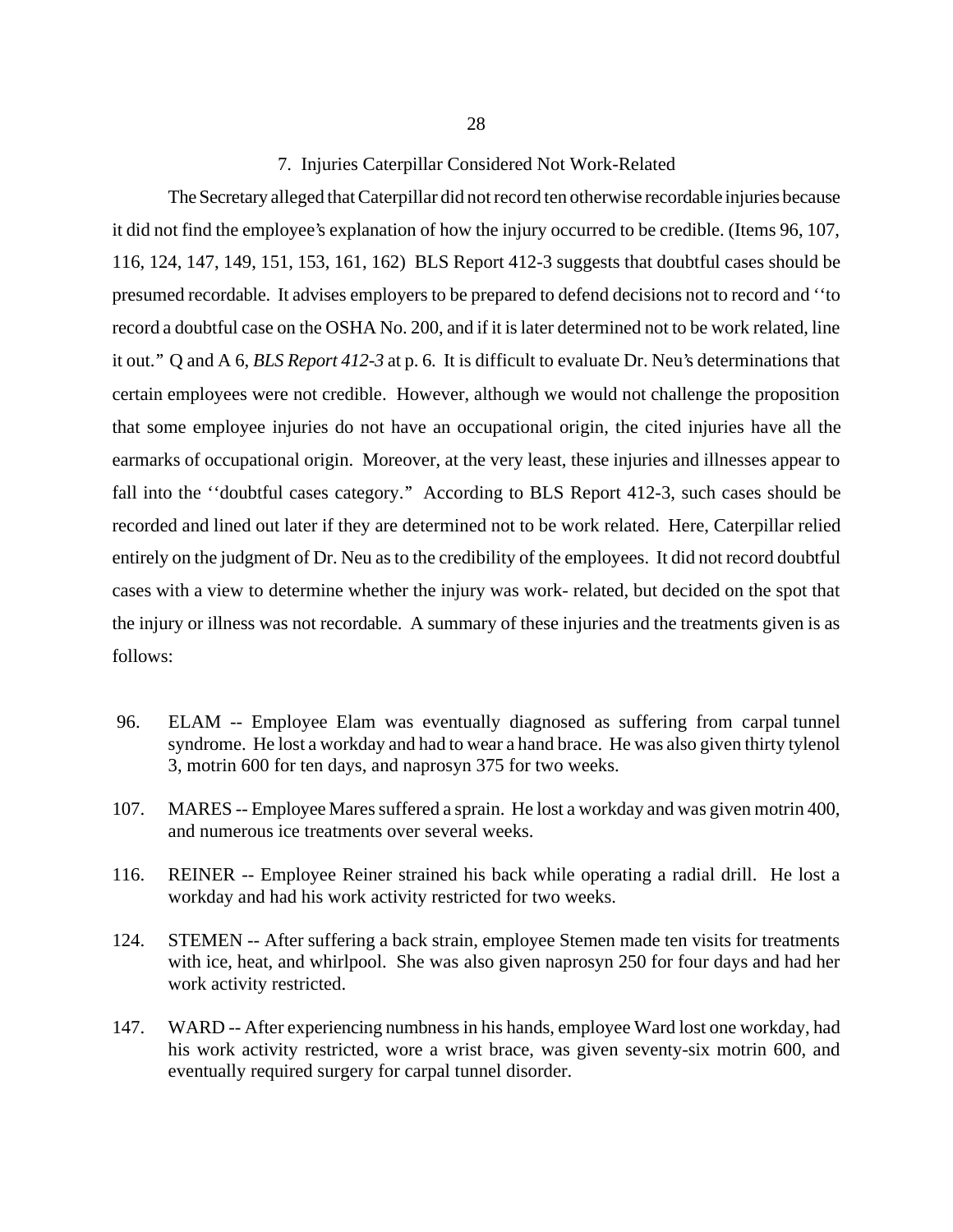### 7. Injuries Caterpillar Considered Not Work-Related

The Secretary alleged that Caterpillar did not record ten otherwise recordable injuries because it did not find the employee's explanation of how the injury occurred to be credible. (Items 96, 107, 116, 124, 147, 149, 151, 153, 161, 162) BLS Report 412-3 suggests that doubtful cases should be presumed recordable. It advises employers to be prepared to defend decisions not to record and ''to record a doubtful case on the OSHA No. 200, and if it is later determined not to be work related, line it out.'' Q and A 6, *BLS Report 412-3* at p. 6. It is difficult to evaluate Dr. Neu's determinations that certain employees were not credible. However, although we would not challenge the proposition that some employee injuries do not have an occupational origin, the cited injuries have all the earmarks of occupational origin. Moreover, at the very least, these injuries and illnesses appear to fall into the ''doubtful cases category.'' According to BLS Report 412-3, such cases should be recorded and lined out later if they are determined not to be work related. Here, Caterpillar relied entirely on the judgment of Dr. Neu as to the credibility of the employees. It did not record doubtful cases with a view to determine whether the injury was work- related, but decided on the spot that the injury or illness was not recordable. A summary of these injuries and the treatments given is as follows:

96. ELAM -- Employee Elam was eventually diagnosed as suffering from carpal tunnel syndrome. He lost a workday and had to wear a hand brace. He was also given thirty tylenol 3, motrin 600 for ten days, and naprosyn 375 for two weeks.

107. MARES -- Employee Mares suffered a sprain. He lost a workday and was given motrin 400, and numerous ice treatments over several weeks.

116. REINER -- Employee Reiner strained his back while operating a radial drill. He lost a workday and had his work activity restricted for two weeks.

124. STEMEN -- After suffering a back strain, employee Stemen made ten visits for treatments with ice, heat, and whirlpool. She was also given naprosyn 250 for four days and had her work activity restricted.

147. WARD -- After experiencing numbness in his hands, employee Ward lost one workday, had his work activity restricted, wore a wrist brace, was given seventy-six motrin 600, and eventually required surgery for carpal tunnel disorder.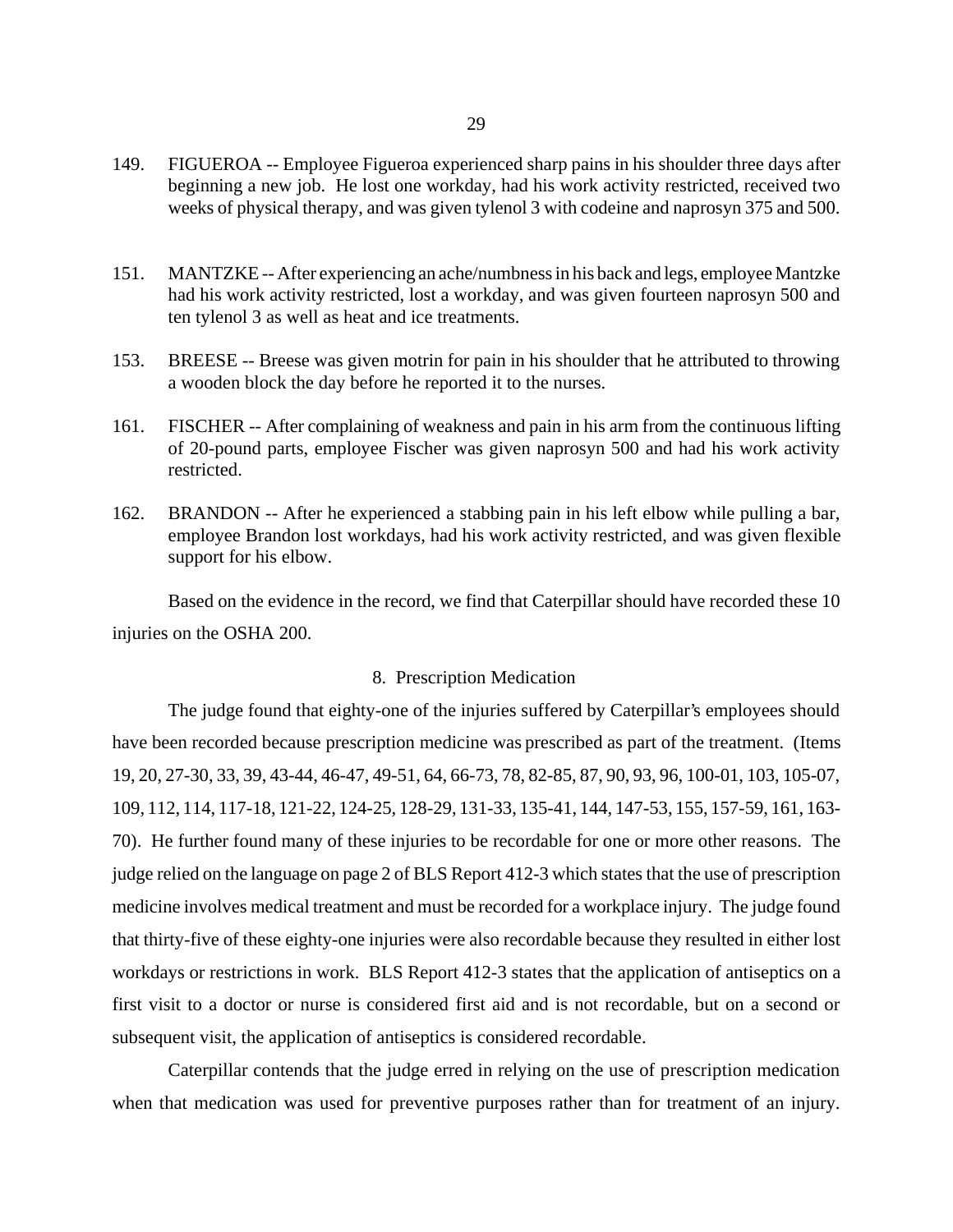149. FIGUEROA -- Employee Figueroa experienced sharp pains in his shoulder three days after beginning a new job. He lost one workday, had his work activity restricted, received two weeks of physical therapy, and was given tylenol 3 with codeine and naprosyn 375 and 500.

151. MANTZKE -- After experiencing an ache/numbness in his back and legs, employee Mantzke had his work activity restricted, lost a workday, and was given fourteen naprosyn 500 and ten tylenol 3 as well as heat and ice treatments.

153. BREESE -- Breese was given motrin for pain in his shoulder that he attributed to throwing a wooden block the day before he reported it to the nurses.

161. FISCHER -- After complaining of weakness and pain in his arm from the continuous lifting of 20-pound parts, employee Fischer was given naprosyn 500 and had his work activity restricted.

162. BRANDON -- After he experienced a stabbing pain in his left elbow while pulling a bar, employee Brandon lost workdays, had his work activity restricted, and was given flexible support for his elbow.

Based on the evidence in the record, we find that Caterpillar should have recorded these 10 injuries on the OSHA 200.

### 8. Prescription Medication

The judge found that eighty-one of the injuries suffered by Caterpillar's employees should have been recorded because prescription medicine was prescribed as part of the treatment. (Items 19, 20, 27-30, 33, 39, 43-44, 46-47, 49-51, 64, 66-73, 78, 82-85, 87, 90, 93, 96, 100-01, 103, 105-07, 109, 112, 114, 117-18, 121-22, 124-25, 128-29, 131-33, 135-41, 144, 147-53, 155, 157-59, 161, 163-70). He further found many of these injuries to be recordable for one or more other reasons. The judge relied on the language on page 2 of BLS Report 412-3 which states that the use of prescription medicine involves medical treatment and must be recorded for a workplace injury. The judge found that thirty-five of these eighty-one injuries were also recordable because they resulted in either lost workdays or restrictions in work. BLS Report 412-3 states that the application of antiseptics on a first visit to a doctor or nurse is considered first aid and is not recordable, but on a second or subsequent visit, the application of antiseptics is considered recordable.

Caterpillar contends that the judge erred in relying on the use of prescription medication when that medication was used for preventive purposes rather than for treatment of an injury.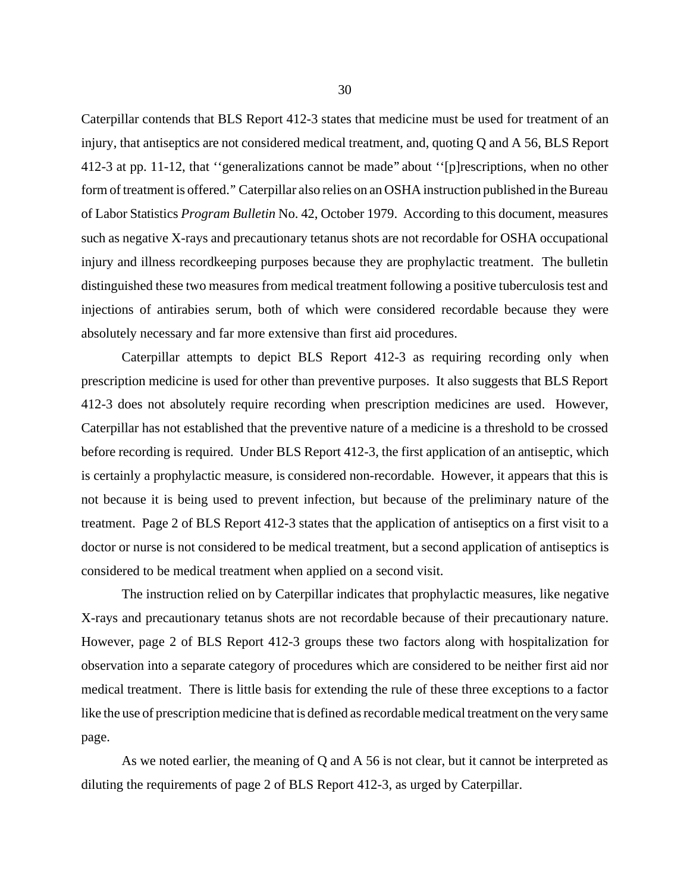Caterpillar contends that BLS Report 412-3 states that medicine must be used for treatment of an injury, that antiseptics are not considered medical treatment, and, quoting Q and A 56, BLS Report 412-3 at pp. 11-12, that ''generalizations cannot be made" about ''[p]rescriptions, when no other form of treatment is offered." Caterpillar also relies on an OSHA instruction published in the Bureau of Labor Statistics *Program Bulletin* No. 42, October 1979. According to this document, measures such as negative X-rays and precautionary tetanus shots are not recordable for OSHA occupational injury and illness recordkeeping purposes because they are prophylactic treatment. The bulletin distinguished these two measures from medical treatment following a positive tuberculosis test and injections of antirabies serum, both of which were considered recordable because they were absolutely necessary and far more extensive than first aid procedures.

Caterpillar attempts to depict BLS Report 412-3 as requiring recording only when prescription medicine is used for other than preventive purposes. It also suggests that BLS Report 412-3 does not absolutely require recording when prescription medicines are used. However, Caterpillar has not established that the preventive nature of a medicine is a threshold to be crossed before recording is required. Under BLS Report 412-3, the first application of an antiseptic, which is certainly a prophylactic measure, is considered non-recordable. However, it appears that this is not because it is being used to prevent infection, but because of the preliminary nature of the treatment. Page 2 of BLS Report 412-3 states that the application of antiseptics on a first visit to a doctor or nurse is not considered to be medical treatment, but a second application of antiseptics is considered to be medical treatment when applied on a second visit.

The instruction relied on by Caterpillar indicates that prophylactic measures, like negative X-rays and precautionary tetanus shots are not recordable because of their precautionary nature. However, page 2 of BLS Report 412-3 groups these two factors along with hospitalization for observation into a separate category of procedures which are considered to be neither first aid nor medical treatment. There is little basis for extending the rule of these three exceptions to a factor like the use of prescription medicine that is defined as recordable medical treatment on the very same page.

As we noted earlier, the meaning of Q and A 56 is not clear, but it cannot be interpreted as diluting the requirements of page 2 of BLS Report 412-3, as urged by Caterpillar.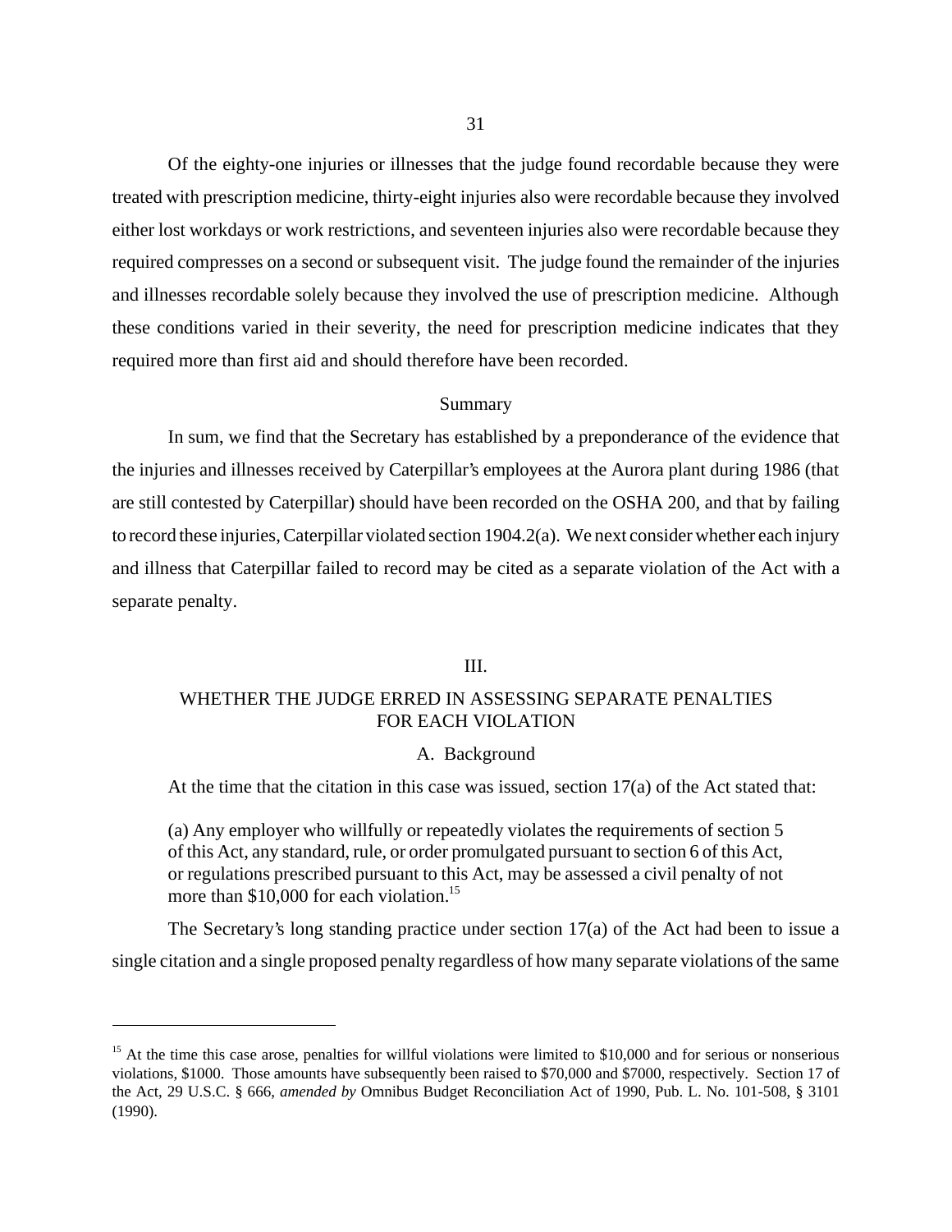Of the eighty-one injuries or illnesses that the judge found recordable because they were treated with prescription medicine, thirty-eight injuries also were recordable because they involved either lost workdays or work restrictions, and seventeen injuries also were recordable because they required compresses on a second or subsequent visit. The judge found the remainder of the injuries and illnesses recordable solely because they involved the use of prescription medicine. Although these conditions varied in their severity, the need for prescription medicine indicates that they required more than first aid and should therefore have been recorded.

### Summary

In sum, we find that the Secretary has established by a preponderance of the evidence that the injuries and illnesses received by Caterpillar's employees at the Aurora plant during 1986 (that are still contested by Caterpillar) should have been recorded on the OSHA 200, and that by failing to record these injuries, Caterpillar violated section 1904.2(a). We next consider whether each injury and illness that Caterpillar failed to record may be cited as a separate violation of the Act with a separate penalty.

## III.

## WHETHER THE JUDGE ERRED IN ASSESSING SEPARATE PENALTIES FOR EACH VIOLATION

### A. Background

At the time that the citation in this case was issued, section 17(a) of the Act stated that:

> (a) Any employer who willfully or repeatedly violates the requirements of section 5 of this Act, any standard, rule, or order promulgated pursuant to section 6 of this Act, or regulations prescribed pursuant to this Act, may be assessed a civil penalty of not more than $10,000 for each violation.[15]

The Secretary's long standing practice under section 17(a) of the Act had been to issue a single citation and a single proposed penalty regardless of how many separate violations of the same

---

[15] At the time this case arose, penalties for willful violations were limited to $10,000 and for serious or nonserious violations, $1000. Those amounts have subsequently been raised to $70,000 and $7000, respectively. Section 17 of the Act, 29 U.S.C. § 666, *amended by* Omnibus Budget Reconciliation Act of 1990, Pub. L. No. 101-508, § 3101 (1990).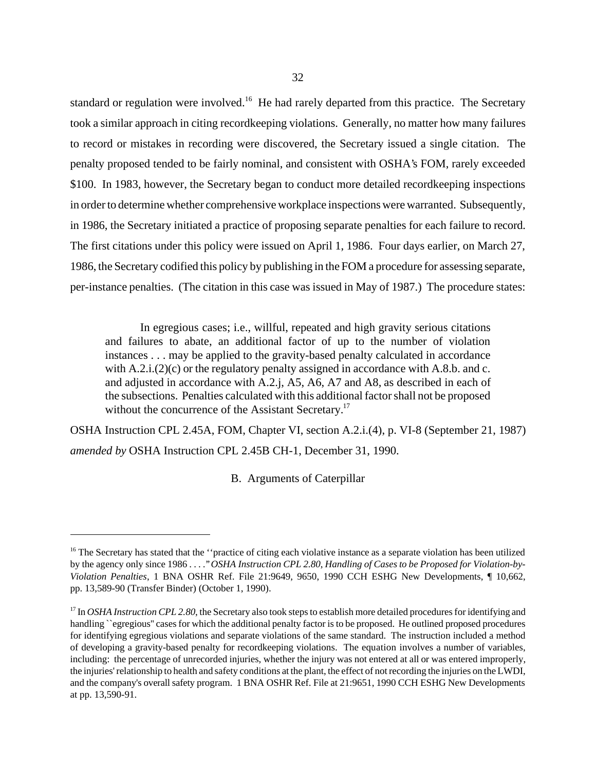standard or regulation were involved.[16] He had rarely departed from this practice. The Secretary took a similar approach in citing recordkeeping violations. Generally, no matter how many failures to record or mistakes in recording were discovered, the Secretary issued a single citation. The penalty proposed tended to be fairly nominal, and consistent with OSHA's FOM, rarely exceeded $100. In 1983, however, the Secretary began to conduct more detailed recordkeeping inspections in order to determine whether comprehensive workplace inspections were warranted. Subsequently, in 1986, the Secretary initiated a practice of proposing separate penalties for each failure to record. The first citations under this policy were issued on April 1, 1986. Four days earlier, on March 27, 1986, the Secretary codified this policy by publishing in the FOM a procedure for assessing separate, per-instance penalties. (The citation in this case was issued in May of 1987.) The procedure states:

> In egregious cases; i.e., willful, repeated and high gravity serious citations and failures to abate, an additional factor of up to the number of violation instances . . . may be applied to the gravity-based penalty calculated in accordance with A.2.i.(2)(c) or the regulatory penalty assigned in accordance with A.8.b. and c. and adjusted in accordance with A.2.j, A5, A6, A7 and A8, as described in each of the subsections. Penalties calculated with this additional factor shall not be proposed without the concurrence of the Assistant Secretary.[17]

OSHA Instruction CPL 2.45A, FOM, Chapter VI, section A.2.i.(4), p. VI-8 (September 21, 1987) *amended by* OSHA Instruction CPL 2.45B CH-1, December 31, 1990.

## B. Arguments of Caterpillar

---

[16] The Secretary has stated that the ''practice of citing each violative instance as a separate violation has been utilized by the agency only since 1986 . . . ." *OSHA Instruction CPL 2.80, Handling of Cases to be Proposed for Violation-by-Violation Penalties*, 1 BNA OSHR Ref. File 21:9649, 9650, 1990 CCH ESHG New Developments, ¶ 10,662, pp. 13,589-90 (Transfer Binder) (October 1, 1990).

[17] In *OSHA Instruction CPL 2.80*, the Secretary also took steps to establish more detailed procedures for identifying and handling ``egregious'' cases for which the additional penalty factor is to be proposed. He outlined proposed procedures for identifying egregious violations and separate violations of the same standard. The instruction included a method of developing a gravity-based penalty for recordkeeping violations. The equation involves a number of variables, including: the percentage of unrecorded injuries, whether the injury was not entered at all or was entered improperly, the injuries' relationship to health and safety conditions at the plant, the effect of not recording the injuries on the LWDI, and the company's overall safety program. 1 BNA OSHR Ref. File at 21:9651, 1990 CCH ESHG New Developments at pp. 13,590-91.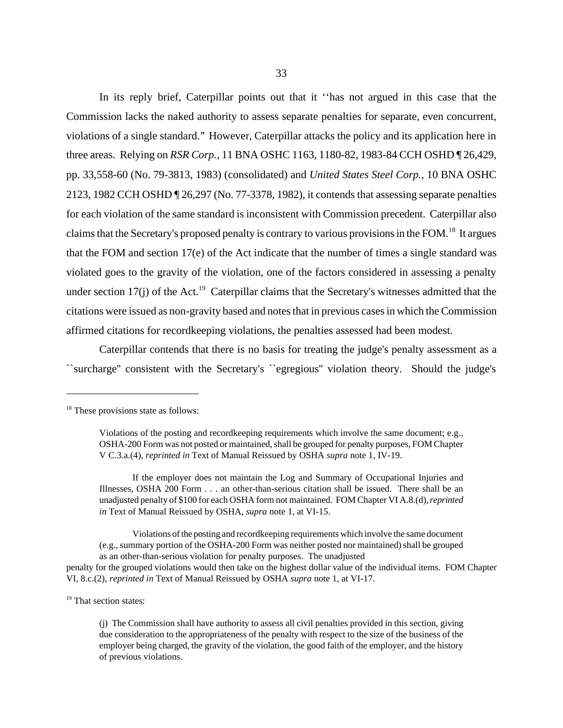In its reply brief, Caterpillar points out that it ''has not argued in this case that the Commission lacks the naked authority to assess separate penalties for separate, even concurrent, violations of a single standard." However, Caterpillar attacks the policy and its application here in three areas. Relying on *RSR Corp.*, 11 BNA OSHC 1163, 1180-82, 1983-84 CCH OSHD ¶ 26,429, pp. 33,558-60 (No. 79-3813, 1983) (consolidated) and *United States Steel Corp.*, 10 BNA OSHC 2123, 1982 CCH OSHD ¶ 26,297 (No. 77-3378, 1982), it contends that assessing separate penalties for each violation of the same standard is inconsistent with Commission precedent. Caterpillar also claims that the Secretary's proposed penalty is contrary to various provisions in the FOM.[18] It argues that the FOM and section 17(e) of the Act indicate that the number of times a single standard was violated goes to the gravity of the violation, one of the factors considered in assessing a penalty under section 17(j) of the Act.[19] Caterpillar claims that the Secretary's witnesses admitted that the citations were issued as non-gravity based and notes that in previous cases in which the Commission affirmed citations for recordkeeping violations, the penalties assessed had been modest.

Caterpillar contends that there is no basis for treating the judge's penalty assessment as a ``surcharge'' consistent with the Secretary's ``egregious'' violation theory. Should the judge's

---

[18] These provisions state as follows:

> Violations of the posting and recordkeeping requirements which involve the same document; e.g., OSHA-200 Form was not posted or maintained, shall be grouped for penalty purposes, FOM Chapter V C.3.a.(4), *reprinted in* Text of Manual Reissued by OSHA *supra* note 1, IV-19.
>
> If the employer does not maintain the Log and Summary of Occupational Injuries and Illnesses, OSHA 200 Form . . . an other-than-serious citation shall be issued. There shall be an unadjusted penalty of $100 for each OSHA form not maintained. FOM Chapter VI A.8.(d), *reprinted in* Text of Manual Reissued by OSHA, *supra* note 1, at VI-15.
>
> Violations of the posting and recordkeeping requirements which involve the same document (e.g., summary portion of the OSHA-200 Form was neither posted nor maintained) shall be grouped as an other-than-serious violation for penalty purposes. The unadjusted penalty for the grouped violations would then take on the highest dollar value of the individual items. FOM Chapter VI, 8.c.(2), *reprinted in* Text of Manual Reissued by OSHA *supra* note 1, at VI-17.

[19] That section states:

> (j) The Commission shall have authority to assess all civil penalties provided in this section, giving due consideration to the appropriateness of the penalty with respect to the size of the business of the employer being charged, the gravity of the violation, the good faith of the employer, and the history of previous violations.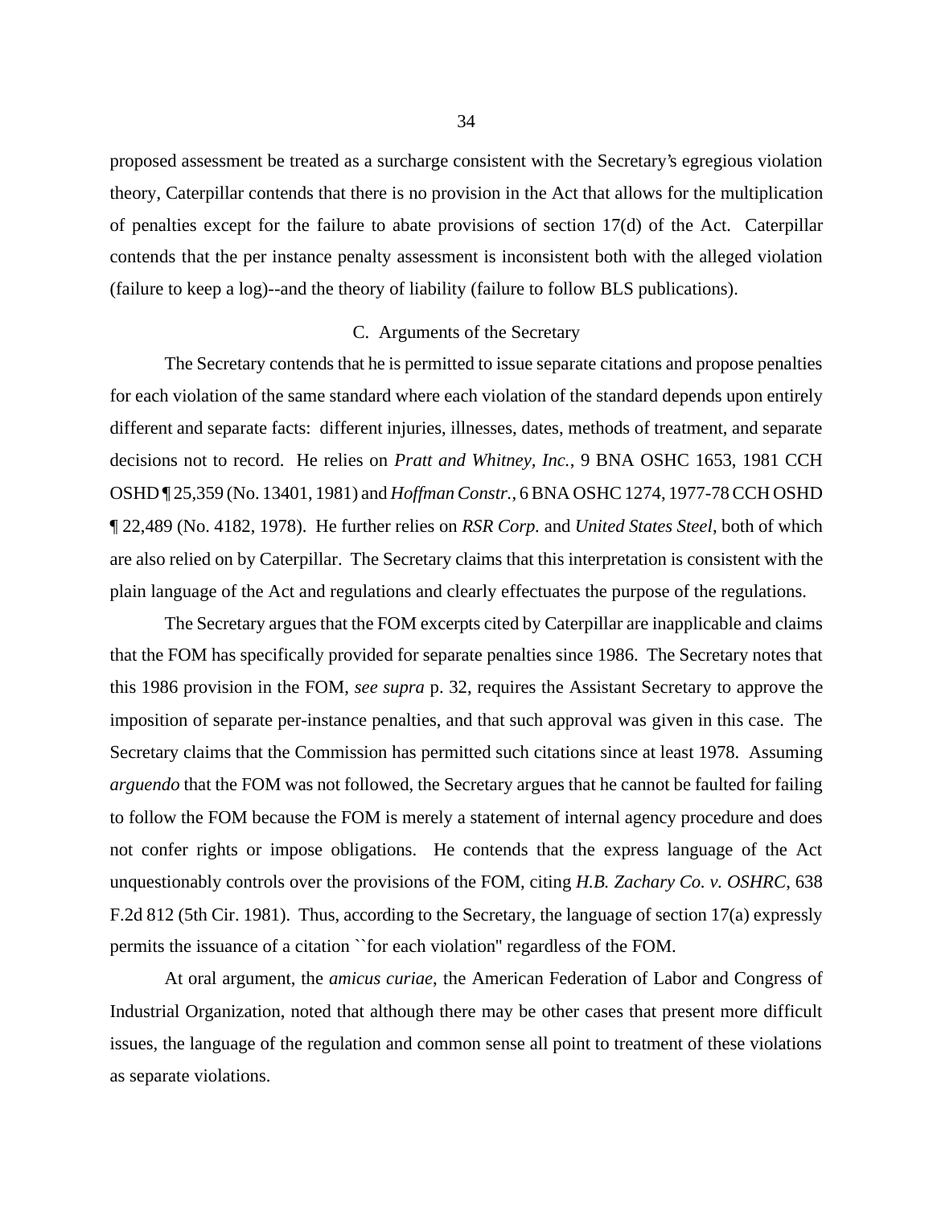proposed assessment be treated as a surcharge consistent with the Secretary's egregious violation theory, Caterpillar contends that there is no provision in the Act that allows for the multiplication of penalties except for the failure to abate provisions of section 17(d) of the Act. Caterpillar contends that the per instance penalty assessment is inconsistent both with the alleged violation (failure to keep a log)--and the theory of liability (failure to follow BLS publications).

### C. Arguments of the Secretary

The Secretary contends that he is permitted to issue separate citations and propose penalties for each violation of the same standard where each violation of the standard depends upon entirely different and separate facts: different injuries, illnesses, dates, methods of treatment, and separate decisions not to record. He relies on *Pratt and Whitney, Inc.*, 9 BNA OSHC 1653, 1981 CCH OSHD ¶ 25,359 (No. 13401, 1981) and *Hoffman Constr.*, 6 BNA OSHC 1274, 1977-78 CCH OSHD ¶ 22,489 (No. 4182, 1978). He further relies on *RSR Corp.* and *United States Steel*, both of which are also relied on by Caterpillar. The Secretary claims that this interpretation is consistent with the plain language of the Act and regulations and clearly effectuates the purpose of the regulations.

The Secretary argues that the FOM excerpts cited by Caterpillar are inapplicable and claims that the FOM has specifically provided for separate penalties since 1986. The Secretary notes that this 1986 provision in the FOM, *see supra* p. 32, requires the Assistant Secretary to approve the imposition of separate per-instance penalties, and that such approval was given in this case. The Secretary claims that the Commission has permitted such citations since at least 1978. Assuming *arguendo* that the FOM was not followed, the Secretary argues that he cannot be faulted for failing to follow the FOM because the FOM is merely a statement of internal agency procedure and does not confer rights or impose obligations. He contends that the express language of the Act unquestionably controls over the provisions of the FOM, citing *H.B. Zachary Co. v. OSHRC*, 638 F.2d 812 (5th Cir. 1981). Thus, according to the Secretary, the language of section 17(a) expressly permits the issuance of a citation ``for each violation'' regardless of the FOM.

At oral argument, the *amicus curiae*, the American Federation of Labor and Congress of Industrial Organization, noted that although there may be other cases that present more difficult issues, the language of the regulation and common sense all point to treatment of these violations as separate violations.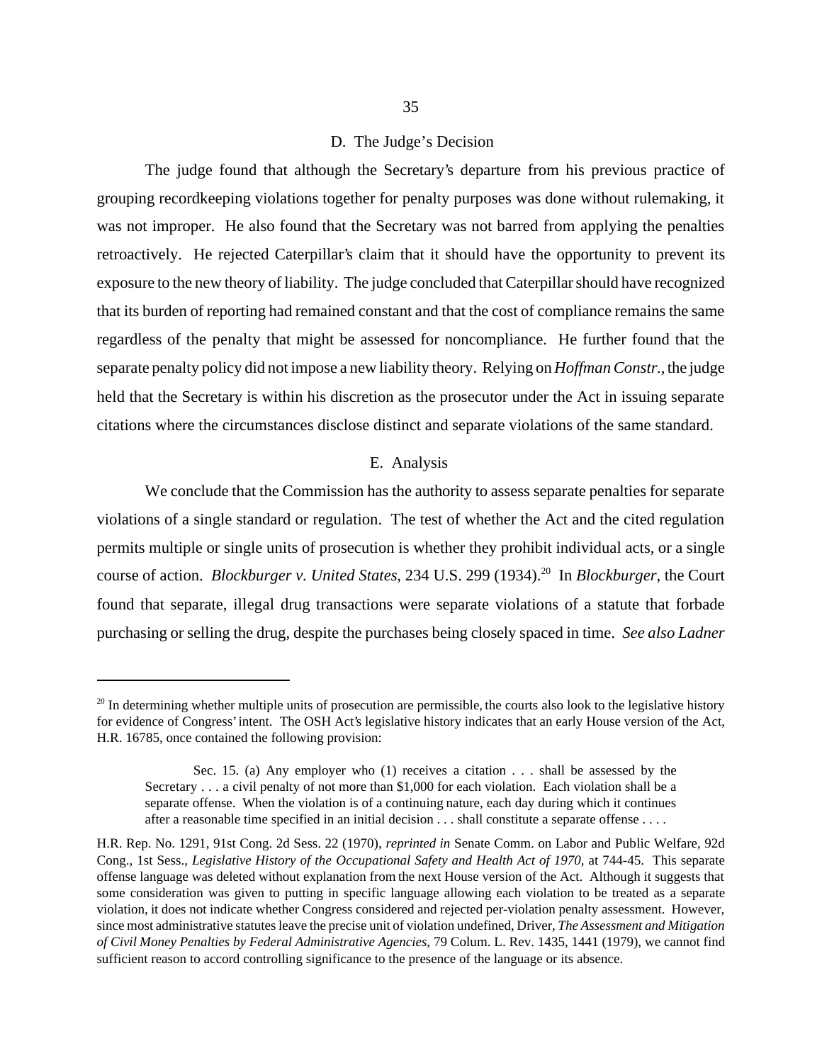### D. The Judge's Decision

The judge found that although the Secretary's departure from his previous practice of grouping recordkeeping violations together for penalty purposes was done without rulemaking, it was not improper. He also found that the Secretary was not barred from applying the penalties retroactively. He rejected Caterpillar's claim that it should have the opportunity to prevent its exposure to the new theory of liability. The judge concluded that Caterpillar should have recognized that its burden of reporting had remained constant and that the cost of compliance remains the same regardless of the penalty that might be assessed for noncompliance. He further found that the separate penalty policy did not impose a new liability theory. Relying on *Hoffman Constr.*, the judge held that the Secretary is within his discretion as the prosecutor under the Act in issuing separate citations where the circumstances disclose distinct and separate violations of the same standard.

### E. Analysis

We conclude that the Commission has the authority to assess separate penalties for separate violations of a single standard or regulation. The test of whether the Act and the cited regulation permits multiple or single units of prosecution is whether they prohibit individual acts, or a single course of action. *Blockburger v. United States*, 234 U.S. 299 (1934).[20] In *Blockburger*, the Court found that separate, illegal drug transactions were separate violations of a statute that forbade purchasing or selling the drug, despite the purchases being closely spaced in time. *See also Ladner*

---

[20] In determining whether multiple units of prosecution are permissible, the courts also look to the legislative history for evidence of Congress' intent. The OSH Act's legislative history indicates that an early House version of the Act, H.R. 16785, once contained the following provision:

> Sec. 15. (a) Any employer who (1) receives a citation . . . shall be assessed by the Secretary . . . a civil penalty of not more than $1,000 for each violation. Each violation shall be a separate offense. When the violation is of a continuing nature, each day during which it continues after a reasonable time specified in an initial decision . . . shall constitute a separate offense . . . .

H.R. Rep. No. 1291, 91st Cong. 2d Sess. 22 (1970), *reprinted in* Senate Comm. on Labor and Public Welfare, 92d Cong., 1st Sess., *Legislative History of the Occupational Safety and Health Act of 1970*, at 744-45. This separate offense language was deleted without explanation from the next House version of the Act. Although it suggests that some consideration was given to putting in specific language allowing each violation to be treated as a separate violation, it does not indicate whether Congress considered and rejected per-violation penalty assessment. However, since most administrative statutes leave the precise unit of violation undefined, Driver, *The Assessment and Mitigation of Civil Money Penalties by Federal Administrative Agencies*, 79 Colum. L. Rev. 1435, 1441 (1979), we cannot find sufficient reason to accord controlling significance to the presence of the language or its absence.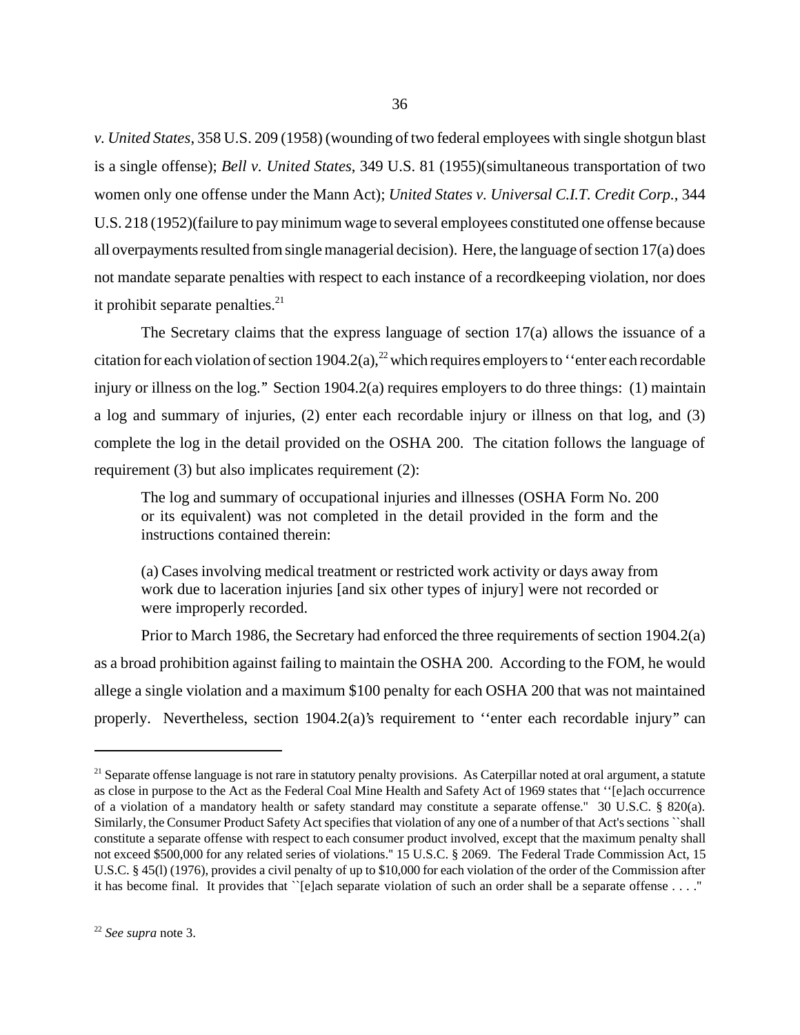*v. United States*, 358 U.S. 209 (1958) (wounding of two federal employees with single shotgun blast is a single offense); *Bell v. United States*, 349 U.S. 81 (1955)(simultaneous transportation of two women only one offense under the Mann Act); *United States v. Universal C.I.T. Credit Corp.*, 344 U.S. 218 (1952)(failure to pay minimum wage to several employees constituted one offense because all overpayments resulted from single managerial decision). Here, the language of section 17(a) does not mandate separate penalties with respect to each instance of a recordkeeping violation, nor does it prohibit separate penalties.[21]

The Secretary claims that the express language of section 17(a) allows the issuance of a citation for each violation of section 1904.2(a),[22] which requires employers to ''enter each recordable injury or illness on the log." Section 1904.2(a) requires employers to do three things: (1) maintain a log and summary of injuries, (2) enter each recordable injury or illness on that log, and (3) complete the log in the detail provided on the OSHA 200. The citation follows the language of requirement (3) but also implicates requirement (2):

> The log and summary of occupational injuries and illnesses (OSHA Form No. 200 or its equivalent) was not completed in the detail provided in the form and the instructions contained therein:
>
> (a) Cases involving medical treatment or restricted work activity or days away from work due to laceration injuries [and six other types of injury] were not recorded or were improperly recorded.

Prior to March 1986, the Secretary had enforced the three requirements of section 1904.2(a) as a broad prohibition against failing to maintain the OSHA 200. According to the FOM, he would allege a single violation and a maximum $100 penalty for each OSHA 200 that was not maintained properly. Nevertheless, section 1904.2(a)'s requirement to ''enter each recordable injury" can

---

[21] Separate offense language is not rare in statutory penalty provisions. As Caterpillar noted at oral argument, a statute as close in purpose to the Act as the Federal Coal Mine Health and Safety Act of 1969 states that ''[e]ach occurrence of a violation of a mandatory health or safety standard may constitute a separate offense." 30 U.S.C. § 820(a). Similarly, the Consumer Product Safety Act specifies that violation of any one of a number of that Act's sections ``shall constitute a separate offense with respect to each consumer product involved, except that the maximum penalty shall not exceed $500,000 for any related series of violations." 15 U.S.C. § 2069. The Federal Trade Commission Act, 15 U.S.C. § 45(l) (1976), provides a civil penalty of up to $10,000 for each violation of the order of the Commission after it has become final. It provides that ``[e]ach separate violation of such an order shall be a separate offense . . . ."

[22] *See supra* note 3.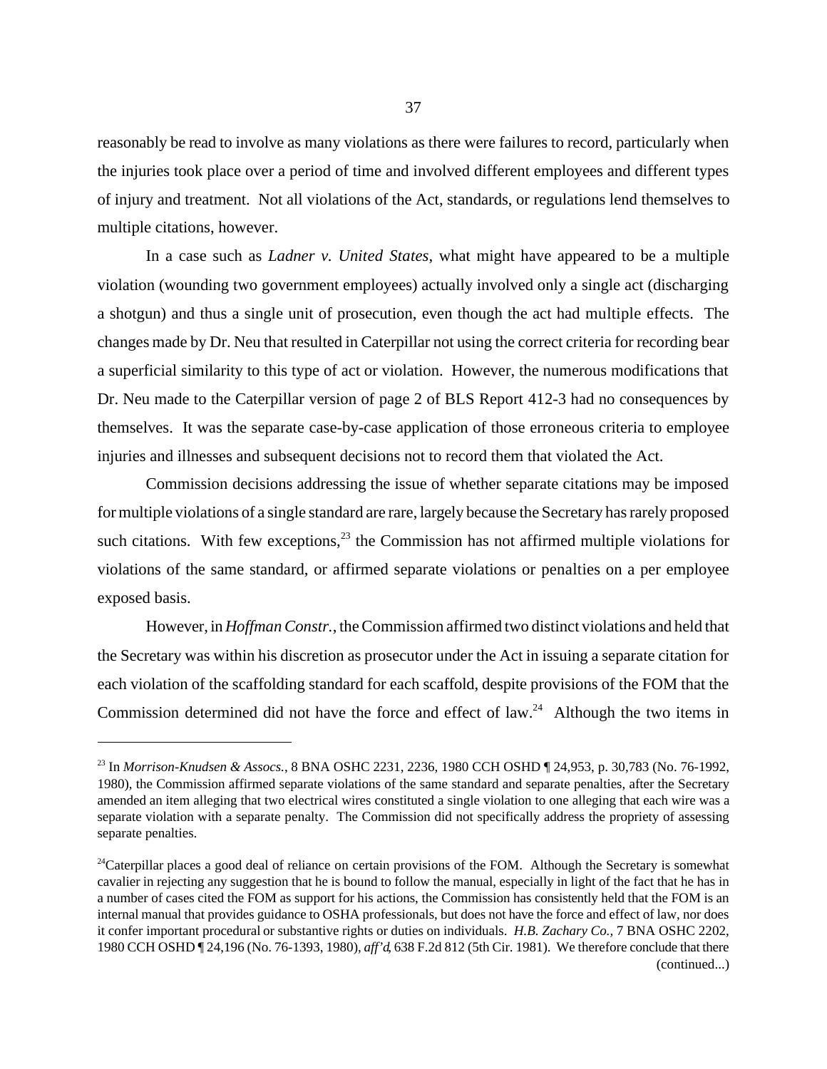reasonably be read to involve as many violations as there were failures to record, particularly when the injuries took place over a period of time and involved different employees and different types of injury and treatment. Not all violations of the Act, standards, or regulations lend themselves to multiple citations, however.

In a case such as *Ladner v. United States*, what might have appeared to be a multiple violation (wounding two government employees) actually involved only a single act (discharging a shotgun) and thus a single unit of prosecution, even though the act had multiple effects. The changes made by Dr. Neu that resulted in Caterpillar not using the correct criteria for recording bear a superficial similarity to this type of act or violation. However, the numerous modifications that Dr. Neu made to the Caterpillar version of page 2 of BLS Report 412-3 had no consequences by themselves. It was the separate case-by-case application of those erroneous criteria to employee injuries and illnesses and subsequent decisions not to record them that violated the Act.

Commission decisions addressing the issue of whether separate citations may be imposed for multiple violations of a single standard are rare, largely because the Secretary has rarely proposed such citations. With few exceptions,[23] the Commission has not affirmed multiple violations for violations of the same standard, or affirmed separate violations or penalties on a per employee exposed basis.

However, in *Hoffman Constr.*, the Commission affirmed two distinct violations and held that the Secretary was within his discretion as prosecutor under the Act in issuing a separate citation for each violation of the scaffolding standard for each scaffold, despite provisions of the FOM that the Commission determined did not have the force and effect of law.[24] Although the two items in

---

[23] In *Morrison-Knudsen & Assocs.*, 8 BNA OSHC 2231, 2236, 1980 CCH OSHD ¶ 24,953, p. 30,783 (No. 76-1992, 1980), the Commission affirmed separate violations of the same standard and separate penalties, after the Secretary amended an item alleging that two electrical wires constituted a single violation to one alleging that each wire was a separate violation with a separate penalty. The Commission did not specifically address the propriety of assessing separate penalties.

[24] Caterpillar places a good deal of reliance on certain provisions of the FOM. Although the Secretary is somewhat cavalier in rejecting any suggestion that he is bound to follow the manual, especially in light of the fact that he has in a number of cases cited the FOM as support for his actions, the Commission has consistently held that the FOM is an internal manual that provides guidance to OSHA professionals, but does not have the force and effect of law, nor does it confer important procedural or substantive rights or duties on individuals. *H.B. Zachary Co.,* 7 BNA OSHC 2202, 1980 CCH OSHD ¶ 24,196 (No. 76-1393, 1980), *aff'd*, 638 F.2d 812 (5th Cir. 1981). We therefore conclude that there (continued...)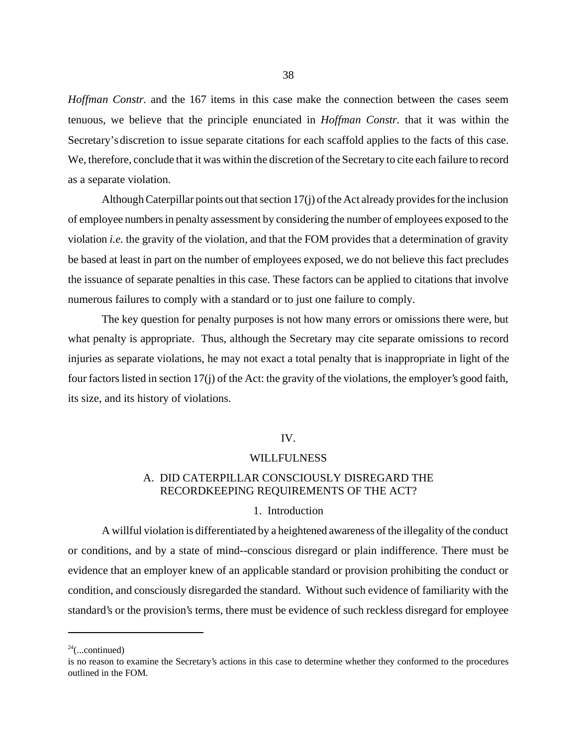*Hoffman Constr.* and the 167 items in this case make the connection between the cases seem tenuous, we believe that the principle enunciated in *Hoffman Constr.* that it was within the Secretary's discretion to issue separate citations for each scaffold applies to the facts of this case. We, therefore, conclude that it was within the discretion of the Secretary to cite each failure to record as a separate violation.

Although Caterpillar points out that section 17(j) of the Act already provides for the inclusion of employee numbers in penalty assessment by considering the number of employees exposed to the violation *i.e.* the gravity of the violation, and that the FOM provides that a determination of gravity be based at least in part on the number of employees exposed, we do not believe this fact precludes the issuance of separate penalties in this case. These factors can be applied to citations that involve numerous failures to comply with a standard or to just one failure to comply.

The key question for penalty purposes is not how many errors or omissions there were, but what penalty is appropriate. Thus, although the Secretary may cite separate omissions to record injuries as separate violations, he may not exact a total penalty that is inappropriate in light of the four factors listed in section 17(j) of the Act: the gravity of the violations, the employer's good faith, its size, and its history of violations.

## IV.

## WILLFULNESS

### A. DID CATERPILLAR CONSCIOUSLY DISREGARD THE RECORDKEEPING REQUIREMENTS OF THE ACT?

#### 1. Introduction

A willful violation is differentiated by a heightened awareness of the illegality of the conduct or conditions, and by a state of mind--conscious disregard or plain indifference. There must be evidence that an employer knew of an applicable standard or provision prohibiting the conduct or condition, and consciously disregarded the standard. Without such evidence of familiarity with the standard's or the provision's terms, there must be evidence of such reckless disregard for employee

---

[24](...continued)
is no reason to examine the Secretary's actions in this case to determine whether they conformed to the procedures outlined in the FOM.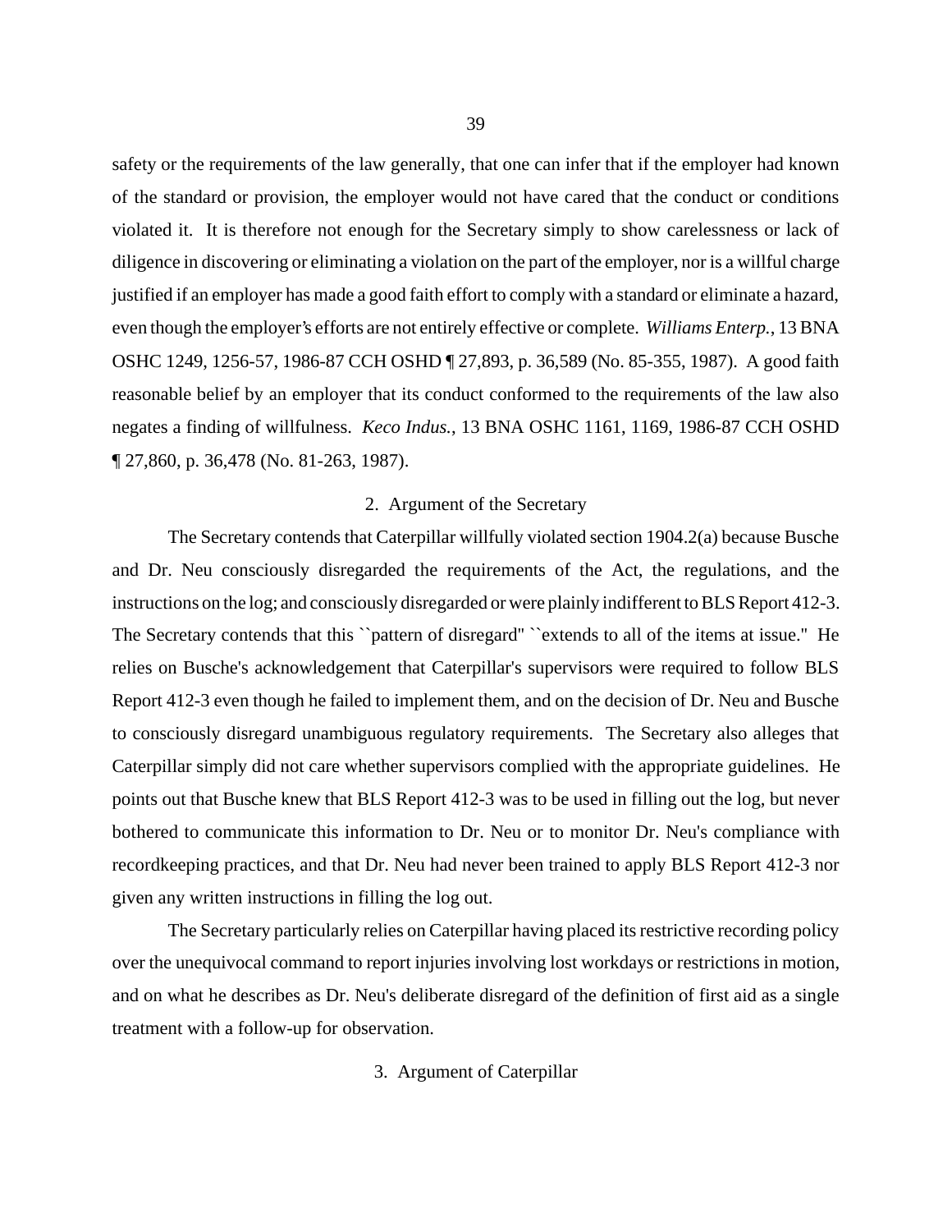safety or the requirements of the law generally, that one can infer that if the employer had known of the standard or provision, the employer would not have cared that the conduct or conditions violated it. It is therefore not enough for the Secretary simply to show carelessness or lack of diligence in discovering or eliminating a violation on the part of the employer, nor is a willful charge justified if an employer has made a good faith effort to comply with a standard or eliminate a hazard, even though the employer's efforts are not entirely effective or complete. *Williams Enterp.*, 13 BNA OSHC 1249, 1256-57, 1986-87 CCH OSHD ¶ 27,893, p. 36,589 (No. 85-355, 1987). A good faith reasonable belief by an employer that its conduct conformed to the requirements of the law also negates a finding of willfulness. *Keco Indus.*, 13 BNA OSHC 1161, 1169, 1986-87 CCH OSHD ¶ 27,860, p. 36,478 (No. 81-263, 1987).

2. Argument of the Secretary

The Secretary contends that Caterpillar willfully violated section 1904.2(a) because Busche and Dr. Neu consciously disregarded the requirements of the Act, the regulations, and the instructions on the log; and consciously disregarded or were plainly indifferent to BLS Report 412-3. The Secretary contends that this ``pattern of disregard'' ``extends to all of the items at issue.'' He relies on Busche's acknowledgement that Caterpillar's supervisors were required to follow BLS Report 412-3 even though he failed to implement them, and on the decision of Dr. Neu and Busche to consciously disregard unambiguous regulatory requirements. The Secretary also alleges that Caterpillar simply did not care whether supervisors complied with the appropriate guidelines. He points out that Busche knew that BLS Report 412-3 was to be used in filling out the log, but never bothered to communicate this information to Dr. Neu or to monitor Dr. Neu's compliance with recordkeeping practices, and that Dr. Neu had never been trained to apply BLS Report 412-3 nor given any written instructions in filling the log out.

The Secretary particularly relies on Caterpillar having placed its restrictive recording policy over the unequivocal command to report injuries involving lost workdays or restrictions in motion, and on what he describes as Dr. Neu's deliberate disregard of the definition of first aid as a single treatment with a follow-up for observation.

3. Argument of Caterpillar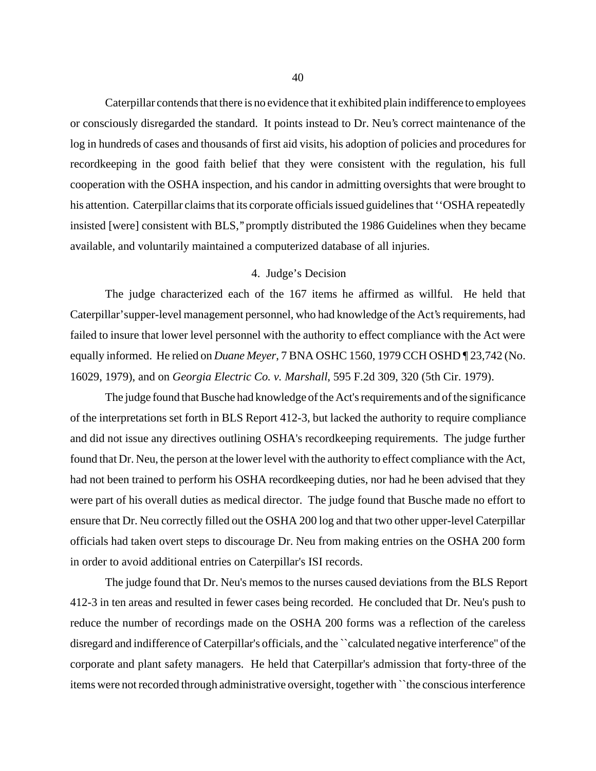Caterpillar contends that there is no evidence that it exhibited plain indifference to employees or consciously disregarded the standard. It points instead to Dr. Neu's correct maintenance of the log in hundreds of cases and thousands of first aid visits, his adoption of policies and procedures for recordkeeping in the good faith belief that they were consistent with the regulation, his full cooperation with the OSHA inspection, and his candor in admitting oversights that were brought to his attention. Caterpillar claims that its corporate officials issued guidelines that ''OSHA repeatedly insisted [were] consistent with BLS,'' promptly distributed the 1986 Guidelines when they became available, and voluntarily maintained a computerized database of all injuries.

4. Judge's Decision

The judge characterized each of the 167 items he affirmed as willful. He held that Caterpillar's upper-level management personnel, who had knowledge of the Act's requirements, had failed to insure that lower level personnel with the authority to effect compliance with the Act were equally informed. He relied on *Duane Meyer*, 7 BNA OSHC 1560, 1979 CCH OSHD ¶ 23,742 (No. 16029, 1979), and on *Georgia Electric Co. v. Marshall*, 595 F.2d 309, 320 (5th Cir. 1979).

The judge found that Busche had knowledge of the Act's requirements and of the significance of the interpretations set forth in BLS Report 412-3, but lacked the authority to require compliance and did not issue any directives outlining OSHA's recordkeeping requirements. The judge further found that Dr. Neu, the person at the lower level with the authority to effect compliance with the Act, had not been trained to perform his OSHA recordkeeping duties, nor had he been advised that they were part of his overall duties as medical director. The judge found that Busche made no effort to ensure that Dr. Neu correctly filled out the OSHA 200 log and that two other upper-level Caterpillar officials had taken overt steps to discourage Dr. Neu from making entries on the OSHA 200 form in order to avoid additional entries on Caterpillar's ISI records.

The judge found that Dr. Neu's memos to the nurses caused deviations from the BLS Report 412-3 in ten areas and resulted in fewer cases being recorded. He concluded that Dr. Neu's push to reduce the number of recordings made on the OSHA 200 forms was a reflection of the careless disregard and indifference of Caterpillar's officials, and the ``calculated negative interference'' of the corporate and plant safety managers. He held that Caterpillar's admission that forty-three of the items were not recorded through administrative oversight, together with ``the conscious interference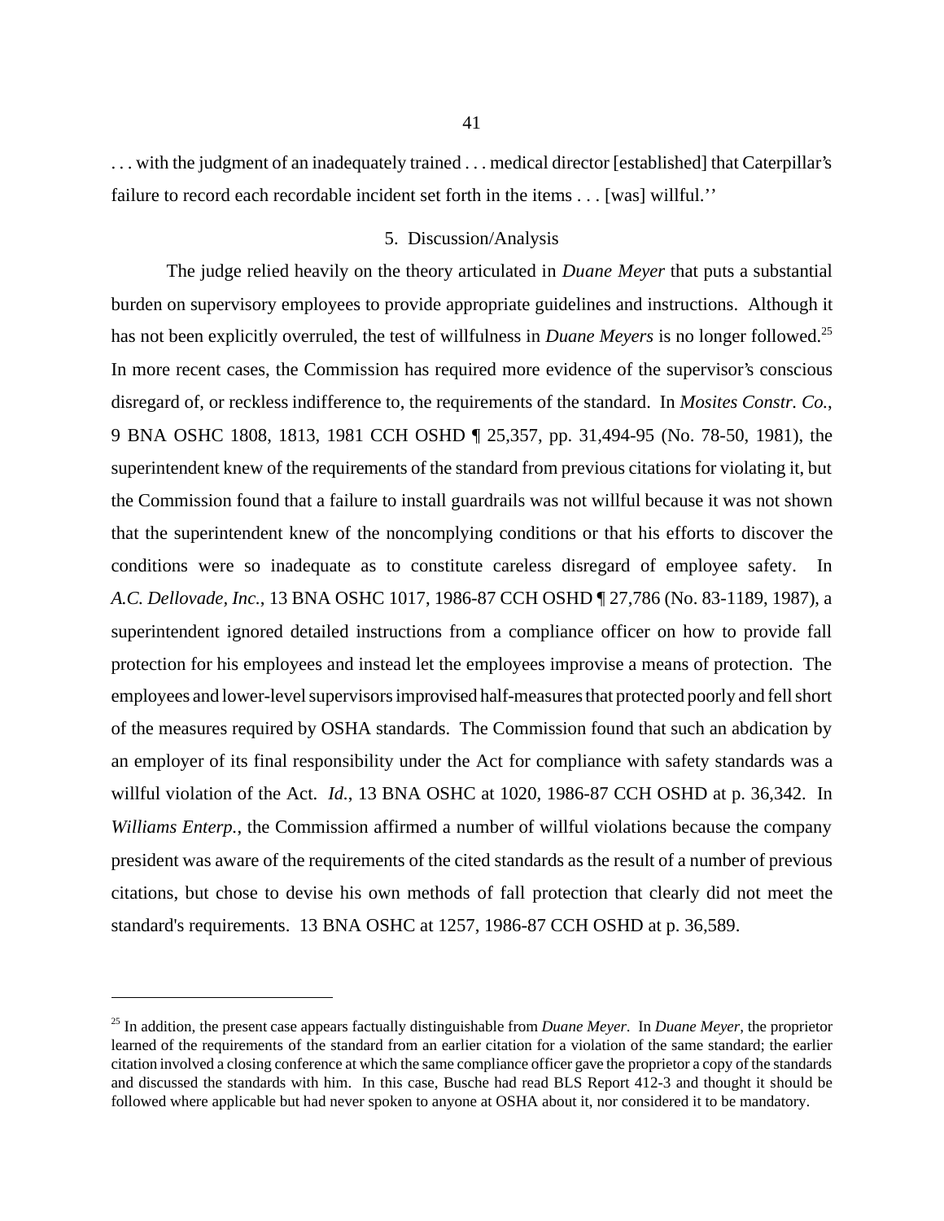. . . with the judgment of an inadequately trained . . . medical director [established] that Caterpillar's failure to record each recordable incident set forth in the items . . . [was] willful.''

### 5. Discussion/Analysis

The judge relied heavily on the theory articulated in *Duane Meyer* that puts a substantial burden on supervisory employees to provide appropriate guidelines and instructions. Although it has not been explicitly overruled, the test of willfulness in *Duane Meyers* is no longer followed.[25] In more recent cases, the Commission has required more evidence of the supervisor's conscious disregard of, or reckless indifference to, the requirements of the standard. In *Mosites Constr. Co.*, 9 BNA OSHC 1808, 1813, 1981 CCH OSHD ¶ 25,357, pp. 31,494-95 (No. 78-50, 1981), the superintendent knew of the requirements of the standard from previous citations for violating it, but the Commission found that a failure to install guardrails was not willful because it was not shown that the superintendent knew of the noncomplying conditions or that his efforts to discover the conditions were so inadequate as to constitute careless disregard of employee safety. In *A.C. Dellovade, Inc.*, 13 BNA OSHC 1017, 1986-87 CCH OSHD ¶ 27,786 (No. 83-1189, 1987), a superintendent ignored detailed instructions from a compliance officer on how to provide fall protection for his employees and instead let the employees improvise a means of protection. The employees and lower-level supervisors improvised half-measures that protected poorly and fell short of the measures required by OSHA standards. The Commission found that such an abdication by an employer of its final responsibility under the Act for compliance with safety standards was a willful violation of the Act. *Id.*, 13 BNA OSHC at 1020, 1986-87 CCH OSHD at p. 36,342. In *Williams Enterp.*, the Commission affirmed a number of willful violations because the company president was aware of the requirements of the cited standards as the result of a number of previous citations, but chose to devise his own methods of fall protection that clearly did not meet the standard's requirements. 13 BNA OSHC at 1257, 1986-87 CCH OSHD at p. 36,589.

---

[25] In addition, the present case appears factually distinguishable from *Duane Meyer*. In *Duane Meyer*, the proprietor learned of the requirements of the standard from an earlier citation for a violation of the same standard; the earlier citation involved a closing conference at which the same compliance officer gave the proprietor a copy of the standards and discussed the standards with him. In this case, Busche had read BLS Report 412-3 and thought it should be followed where applicable but had never spoken to anyone at OSHA about it, nor considered it to be mandatory.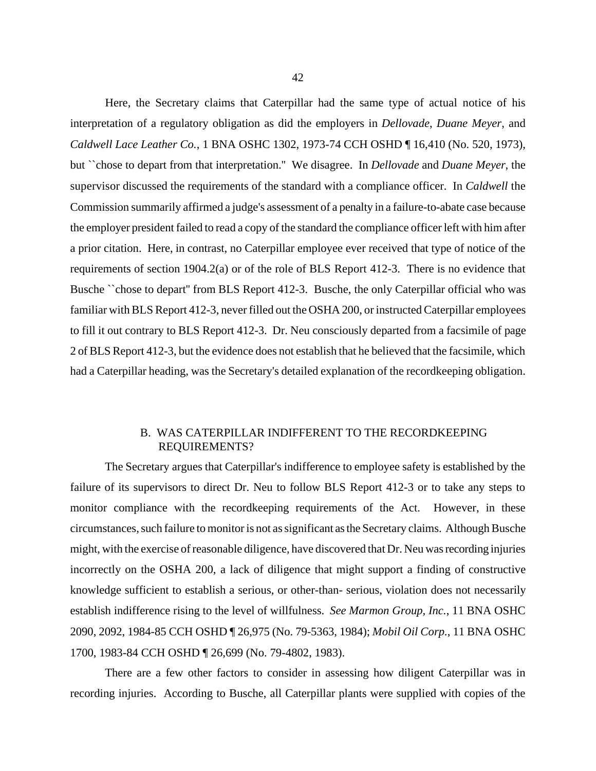Here, the Secretary claims that Caterpillar had the same type of actual notice of his interpretation of a regulatory obligation as did the employers in *Dellovade*, *Duane Meyer*, and *Caldwell Lace Leather Co.*, 1 BNA OSHC 1302, 1973-74 CCH OSHD ¶ 16,410 (No. 520, 1973), but ``chose to depart from that interpretation.'' We disagree. In *Dellovade* and *Duane Meyer*, the supervisor discussed the requirements of the standard with a compliance officer. In *Caldwell* the Commission summarily affirmed a judge's assessment of a penalty in a failure-to-abate case because the employer president failed to read a copy of the standard the compliance officer left with him after a prior citation. Here, in contrast, no Caterpillar employee ever received that type of notice of the requirements of section 1904.2(a) or of the role of BLS Report 412-3. There is no evidence that Busche ``chose to depart'' from BLS Report 412-3. Busche, the only Caterpillar official who was familiar with BLS Report 412-3, never filled out the OSHA 200, or instructed Caterpillar employees to fill it out contrary to BLS Report 412-3. Dr. Neu consciously departed from a facsimile of page 2 of BLS Report 412-3, but the evidence does not establish that he believed that the facsimile, which had a Caterpillar heading, was the Secretary's detailed explanation of the recordkeeping obligation.

### B. WAS CATERPILLAR INDIFFERENT TO THE RECORDKEEPING REQUIREMENTS?

The Secretary argues that Caterpillar's indifference to employee safety is established by the failure of its supervisors to direct Dr. Neu to follow BLS Report 412-3 or to take any steps to monitor compliance with the recordkeeping requirements of the Act. However, in these circumstances, such failure to monitor is not as significant as the Secretary claims. Although Busche might, with the exercise of reasonable diligence, have discovered that Dr. Neu was recording injuries incorrectly on the OSHA 200, a lack of diligence that might support a finding of constructive knowledge sufficient to establish a serious, or other-than- serious, violation does not necessarily establish indifference rising to the level of willfulness. *See Marmon Group, Inc.*, 11 BNA OSHC 2090, 2092, 1984-85 CCH OSHD ¶ 26,975 (No. 79-5363, 1984); *Mobil Oil Corp.*, 11 BNA OSHC 1700, 1983-84 CCH OSHD ¶ 26,699 (No. 79-4802, 1983).

There are a few other factors to consider in assessing how diligent Caterpillar was in recording injuries. According to Busche, all Caterpillar plants were supplied with copies of the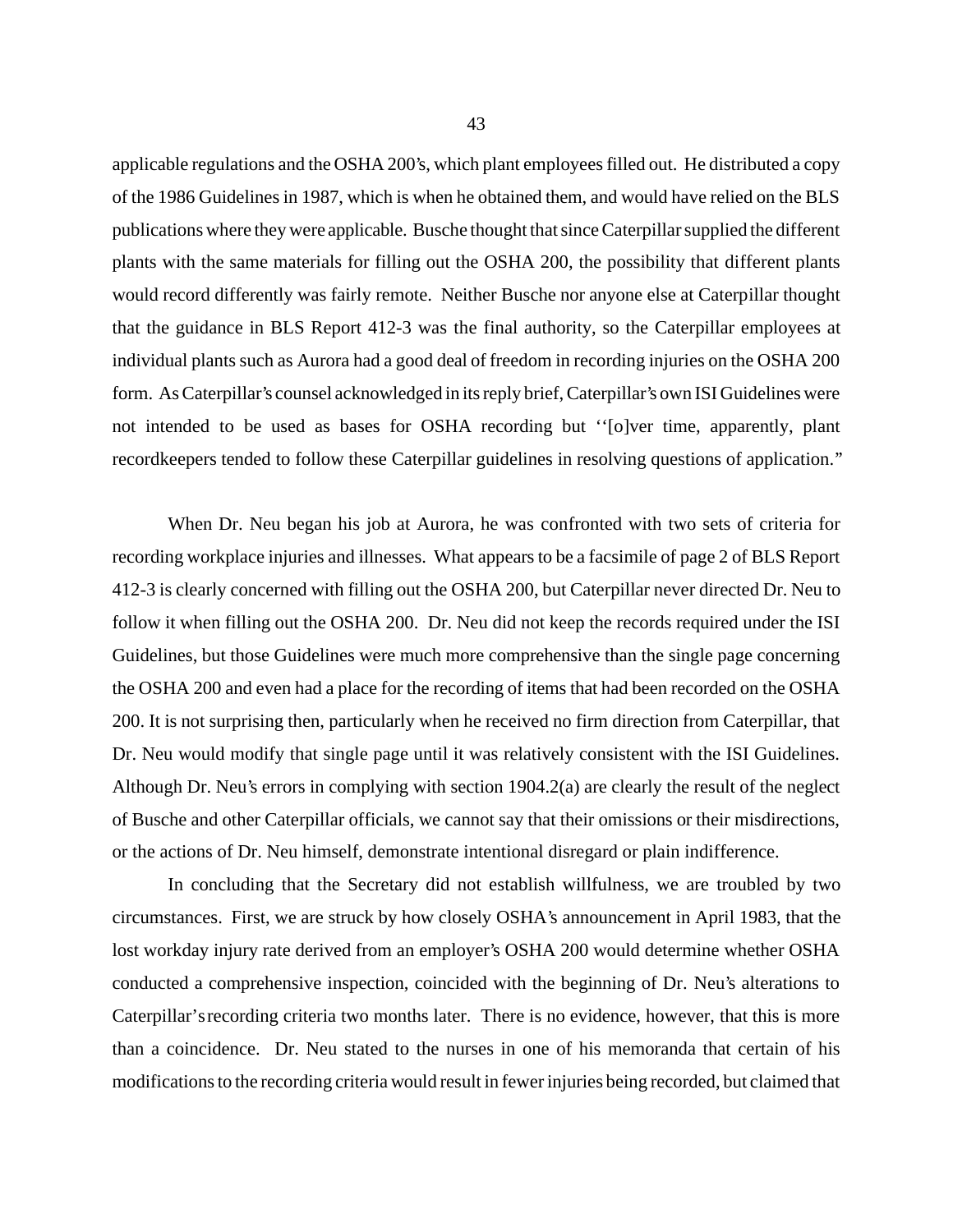applicable regulations and the OSHA 200's, which plant employees filled out. He distributed a copy of the 1986 Guidelines in 1987, which is when he obtained them, and would have relied on the BLS publications where they were applicable. Busche thought that since Caterpillar supplied the different plants with the same materials for filling out the OSHA 200, the possibility that different plants would record differently was fairly remote. Neither Busche nor anyone else at Caterpillar thought that the guidance in BLS Report 412-3 was the final authority, so the Caterpillar employees at individual plants such as Aurora had a good deal of freedom in recording injuries on the OSHA 200 form. As Caterpillar's counsel acknowledged in its reply brief, Caterpillar's own ISI Guidelines were not intended to be used as bases for OSHA recording but ''[o]ver time, apparently, plant recordkeepers tended to follow these Caterpillar guidelines in resolving questions of application."

When Dr. Neu began his job at Aurora, he was confronted with two sets of criteria for recording workplace injuries and illnesses. What appears to be a facsimile of page 2 of BLS Report 412-3 is clearly concerned with filling out the OSHA 200, but Caterpillar never directed Dr. Neu to follow it when filling out the OSHA 200. Dr. Neu did not keep the records required under the ISI Guidelines, but those Guidelines were much more comprehensive than the single page concerning the OSHA 200 and even had a place for the recording of items that had been recorded on the OSHA 200. It is not surprising then, particularly when he received no firm direction from Caterpillar, that Dr. Neu would modify that single page until it was relatively consistent with the ISI Guidelines. Although Dr. Neu's errors in complying with section 1904.2(a) are clearly the result of the neglect of Busche and other Caterpillar officials, we cannot say that their omissions or their misdirections, or the actions of Dr. Neu himself, demonstrate intentional disregard or plain indifference.

In concluding that the Secretary did not establish willfulness, we are troubled by two circumstances. First, we are struck by how closely OSHA's announcement in April 1983, that the lost workday injury rate derived from an employer's OSHA 200 would determine whether OSHA conducted a comprehensive inspection, coincided with the beginning of Dr. Neu's alterations to Caterpillar's recording criteria two months later. There is no evidence, however, that this is more than a coincidence. Dr. Neu stated to the nurses in one of his memoranda that certain of his modifications to the recording criteria would result in fewer injuries being recorded, but claimed that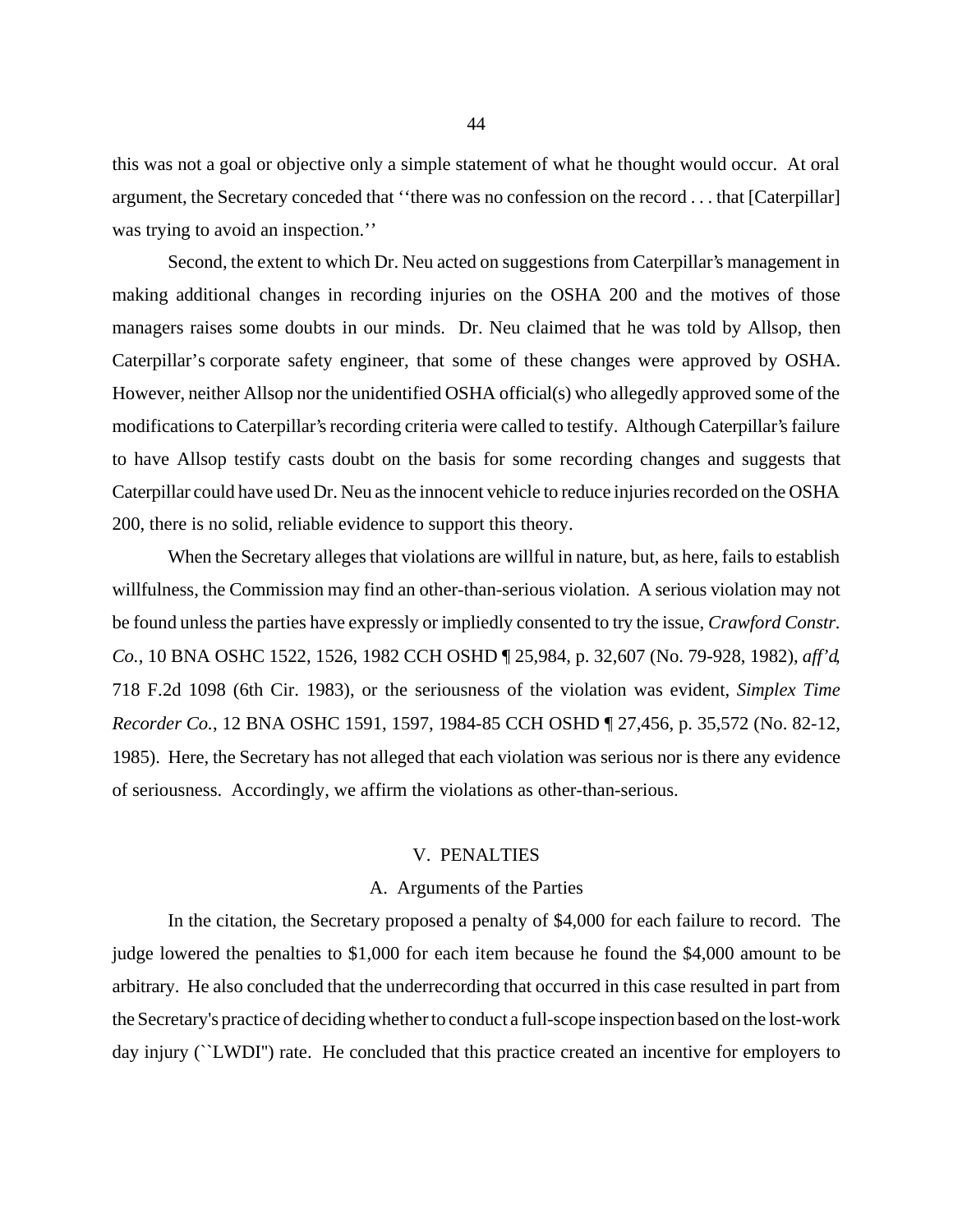this was not a goal or objective only a simple statement of what he thought would occur. At oral argument, the Secretary conceded that ''there was no confession on the record . . . that [Caterpillar] was trying to avoid an inspection.''

Second, the extent to which Dr. Neu acted on suggestions from Caterpillar's management in making additional changes in recording injuries on the OSHA 200 and the motives of those managers raises some doubts in our minds. Dr. Neu claimed that he was told by Allsop, then Caterpillar's corporate safety engineer, that some of these changes were approved by OSHA. However, neither Allsop nor the unidentified OSHA official(s) who allegedly approved some of the modifications to Caterpillar's recording criteria were called to testify. Although Caterpillar's failure to have Allsop testify casts doubt on the basis for some recording changes and suggests that Caterpillar could have used Dr. Neu as the innocent vehicle to reduce injuries recorded on the OSHA 200, there is no solid, reliable evidence to support this theory.

When the Secretary alleges that violations are willful in nature, but, as here, fails to establish willfulness, the Commission may find an other-than-serious violation. A serious violation may not be found unless the parties have expressly or impliedly consented to try the issue, *Crawford Constr. Co.*, 10 BNA OSHC 1522, 1526, 1982 CCH OSHD ¶ 25,984, p. 32,607 (No. 79-928, 1982), *aff'd*, 718 F.2d 1098 (6th Cir. 1983), or the seriousness of the violation was evident, *Simplex Time Recorder Co.*, 12 BNA OSHC 1591, 1597, 1984-85 CCH OSHD ¶ 27,456, p. 35,572 (No. 82-12, 1985). Here, the Secretary has not alleged that each violation was serious nor is there any evidence of seriousness. Accordingly, we affirm the violations as other-than-serious.

## V. PENALTIES

### A. Arguments of the Parties

In the citation, the Secretary proposed a penalty of $4,000 for each failure to record. The judge lowered the penalties to $1,000 for each item because he found the $4,000 amount to be arbitrary. He also concluded that the underrecording that occurred in this case resulted in part from the Secretary's practice of deciding whether to conduct a full-scope inspection based on the lost-work day injury (``LWDI'') rate. He concluded that this practice created an incentive for employers to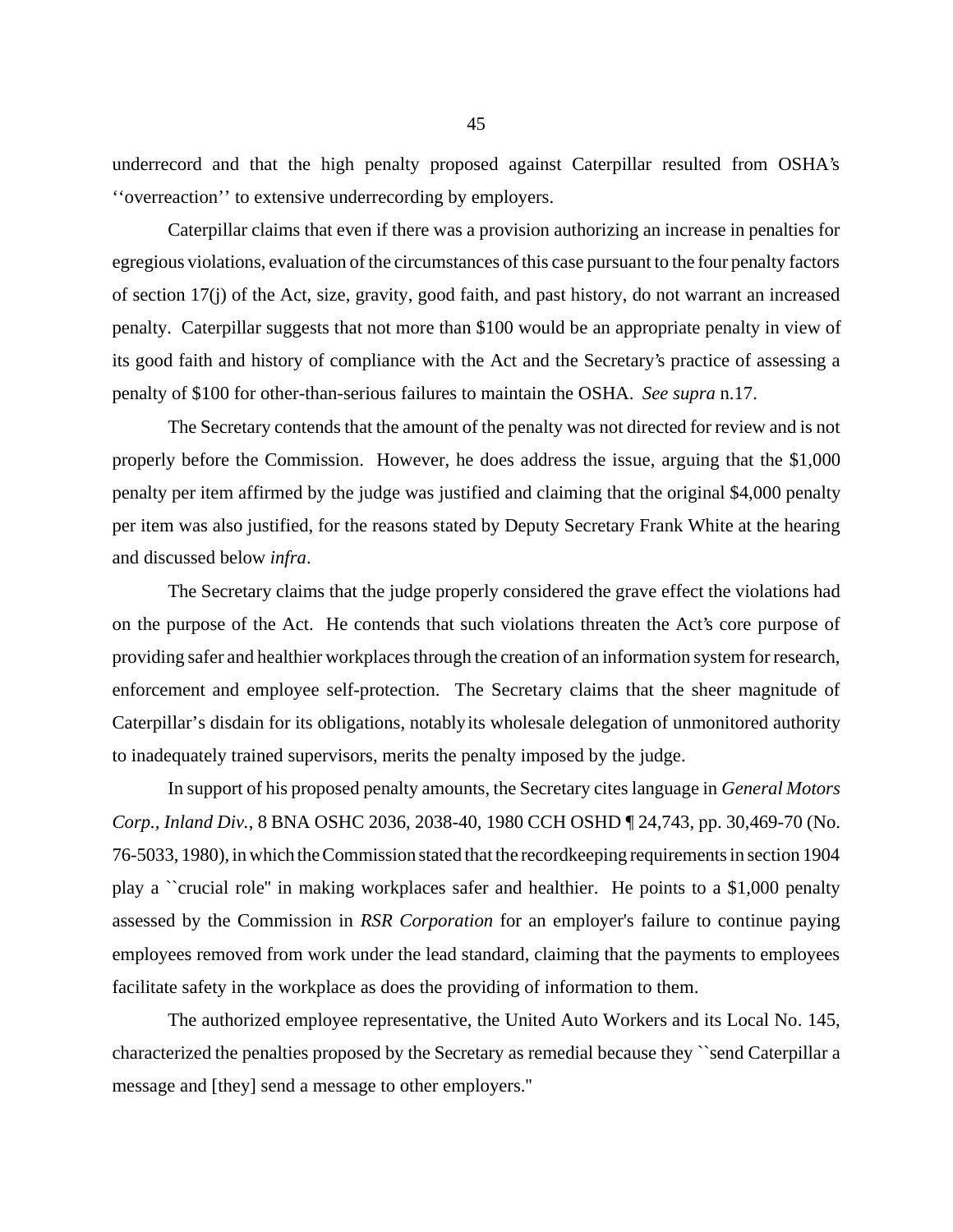underrecord and that the high penalty proposed against Caterpillar resulted from OSHA's ''overreaction'' to extensive underrecording by employers.

Caterpillar claims that even if there was a provision authorizing an increase in penalties for egregious violations, evaluation of the circumstances of this case pursuant to the four penalty factors of section 17(j) of the Act, size, gravity, good faith, and past history, do not warrant an increased penalty. Caterpillar suggests that not more than $100 would be an appropriate penalty in view of its good faith and history of compliance with the Act and the Secretary's practice of assessing a penalty of $100 for other-than-serious failures to maintain the OSHA. *See supra* n.17.

The Secretary contends that the amount of the penalty was not directed for review and is not properly before the Commission. However, he does address the issue, arguing that the $1,000 penalty per item affirmed by the judge was justified and claiming that the original $4,000 penalty per item was also justified, for the reasons stated by Deputy Secretary Frank White at the hearing and discussed below *infra*.

The Secretary claims that the judge properly considered the grave effect the violations had on the purpose of the Act. He contends that such violations threaten the Act's core purpose of providing safer and healthier workplaces through the creation of an information system for research, enforcement and employee self-protection. The Secretary claims that the sheer magnitude of Caterpillar's disdain for its obligations, notably its wholesale delegation of unmonitored authority to inadequately trained supervisors, merits the penalty imposed by the judge.

In support of his proposed penalty amounts, the Secretary cites language in *General Motors Corp., Inland Div.*, 8 BNA OSHC 2036, 2038-40, 1980 CCH OSHD ¶ 24,743, pp. 30,469-70 (No. 76-5033, 1980), in which the Commission stated that the recordkeeping requirements in section 1904 play a ``crucial role'' in making workplaces safer and healthier. He points to a $1,000 penalty assessed by the Commission in *RSR Corporation* for an employer's failure to continue paying employees removed from work under the lead standard, claiming that the payments to employees facilitate safety in the workplace as does the providing of information to them.

The authorized employee representative, the United Auto Workers and its Local No. 145, characterized the penalties proposed by the Secretary as remedial because they ``send Caterpillar a message and [they] send a message to other employers.''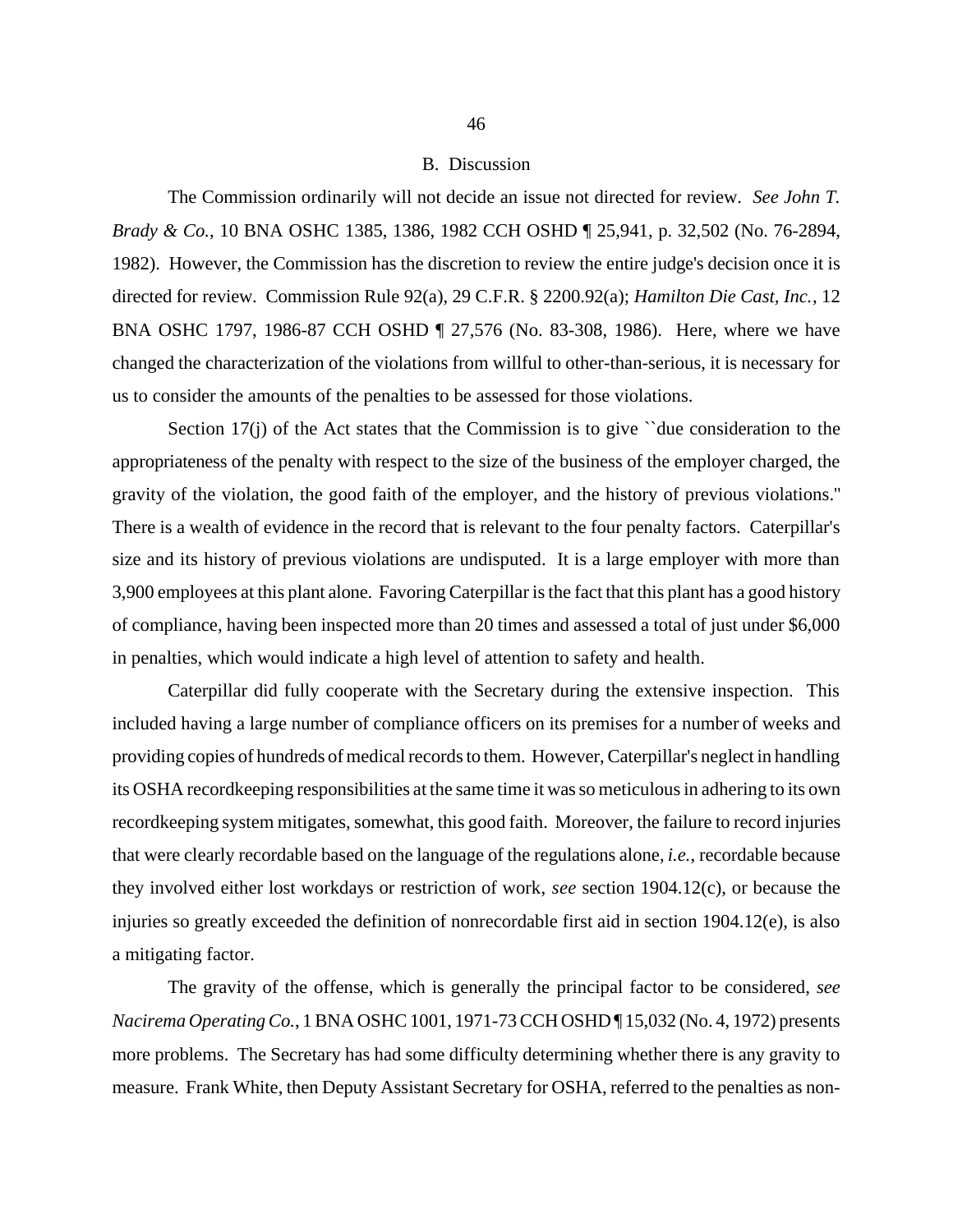### B. Discussion

The Commission ordinarily will not decide an issue not directed for review. *See John T. Brady & Co.*, 10 BNA OSHC 1385, 1386, 1982 CCH OSHD ¶ 25,941, p. 32,502 (No. 76-2894, 1982). However, the Commission has the discretion to review the entire judge's decision once it is directed for review. Commission Rule 92(a), 29 C.F.R. § 2200.92(a); *Hamilton Die Cast, Inc.*, 12 BNA OSHC 1797, 1986-87 CCH OSHD ¶ 27,576 (No. 83-308, 1986). Here, where we have changed the characterization of the violations from willful to other-than-serious, it is necessary for us to consider the amounts of the penalties to be assessed for those violations.

Section 17(j) of the Act states that the Commission is to give ``due consideration to the appropriateness of the penalty with respect to the size of the business of the employer charged, the gravity of the violation, the good faith of the employer, and the history of previous violations.'' There is a wealth of evidence in the record that is relevant to the four penalty factors. Caterpillar's size and its history of previous violations are undisputed. It is a large employer with more than 3,900 employees at this plant alone. Favoring Caterpillar is the fact that this plant has a good history of compliance, having been inspected more than 20 times and assessed a total of just under $6,000 in penalties, which would indicate a high level of attention to safety and health.

Caterpillar did fully cooperate with the Secretary during the extensive inspection. This included having a large number of compliance officers on its premises for a number of weeks and providing copies of hundreds of medical records to them. However, Caterpillar's neglect in handling its OSHA recordkeeping responsibilities at the same time it was so meticulous in adhering to its own recordkeeping system mitigates, somewhat, this good faith. Moreover, the failure to record injuries that were clearly recordable based on the language of the regulations alone, *i.e.*, recordable because they involved either lost workdays or restriction of work, *see* section 1904.12(c), or because the injuries so greatly exceeded the definition of nonrecordable first aid in section 1904.12(e), is also a mitigating factor.

The gravity of the offense, which is generally the principal factor to be considered, *see Nacirema Operating Co.*, 1 BNA OSHC 1001, 1971-73 CCH OSHD ¶ 15,032 (No. 4, 1972) presents more problems. The Secretary has had some difficulty determining whether there is any gravity to measure. Frank White, then Deputy Assistant Secretary for OSHA, referred to the penalties as non-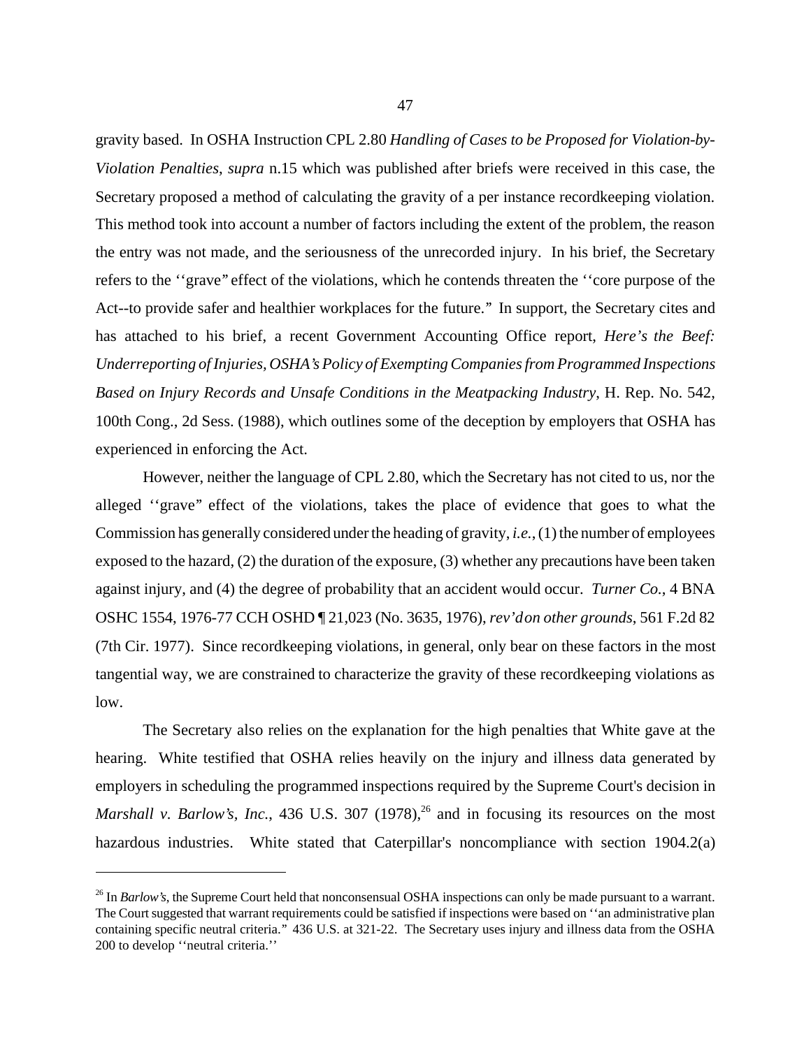gravity based. In OSHA Instruction CPL 2.80 *Handling of Cases to be Proposed for Violation-by-Violation Penalties*, *supra* n.15 which was published after briefs were received in this case, the Secretary proposed a method of calculating the gravity of a per instance recordkeeping violation. This method took into account a number of factors including the extent of the problem, the reason the entry was not made, and the seriousness of the unrecorded injury. In his brief, the Secretary refers to the ''grave" effect of the violations, which he contends threaten the ''core purpose of the Act--to provide safer and healthier workplaces for the future." In support, the Secretary cites and has attached to his brief, a recent Government Accounting Office report, *Here's the Beef: Underreporting of Injuries, OSHA's Policy of Exempting Companies from Programmed Inspections Based on Injury Records and Unsafe Conditions in the Meatpacking Industry*, H. Rep. No. 542, 100th Cong., 2d Sess. (1988), which outlines some of the deception by employers that OSHA has experienced in enforcing the Act.

However, neither the language of CPL 2.80, which the Secretary has not cited to us, nor the alleged ''grave" effect of the violations, takes the place of evidence that goes to what the Commission has generally considered under the heading of gravity, *i.e.*, (1) the number of employees exposed to the hazard, (2) the duration of the exposure, (3) whether any precautions have been taken against injury, and (4) the degree of probability that an accident would occur. *Turner Co.*, 4 BNA OSHC 1554, 1976-77 CCH OSHD ¶ 21,023 (No. 3635, 1976), *rev'd on other grounds*, 561 F.2d 82 (7th Cir. 1977). Since recordkeeping violations, in general, only bear on these factors in the most tangential way, we are constrained to characterize the gravity of these recordkeeping violations as low.

The Secretary also relies on the explanation for the high penalties that White gave at the hearing. White testified that OSHA relies heavily on the injury and illness data generated by employers in scheduling the programmed inspections required by the Supreme Court's decision in *Marshall v. Barlow's, Inc.*, 436 U.S. 307 (1978),[26] and in focusing its resources on the most hazardous industries. White stated that Caterpillar's noncompliance with section 1904.2(a)

[26] In *Barlow's*, the Supreme Court held that nonconsensual OSHA inspections can only be made pursuant to a warrant. The Court suggested that warrant requirements could be satisfied if inspections were based on ''an administrative plan containing specific neutral criteria." 436 U.S. at 321-22. The Secretary uses injury and illness data from the OSHA 200 to develop ''neutral criteria.''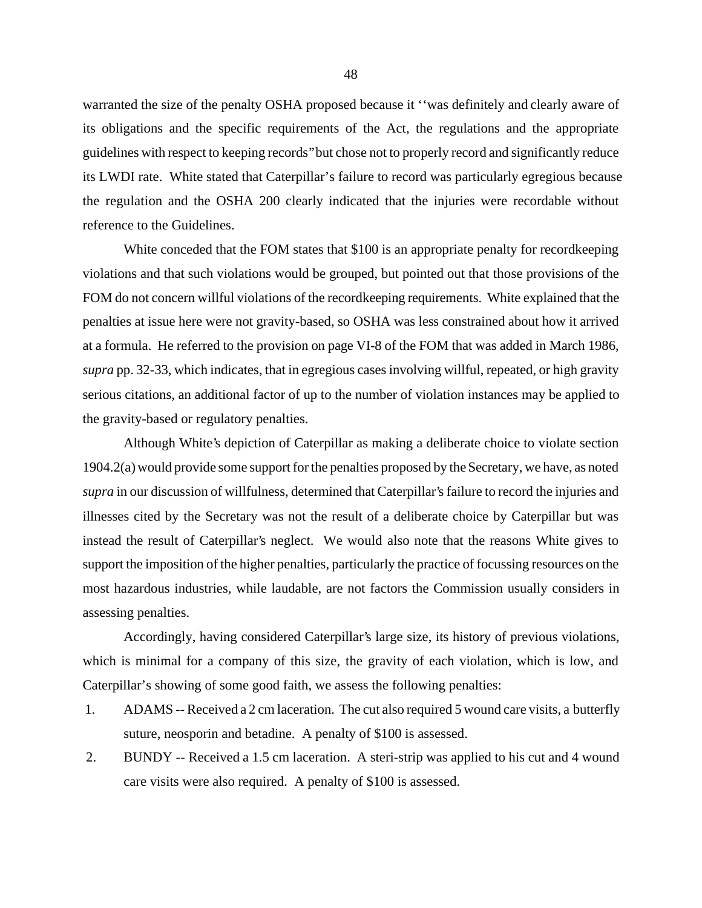warranted the size of the penalty OSHA proposed because it ''was definitely and clearly aware of its obligations and the specific requirements of the Act, the regulations and the appropriate guidelines with respect to keeping records" but chose not to properly record and significantly reduce its LWDI rate. White stated that Caterpillar's failure to record was particularly egregious because the regulation and the OSHA 200 clearly indicated that the injuries were recordable without reference to the Guidelines.

White conceded that the FOM states that \$100 is an appropriate penalty for recordkeeping violations and that such violations would be grouped, but pointed out that those provisions of the FOM do not concern willful violations of the recordkeeping requirements. White explained that the penalties at issue here were not gravity-based, so OSHA was less constrained about how it arrived at a formula. He referred to the provision on page VI-8 of the FOM that was added in March 1986, *supra* pp. 32-33, which indicates, that in egregious cases involving willful, repeated, or high gravity serious citations, an additional factor of up to the number of violation instances may be applied to the gravity-based or regulatory penalties.

Although White's depiction of Caterpillar as making a deliberate choice to violate section 1904.2(a) would provide some support for the penalties proposed by the Secretary, we have, as noted *supra* in our discussion of willfulness, determined that Caterpillar's failure to record the injuries and illnesses cited by the Secretary was not the result of a deliberate choice by Caterpillar but was instead the result of Caterpillar's neglect. We would also note that the reasons White gives to support the imposition of the higher penalties, particularly the practice of focussing resources on the most hazardous industries, while laudable, are not factors the Commission usually considers in assessing penalties.

Accordingly, having considered Caterpillar's large size, its history of previous violations, which is minimal for a company of this size, the gravity of each violation, which is low, and Caterpillar's showing of some good faith, we assess the following penalties:

1. ADAMS -- Received a 2 cm laceration. The cut also required 5 wound care visits, a butterfly suture, neosporin and betadine. A penalty of \$100 is assessed.
2. BUNDY -- Received a 1.5 cm laceration. A steri-strip was applied to his cut and 4 wound care visits were also required. A penalty of \$100 is assessed.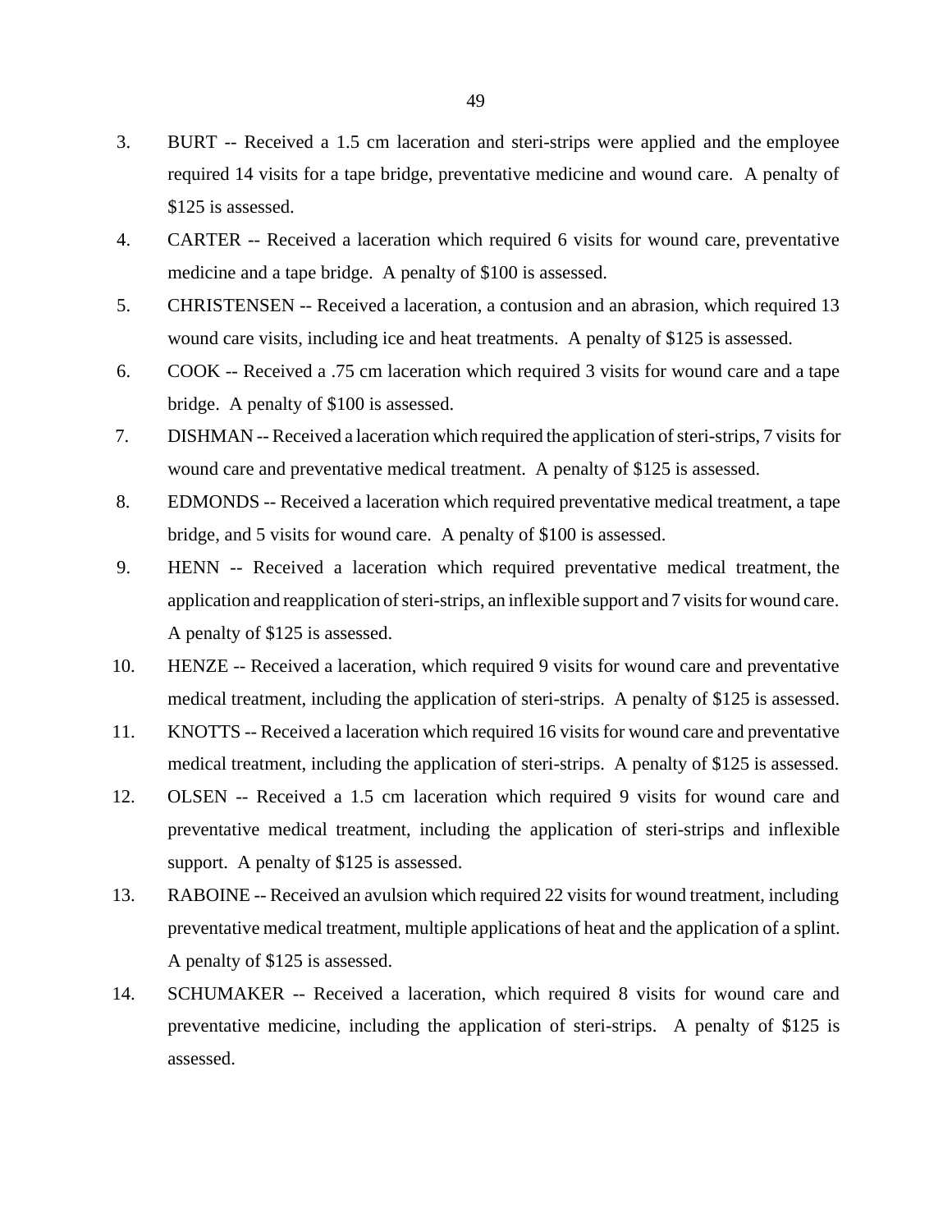3. BURT -- Received a 1.5 cm laceration and steri-strips were applied and the employee required 14 visits for a tape bridge, preventative medicine and wound care. A penalty of $125 is assessed.

4. CARTER -- Received a laceration which required 6 visits for wound care, preventative medicine and a tape bridge. A penalty of $100 is assessed.

5. CHRISTENSEN -- Received a laceration, a contusion and an abrasion, which required 13 wound care visits, including ice and heat treatments. A penalty of $125 is assessed.

6. COOK -- Received a .75 cm laceration which required 3 visits for wound care and a tape bridge. A penalty of $100 is assessed.

7. DISHMAN -- Received a laceration which required the application of steri-strips, 7 visits for wound care and preventative medical treatment. A penalty of $125 is assessed.

8. EDMONDS -- Received a laceration which required preventative medical treatment, a tape bridge, and 5 visits for wound care. A penalty of $100 is assessed.

9. HENN -- Received a laceration which required preventative medical treatment, the application and reapplication of steri-strips, an inflexible support and 7 visits for wound care. A penalty of $125 is assessed.

10. HENZE -- Received a laceration, which required 9 visits for wound care and preventative medical treatment, including the application of steri-strips. A penalty of $125 is assessed.

11. KNOTTS -- Received a laceration which required 16 visits for wound care and preventative medical treatment, including the application of steri-strips. A penalty of $125 is assessed.

12. OLSEN -- Received a 1.5 cm laceration which required 9 visits for wound care and preventative medical treatment, including the application of steri-strips and inflexible support. A penalty of $125 is assessed.

13. RABOINE -- Received an avulsion which required 22 visits for wound treatment, including preventative medical treatment, multiple applications of heat and the application of a splint. A penalty of $125 is assessed.

14. SCHUMAKER -- Received a laceration, which required 8 visits for wound care and preventative medicine, including the application of steri-strips. A penalty of $125 is assessed.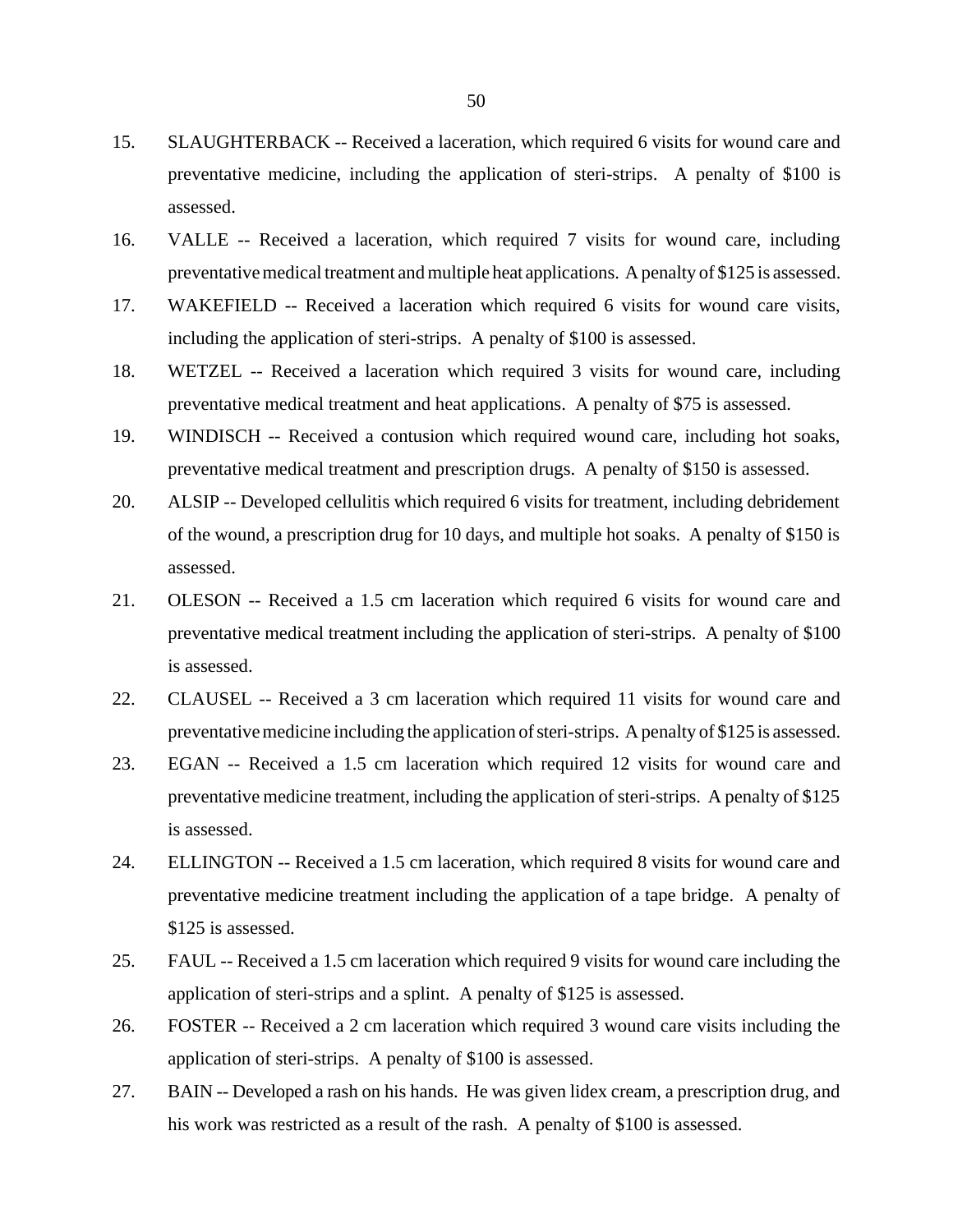15. SLAUGHTERBACK -- Received a laceration, which required 6 visits for wound care and preventative medicine, including the application of steri-strips. A penalty of $100 is assessed.

16. VALLE -- Received a laceration, which required 7 visits for wound care, including preventative medical treatment and multiple heat applications. A penalty of $125 is assessed.

17. WAKEFIELD -- Received a laceration which required 6 visits for wound care visits, including the application of steri-strips. A penalty of $100 is assessed.

18. WETZEL -- Received a laceration which required 3 visits for wound care, including preventative medical treatment and heat applications. A penalty of $75 is assessed.

19. WINDISCH -- Received a contusion which required wound care, including hot soaks, preventative medical treatment and prescription drugs. A penalty of $150 is assessed.

20. ALSIP -- Developed cellulitis which required 6 visits for treatment, including debridement of the wound, a prescription drug for 10 days, and multiple hot soaks. A penalty of $150 is assessed.

21. OLESON -- Received a 1.5 cm laceration which required 6 visits for wound care and preventative medical treatment including the application of steri-strips. A penalty of $100 is assessed.

22. CLAUSEL -- Received a 3 cm laceration which required 11 visits for wound care and preventative medicine including the application of steri-strips. A penalty of $125 is assessed.

23. EGAN -- Received a 1.5 cm laceration which required 12 visits for wound care and preventative medicine treatment, including the application of steri-strips. A penalty of $125 is assessed.

24. ELLINGTON -- Received a 1.5 cm laceration, which required 8 visits for wound care and preventative medicine treatment including the application of a tape bridge. A penalty of $125 is assessed.

25. FAUL -- Received a 1.5 cm laceration which required 9 visits for wound care including the application of steri-strips and a splint. A penalty of $125 is assessed.

26. FOSTER -- Received a 2 cm laceration which required 3 wound care visits including the application of steri-strips. A penalty of $100 is assessed.

27. BAIN -- Developed a rash on his hands. He was given lidex cream, a prescription drug, and his work was restricted as a result of the rash. A penalty of $100 is assessed.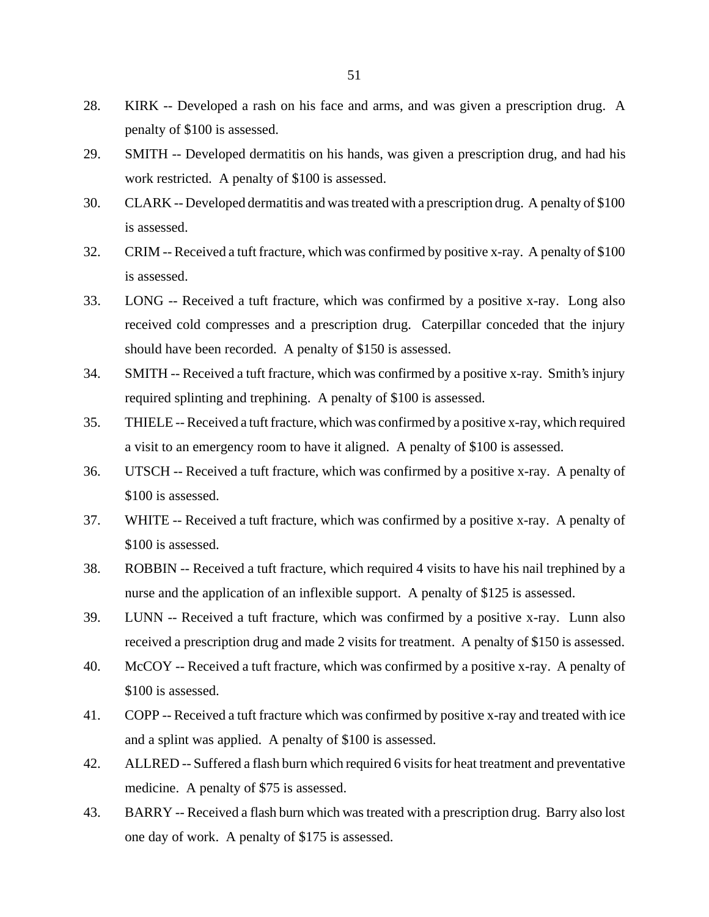28. KIRK -- Developed a rash on his face and arms, and was given a prescription drug. A penalty of $100 is assessed.

29. SMITH -- Developed dermatitis on his hands, was given a prescription drug, and had his work restricted. A penalty of $100 is assessed.

30. CLARK -- Developed dermatitis and was treated with a prescription drug. A penalty of $100 is assessed.

32. CRIM -- Received a tuft fracture, which was confirmed by positive x-ray. A penalty of $100 is assessed.

33. LONG -- Received a tuft fracture, which was confirmed by a positive x-ray. Long also received cold compresses and a prescription drug. Caterpillar conceded that the injury should have been recorded. A penalty of $150 is assessed.

34. SMITH -- Received a tuft fracture, which was confirmed by a positive x-ray. Smith's injury required splinting and trephining. A penalty of $100 is assessed.

35. THIELE -- Received a tuft fracture, which was confirmed by a positive x-ray, which required a visit to an emergency room to have it aligned. A penalty of $100 is assessed.

36. UTSCH -- Received a tuft fracture, which was confirmed by a positive x-ray. A penalty of $100 is assessed.

37. WHITE -- Received a tuft fracture, which was confirmed by a positive x-ray. A penalty of $100 is assessed.

38. ROBBIN -- Received a tuft fracture, which required 4 visits to have his nail trephined by a nurse and the application of an inflexible support. A penalty of $125 is assessed.

39. LUNN -- Received a tuft fracture, which was confirmed by a positive x-ray. Lunn also received a prescription drug and made 2 visits for treatment. A penalty of $150 is assessed.

40. McCOY -- Received a tuft fracture, which was confirmed by a positive x-ray. A penalty of $100 is assessed.

41. COPP -- Received a tuft fracture which was confirmed by positive x-ray and treated with ice and a splint was applied. A penalty of $100 is assessed.

42. ALLRED -- Suffered a flash burn which required 6 visits for heat treatment and preventative medicine. A penalty of $75 is assessed.

43. BARRY -- Received a flash burn which was treated with a prescription drug. Barry also lost one day of work. A penalty of $175 is assessed.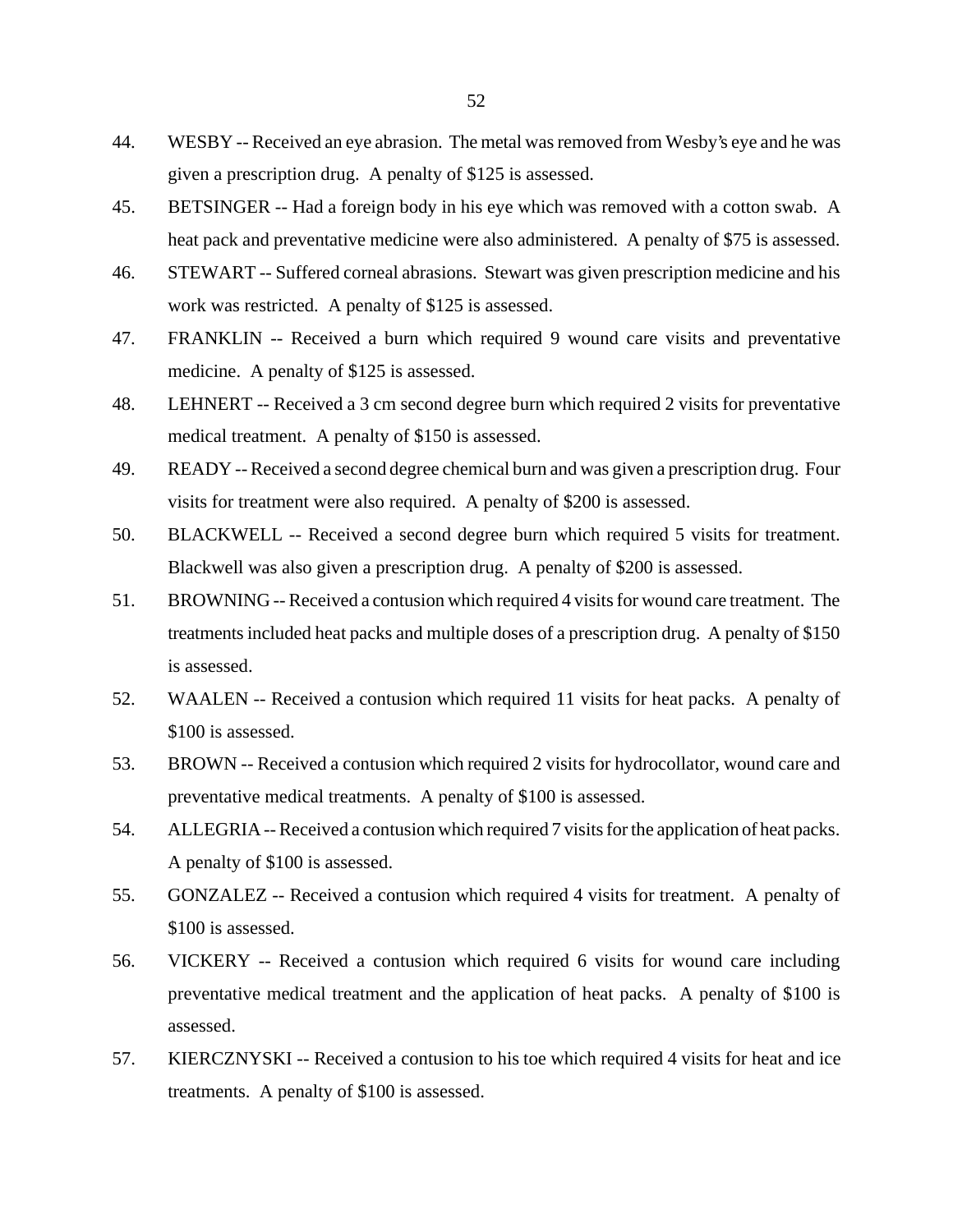44. WESBY -- Received an eye abrasion. The metal was removed from Wesby's eye and he was given a prescription drug. A penalty of $125 is assessed.

45. BETSINGER -- Had a foreign body in his eye which was removed with a cotton swab. A heat pack and preventative medicine were also administered. A penalty of $75 is assessed.

46. STEWART -- Suffered corneal abrasions. Stewart was given prescription medicine and his work was restricted. A penalty of $125 is assessed.

47. FRANKLIN -- Received a burn which required 9 wound care visits and preventative medicine. A penalty of $125 is assessed.

48. LEHNERT -- Received a 3 cm second degree burn which required 2 visits for preventative medical treatment. A penalty of $150 is assessed.

49. READY -- Received a second degree chemical burn and was given a prescription drug. Four visits for treatment were also required. A penalty of $200 is assessed.

50. BLACKWELL -- Received a second degree burn which required 5 visits for treatment. Blackwell was also given a prescription drug. A penalty of $200 is assessed.

51. BROWNING -- Received a contusion which required 4 visits for wound care treatment. The treatments included heat packs and multiple doses of a prescription drug. A penalty of $150 is assessed.

52. WAALEN -- Received a contusion which required 11 visits for heat packs. A penalty of $100 is assessed.

53. BROWN -- Received a contusion which required 2 visits for hydrocollator, wound care and preventative medical treatments. A penalty of $100 is assessed.

54. ALLEGRIA -- Received a contusion which required 7 visits for the application of heat packs. A penalty of $100 is assessed.

55. GONZALEZ -- Received a contusion which required 4 visits for treatment. A penalty of $100 is assessed.

56. VICKERY -- Received a contusion which required 6 visits for wound care including preventative medical treatment and the application of heat packs. A penalty of $100 is assessed.

57. KIERCZNYSKI -- Received a contusion to his toe which required 4 visits for heat and ice treatments. A penalty of $100 is assessed.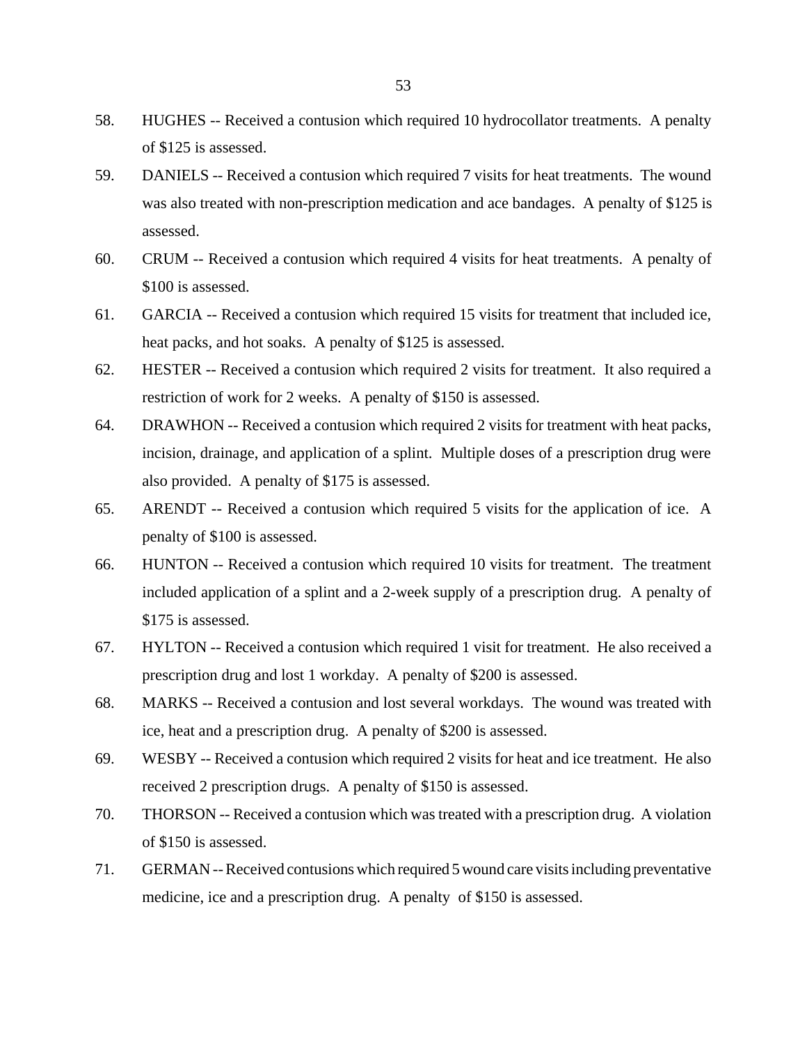58. HUGHES -- Received a contusion which required 10 hydrocollator treatments. A penalty of $125 is assessed.

59. DANIELS -- Received a contusion which required 7 visits for heat treatments. The wound was also treated with non-prescription medication and ace bandages. A penalty of $125 is assessed.

60. CRUM -- Received a contusion which required 4 visits for heat treatments. A penalty of $100 is assessed.

61. GARCIA -- Received a contusion which required 15 visits for treatment that included ice, heat packs, and hot soaks. A penalty of $125 is assessed.

62. HESTER -- Received a contusion which required 2 visits for treatment. It also required a restriction of work for 2 weeks. A penalty of $150 is assessed.

64. DRAWHON -- Received a contusion which required 2 visits for treatment with heat packs, incision, drainage, and application of a splint. Multiple doses of a prescription drug were also provided. A penalty of $175 is assessed.

65. ARENDT -- Received a contusion which required 5 visits for the application of ice. A penalty of $100 is assessed.

66. HUNTON -- Received a contusion which required 10 visits for treatment. The treatment included application of a splint and a 2-week supply of a prescription drug. A penalty of $175 is assessed.

67. HYLTON -- Received a contusion which required 1 visit for treatment. He also received a prescription drug and lost 1 workday. A penalty of $200 is assessed.

68. MARKS -- Received a contusion and lost several workdays. The wound was treated with ice, heat and a prescription drug. A penalty of $200 is assessed.

69. WESBY -- Received a contusion which required 2 visits for heat and ice treatment. He also received 2 prescription drugs. A penalty of $150 is assessed.

70. THORSON -- Received a contusion which was treated with a prescription drug. A violation of $150 is assessed.

71. GERMAN -- Received contusions which required 5 wound care visits including preventative medicine, ice and a prescription drug. A penalty of $150 is assessed.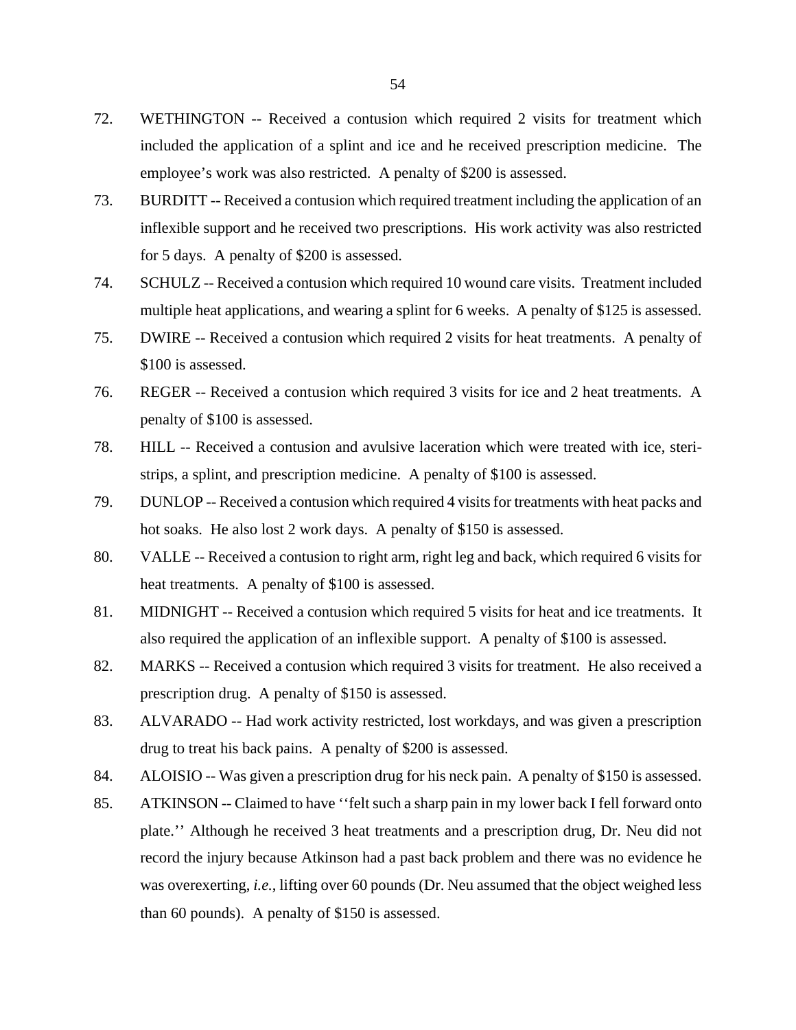72. WETHINGTON -- Received a contusion which required 2 visits for treatment which included the application of a splint and ice and he received prescription medicine. The employee's work was also restricted. A penalty of $200 is assessed.

73. BURDITT -- Received a contusion which required treatment including the application of an inflexible support and he received two prescriptions. His work activity was also restricted for 5 days. A penalty of $200 is assessed.

74. SCHULZ -- Received a contusion which required 10 wound care visits. Treatment included multiple heat applications, and wearing a splint for 6 weeks. A penalty of $125 is assessed.

75. DWIRE -- Received a contusion which required 2 visits for heat treatments. A penalty of $100 is assessed.

76. REGER -- Received a contusion which required 3 visits for ice and 2 heat treatments. A penalty of $100 is assessed.

78. HILL -- Received a contusion and avulsive laceration which were treated with ice, steri-strips, a splint, and prescription medicine. A penalty of $100 is assessed.

79. DUNLOP -- Received a contusion which required 4 visits for treatments with heat packs and hot soaks. He also lost 2 work days. A penalty of $150 is assessed.

80. VALLE -- Received a contusion to right arm, right leg and back, which required 6 visits for heat treatments. A penalty of $100 is assessed.

81. MIDNIGHT -- Received a contusion which required 5 visits for heat and ice treatments. It also required the application of an inflexible support. A penalty of $100 is assessed.

82. MARKS -- Received a contusion which required 3 visits for treatment. He also received a prescription drug. A penalty of $150 is assessed.

83. ALVARADO -- Had work activity restricted, lost workdays, and was given a prescription drug to treat his back pains. A penalty of $200 is assessed.

84. ALOISIO -- Was given a prescription drug for his neck pain. A penalty of $150 is assessed.

85. ATKINSON -- Claimed to have ''felt such a sharp pain in my lower back I fell forward onto plate.'' Although he received 3 heat treatments and a prescription drug, Dr. Neu did not record the injury because Atkinson had a past back problem and there was no evidence he was overexerting, *i.e.*, lifting over 60 pounds (Dr. Neu assumed that the object weighed less than 60 pounds). A penalty of $150 is assessed.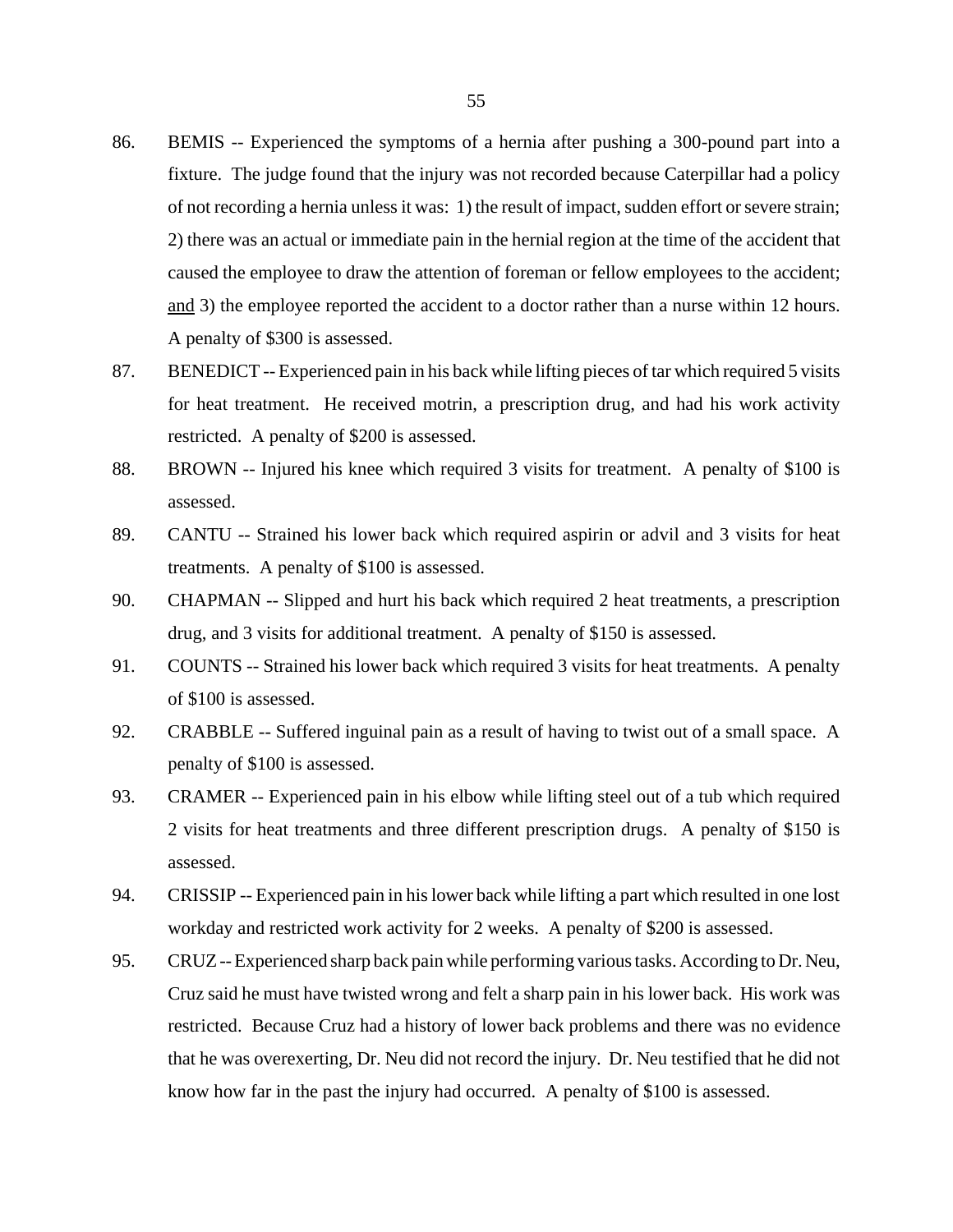86. BEMIS -- Experienced the symptoms of a hernia after pushing a 300-pound part into a fixture. The judge found that the injury was not recorded because Caterpillar had a policy of not recording a hernia unless it was: 1) the result of impact, sudden effort or severe strain; 2) there was an actual or immediate pain in the hernial region at the time of the accident that caused the employee to draw the attention of foreman or fellow employees to the accident; <u>and</u> 3) the employee reported the accident to a doctor rather than a nurse within 12 hours. A penalty of $300 is assessed.

87. BENEDICT -- Experienced pain in his back while lifting pieces of tar which required 5 visits for heat treatment. He received motrin, a prescription drug, and had his work activity restricted. A penalty of $200 is assessed.

88. BROWN -- Injured his knee which required 3 visits for treatment. A penalty of $100 is assessed.

89. CANTU -- Strained his lower back which required aspirin or advil and 3 visits for heat treatments. A penalty of $100 is assessed.

90. CHAPMAN -- Slipped and hurt his back which required 2 heat treatments, a prescription drug, and 3 visits for additional treatment. A penalty of $150 is assessed.

91. COUNTS -- Strained his lower back which required 3 visits for heat treatments. A penalty of $100 is assessed.

92. CRABBLE -- Suffered inguinal pain as a result of having to twist out of a small space. A penalty of $100 is assessed.

93. CRAMER -- Experienced pain in his elbow while lifting steel out of a tub which required 2 visits for heat treatments and three different prescription drugs. A penalty of $150 is assessed.

94. CRISSIP -- Experienced pain in his lower back while lifting a part which resulted in one lost workday and restricted work activity for 2 weeks. A penalty of $200 is assessed.

95. CRUZ -- Experienced sharp back pain while performing various tasks. According to Dr. Neu, Cruz said he must have twisted wrong and felt a sharp pain in his lower back. His work was restricted. Because Cruz had a history of lower back problems and there was no evidence that he was overexerting, Dr. Neu did not record the injury. Dr. Neu testified that he did not know how far in the past the injury had occurred. A penalty of $100 is assessed.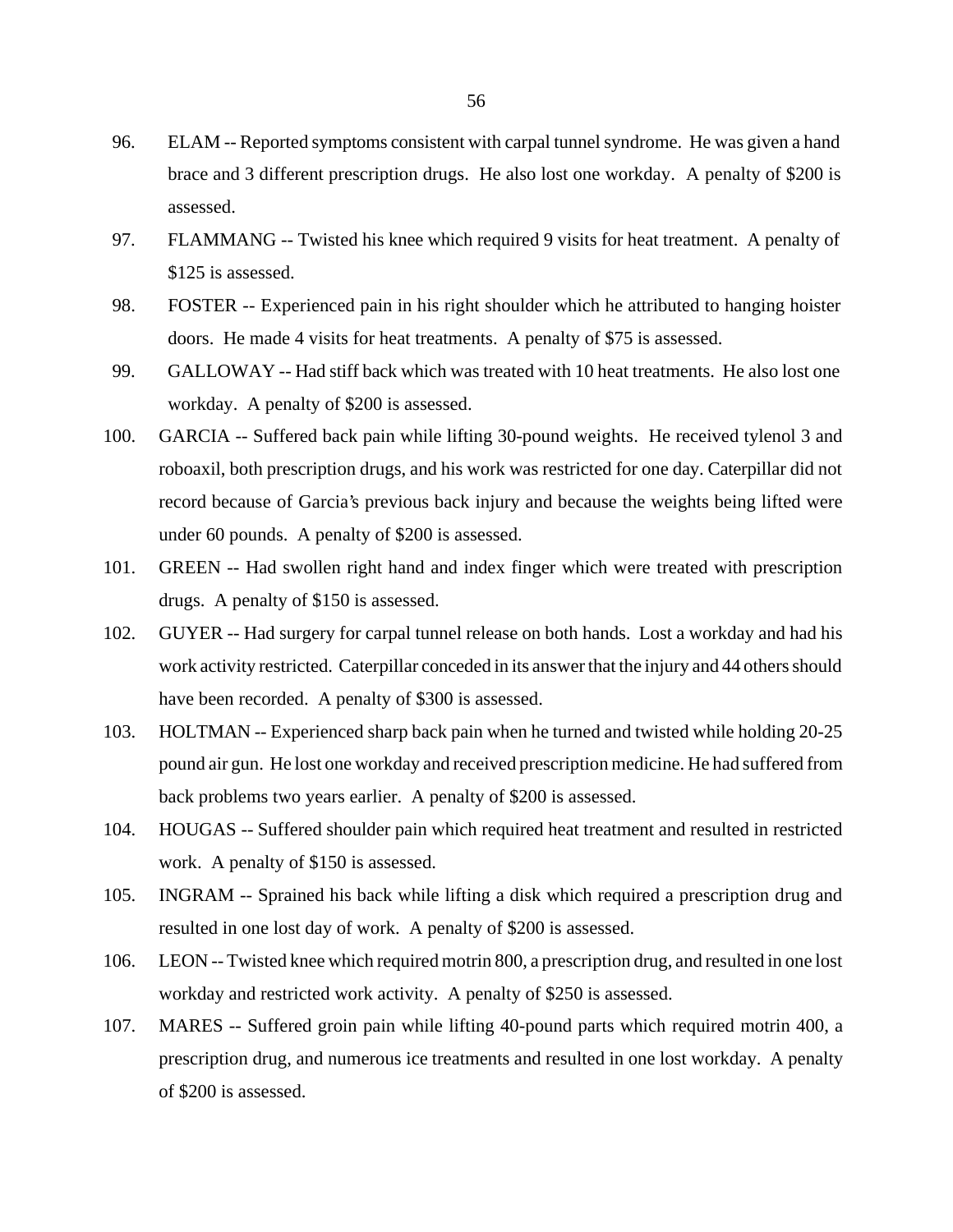96. ELAM -- Reported symptoms consistent with carpal tunnel syndrome. He was given a hand brace and 3 different prescription drugs. He also lost one workday. A penalty of $200 is assessed.

97. FLAMMANG -- Twisted his knee which required 9 visits for heat treatment. A penalty of $125 is assessed.

98. FOSTER -- Experienced pain in his right shoulder which he attributed to hanging hoister doors. He made 4 visits for heat treatments. A penalty of $75 is assessed.

99. GALLOWAY -- Had stiff back which was treated with 10 heat treatments. He also lost one workday. A penalty of $200 is assessed.

100. GARCIA -- Suffered back pain while lifting 30-pound weights. He received tylenol 3 and roboaxil, both prescription drugs, and his work was restricted for one day. Caterpillar did not record because of Garcia's previous back injury and because the weights being lifted were under 60 pounds. A penalty of $200 is assessed.

101. GREEN -- Had swollen right hand and index finger which were treated with prescription drugs. A penalty of $150 is assessed.

102. GUYER -- Had surgery for carpal tunnel release on both hands. Lost a workday and had his work activity restricted. Caterpillar conceded in its answer that the injury and 44 others should have been recorded. A penalty of $300 is assessed.

103. HOLTMAN -- Experienced sharp back pain when he turned and twisted while holding 20-25 pound air gun. He lost one workday and received prescription medicine. He had suffered from back problems two years earlier. A penalty of $200 is assessed.

104. HOUGAS -- Suffered shoulder pain which required heat treatment and resulted in restricted work. A penalty of $150 is assessed.

105. INGRAM -- Sprained his back while lifting a disk which required a prescription drug and resulted in one lost day of work. A penalty of $200 is assessed.

106. LEON -- Twisted knee which required motrin 800, a prescription drug, and resulted in one lost workday and restricted work activity. A penalty of $250 is assessed.

107. MARES -- Suffered groin pain while lifting 40-pound parts which required motrin 400, a prescription drug, and numerous ice treatments and resulted in one lost workday. A penalty of $200 is assessed.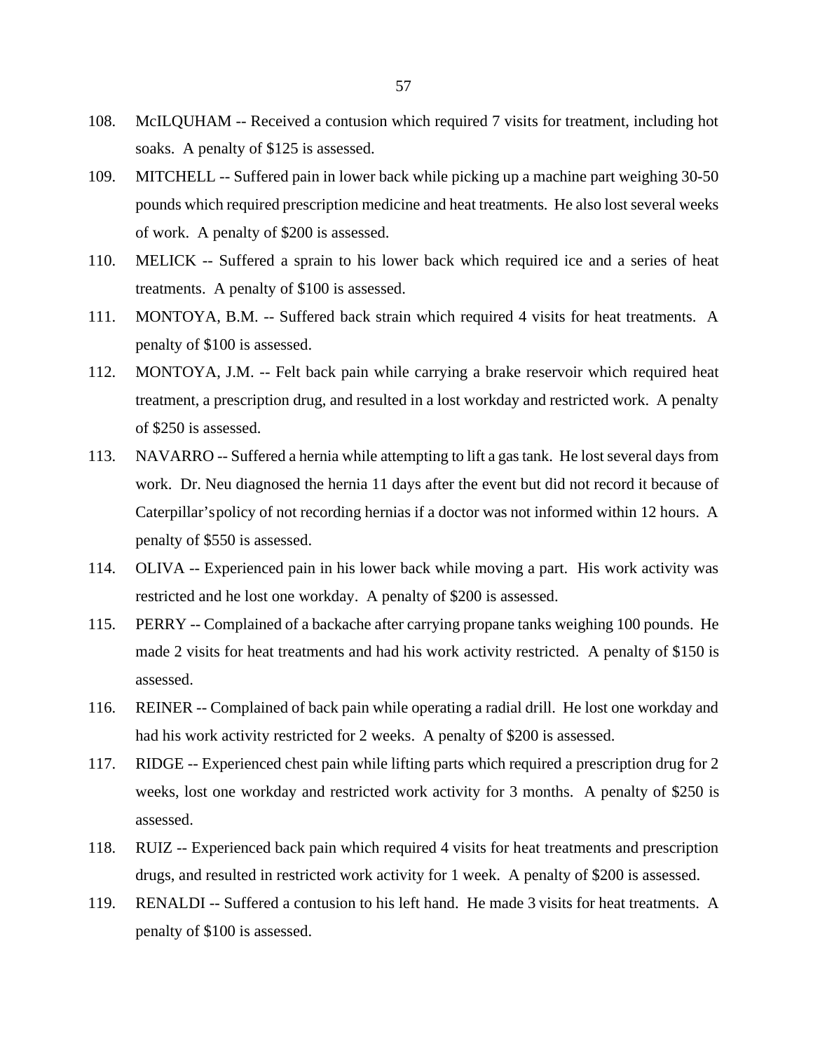108. McILQUHAM -- Received a contusion which required 7 visits for treatment, including hot soaks. A penalty of $125 is assessed.

109. MITCHELL -- Suffered pain in lower back while picking up a machine part weighing 30-50 pounds which required prescription medicine and heat treatments. He also lost several weeks of work. A penalty of $200 is assessed.

110. MELICK -- Suffered a sprain to his lower back which required ice and a series of heat treatments. A penalty of $100 is assessed.

111. MONTOYA, B.M. -- Suffered back strain which required 4 visits for heat treatments. A penalty of $100 is assessed.

112. MONTOYA, J.M. -- Felt back pain while carrying a brake reservoir which required heat treatment, a prescription drug, and resulted in a lost workday and restricted work. A penalty of $250 is assessed.

113. NAVARRO -- Suffered a hernia while attempting to lift a gas tank. He lost several days from work. Dr. Neu diagnosed the hernia 11 days after the event but did not record it because of Caterpillar's policy of not recording hernias if a doctor was not informed within 12 hours. A penalty of $550 is assessed.

114. OLIVA -- Experienced pain in his lower back while moving a part. His work activity was restricted and he lost one workday. A penalty of $200 is assessed.

115. PERRY -- Complained of a backache after carrying propane tanks weighing 100 pounds. He made 2 visits for heat treatments and had his work activity restricted. A penalty of $150 is assessed.

116. REINER -- Complained of back pain while operating a radial drill. He lost one workday and had his work activity restricted for 2 weeks. A penalty of $200 is assessed.

117. RIDGE -- Experienced chest pain while lifting parts which required a prescription drug for 2 weeks, lost one workday and restricted work activity for 3 months. A penalty of $250 is assessed.

118. RUIZ -- Experienced back pain which required 4 visits for heat treatments and prescription drugs, and resulted in restricted work activity for 1 week. A penalty of $200 is assessed.

119. RENALDI -- Suffered a contusion to his left hand. He made 3 visits for heat treatments. A penalty of $100 is assessed.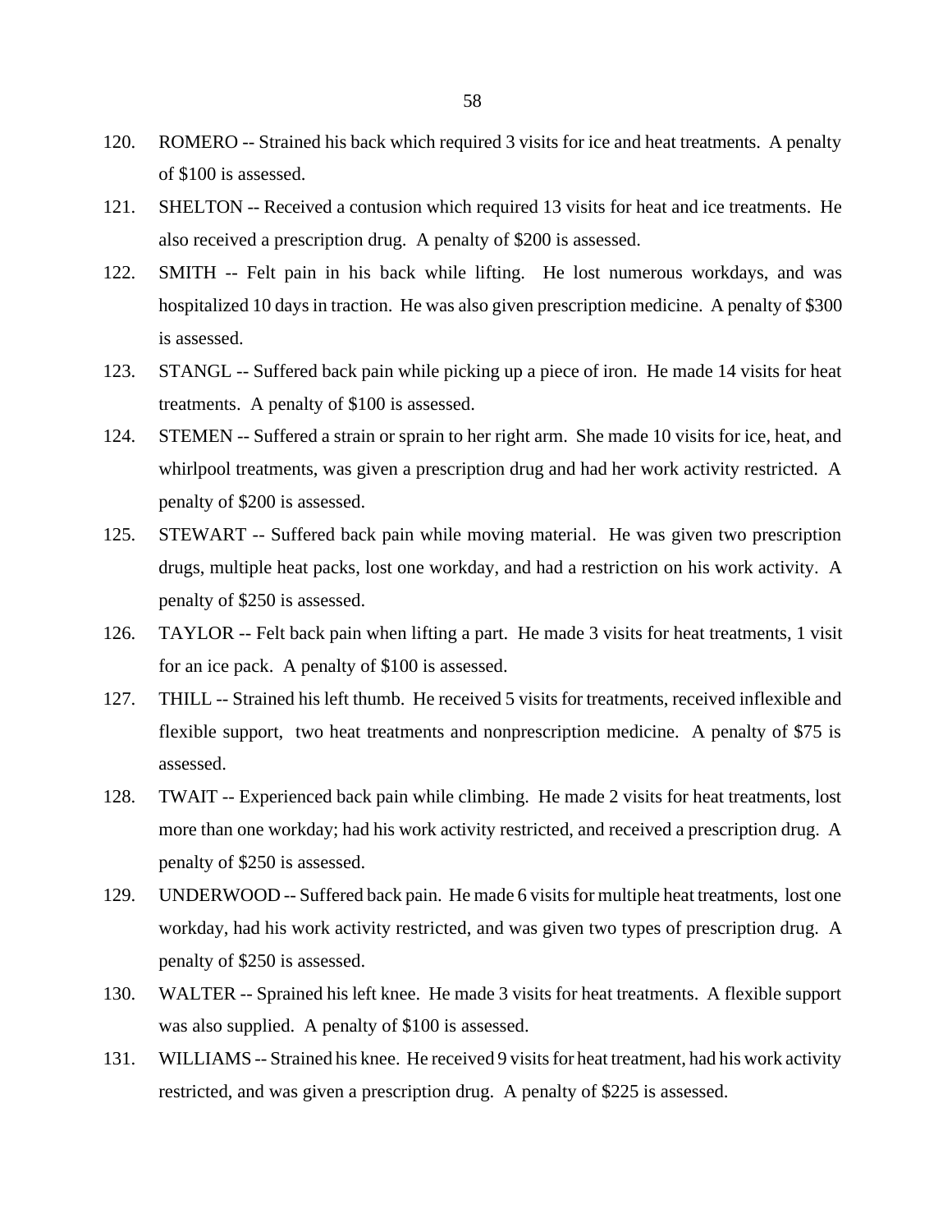120. ROMERO -- Strained his back which required 3 visits for ice and heat treatments. A penalty of $100 is assessed.

121. SHELTON -- Received a contusion which required 13 visits for heat and ice treatments. He also received a prescription drug. A penalty of $200 is assessed.

122. SMITH -- Felt pain in his back while lifting. He lost numerous workdays, and was hospitalized 10 days in traction. He was also given prescription medicine. A penalty of $300 is assessed.

123. STANGL -- Suffered back pain while picking up a piece of iron. He made 14 visits for heat treatments. A penalty of $100 is assessed.

124. STEMEN -- Suffered a strain or sprain to her right arm. She made 10 visits for ice, heat, and whirlpool treatments, was given a prescription drug and had her work activity restricted. A penalty of $200 is assessed.

125. STEWART -- Suffered back pain while moving material. He was given two prescription drugs, multiple heat packs, lost one workday, and had a restriction on his work activity. A penalty of $250 is assessed.

126. TAYLOR -- Felt back pain when lifting a part. He made 3 visits for heat treatments, 1 visit for an ice pack. A penalty of $100 is assessed.

127. THILL -- Strained his left thumb. He received 5 visits for treatments, received inflexible and flexible support, two heat treatments and nonprescription medicine. A penalty of $75 is assessed.

128. TWAIT -- Experienced back pain while climbing. He made 2 visits for heat treatments, lost more than one workday; had his work activity restricted, and received a prescription drug. A penalty of $250 is assessed.

129. UNDERWOOD -- Suffered back pain. He made 6 visits for multiple heat treatments, lost one workday, had his work activity restricted, and was given two types of prescription drug. A penalty of $250 is assessed.

130. WALTER -- Sprained his left knee. He made 3 visits for heat treatments. A flexible support was also supplied. A penalty of $100 is assessed.

131. WILLIAMS -- Strained his knee. He received 9 visits for heat treatment, had his work activity restricted, and was given a prescription drug. A penalty of $225 is assessed.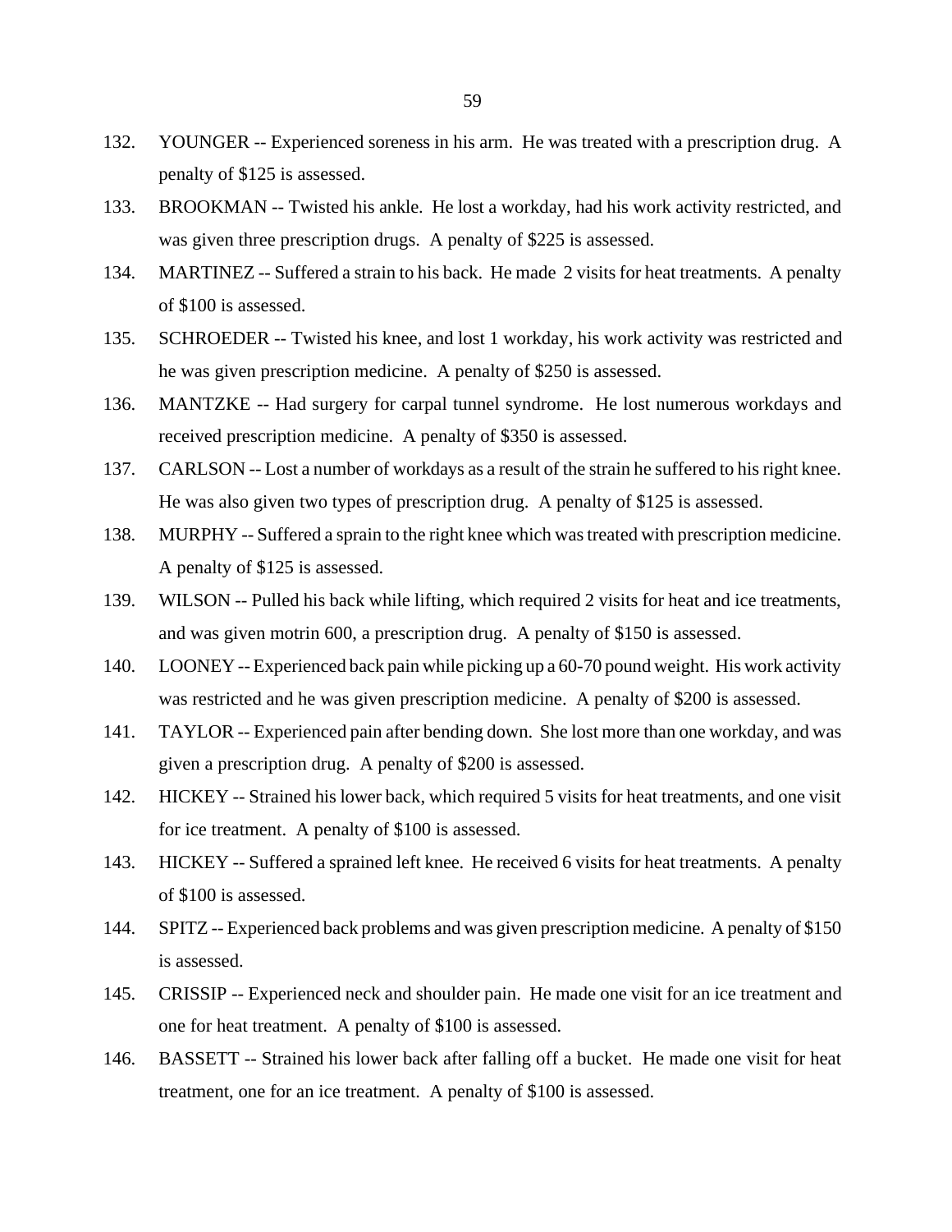132. YOUNGER -- Experienced soreness in his arm. He was treated with a prescription drug. A penalty of $125 is assessed.

133. BROOKMAN -- Twisted his ankle. He lost a workday, had his work activity restricted, and was given three prescription drugs. A penalty of $225 is assessed.

134. MARTINEZ -- Suffered a strain to his back. He made 2 visits for heat treatments. A penalty of $100 is assessed.

135. SCHROEDER -- Twisted his knee, and lost 1 workday, his work activity was restricted and he was given prescription medicine. A penalty of $250 is assessed.

136. MANTZKE -- Had surgery for carpal tunnel syndrome. He lost numerous workdays and received prescription medicine. A penalty of $350 is assessed.

137. CARLSON -- Lost a number of workdays as a result of the strain he suffered to his right knee. He was also given two types of prescription drug. A penalty of $125 is assessed.

138. MURPHY -- Suffered a sprain to the right knee which was treated with prescription medicine. A penalty of $125 is assessed.

139. WILSON -- Pulled his back while lifting, which required 2 visits for heat and ice treatments, and was given motrin 600, a prescription drug. A penalty of $150 is assessed.

140. LOONEY -- Experienced back pain while picking up a 60-70 pound weight. His work activity was restricted and he was given prescription medicine. A penalty of $200 is assessed.

141. TAYLOR -- Experienced pain after bending down. She lost more than one workday, and was given a prescription drug. A penalty of $200 is assessed.

142. HICKEY -- Strained his lower back, which required 5 visits for heat treatments, and one visit for ice treatment. A penalty of $100 is assessed.

143. HICKEY -- Suffered a sprained left knee. He received 6 visits for heat treatments. A penalty of $100 is assessed.

144. SPITZ -- Experienced back problems and was given prescription medicine. A penalty of $150 is assessed.

145. CRISSIP -- Experienced neck and shoulder pain. He made one visit for an ice treatment and one for heat treatment. A penalty of $100 is assessed.

146. BASSETT -- Strained his lower back after falling off a bucket. He made one visit for heat treatment, one for an ice treatment. A penalty of $100 is assessed.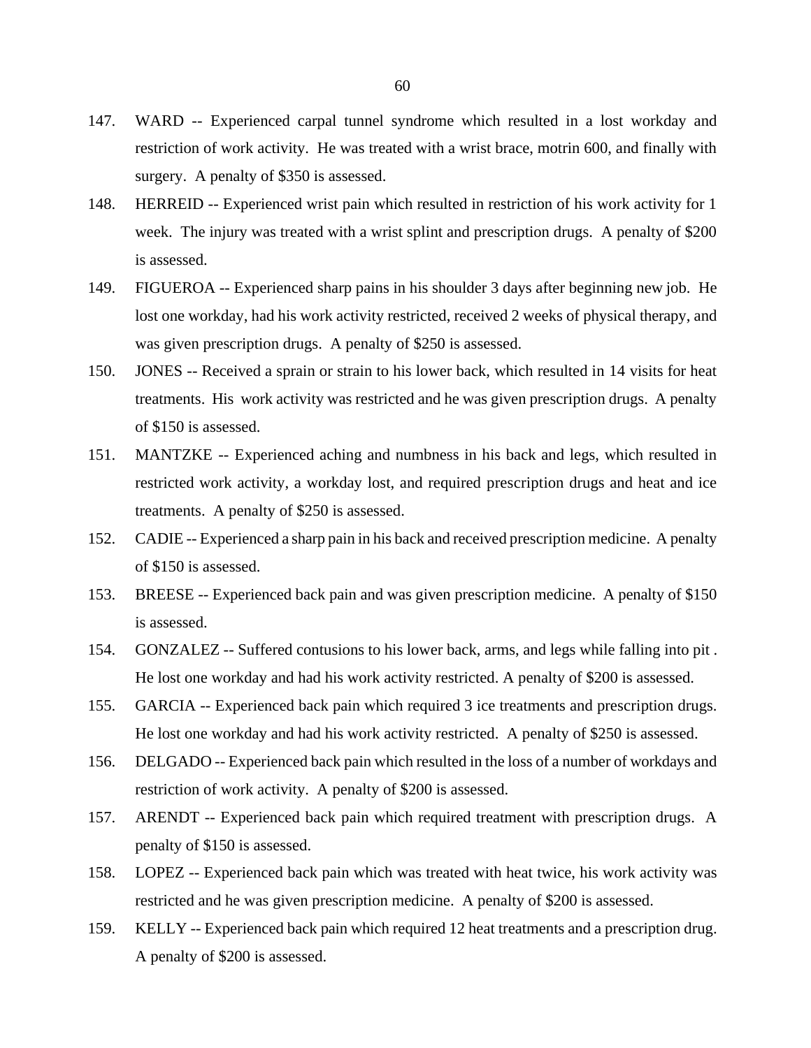147. WARD -- Experienced carpal tunnel syndrome which resulted in a lost workday and restriction of work activity. He was treated with a wrist brace, motrin 600, and finally with surgery. A penalty of $350 is assessed.

148. HERREID -- Experienced wrist pain which resulted in restriction of his work activity for 1 week. The injury was treated with a wrist splint and prescription drugs. A penalty of $200 is assessed.

149. FIGUEROA -- Experienced sharp pains in his shoulder 3 days after beginning new job. He lost one workday, had his work activity restricted, received 2 weeks of physical therapy, and was given prescription drugs. A penalty of $250 is assessed.

150. JONES -- Received a sprain or strain to his lower back, which resulted in 14 visits for heat treatments. His work activity was restricted and he was given prescription drugs. A penalty of $150 is assessed.

151. MANTZKE -- Experienced aching and numbness in his back and legs, which resulted in restricted work activity, a workday lost, and required prescription drugs and heat and ice treatments. A penalty of $250 is assessed.

152. CADIE -- Experienced a sharp pain in his back and received prescription medicine. A penalty of $150 is assessed.

153. BREESE -- Experienced back pain and was given prescription medicine. A penalty of $150 is assessed.

154. GONZALEZ -- Suffered contusions to his lower back, arms, and legs while falling into pit . He lost one workday and had his work activity restricted. A penalty of $200 is assessed.

155. GARCIA -- Experienced back pain which required 3 ice treatments and prescription drugs. He lost one workday and had his work activity restricted. A penalty of $250 is assessed.

156. DELGADO -- Experienced back pain which resulted in the loss of a number of workdays and restriction of work activity. A penalty of $200 is assessed.

157. ARENDT -- Experienced back pain which required treatment with prescription drugs. A penalty of $150 is assessed.

158. LOPEZ -- Experienced back pain which was treated with heat twice, his work activity was restricted and he was given prescription medicine. A penalty of $200 is assessed.

159. KELLY -- Experienced back pain which required 12 heat treatments and a prescription drug. A penalty of $200 is assessed.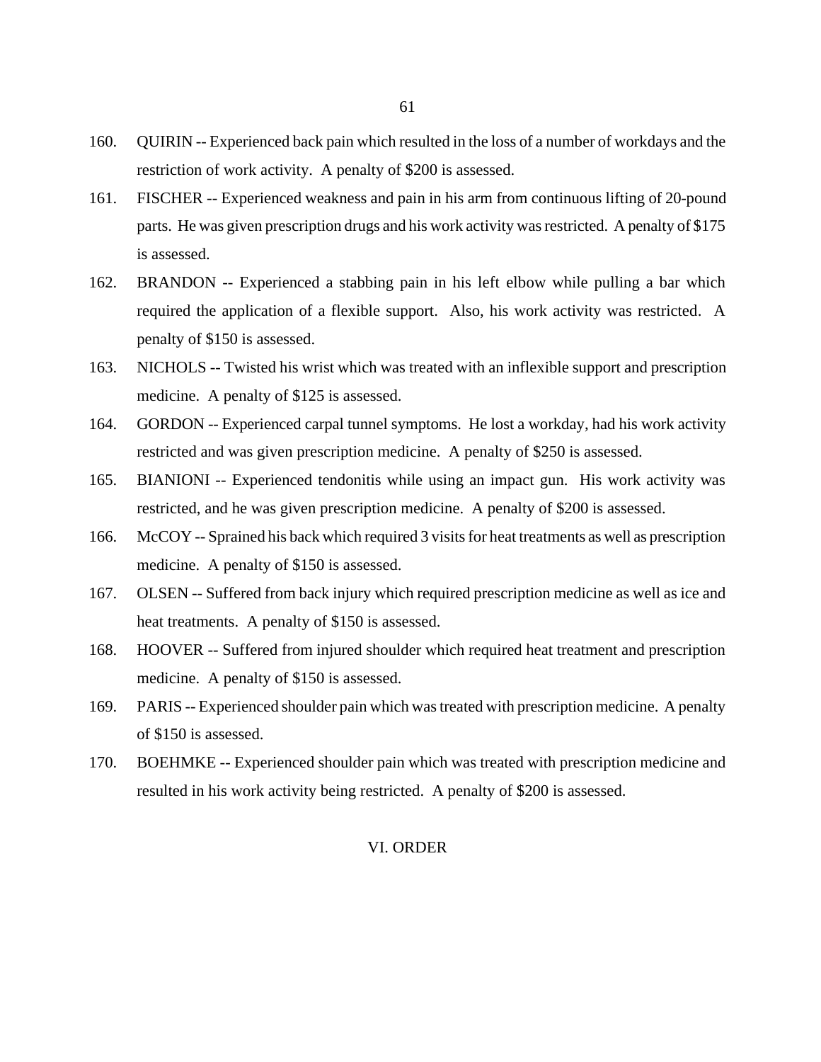160. QUIRIN -- Experienced back pain which resulted in the loss of a number of workdays and the restriction of work activity. A penalty of $200 is assessed.

161. FISCHER -- Experienced weakness and pain in his arm from continuous lifting of 20-pound parts. He was given prescription drugs and his work activity was restricted. A penalty of $175 is assessed.

162. BRANDON -- Experienced a stabbing pain in his left elbow while pulling a bar which required the application of a flexible support. Also, his work activity was restricted. A penalty of $150 is assessed.

163. NICHOLS -- Twisted his wrist which was treated with an inflexible support and prescription medicine. A penalty of $125 is assessed.

164. GORDON -- Experienced carpal tunnel symptoms. He lost a workday, had his work activity restricted and was given prescription medicine. A penalty of $250 is assessed.

165. BIANIONI -- Experienced tendonitis while using an impact gun. His work activity was restricted, and he was given prescription medicine. A penalty of $200 is assessed.

166. McCOY -- Sprained his back which required 3 visits for heat treatments as well as prescription medicine. A penalty of $150 is assessed.

167. OLSEN -- Suffered from back injury which required prescription medicine as well as ice and heat treatments. A penalty of $150 is assessed.

168. HOOVER -- Suffered from injured shoulder which required heat treatment and prescription medicine. A penalty of $150 is assessed.

169. PARIS -- Experienced shoulder pain which was treated with prescription medicine. A penalty of $150 is assessed.

170. BOEHMKE -- Experienced shoulder pain which was treated with prescription medicine and resulted in his work activity being restricted. A penalty of $200 is assessed.

## VI. ORDER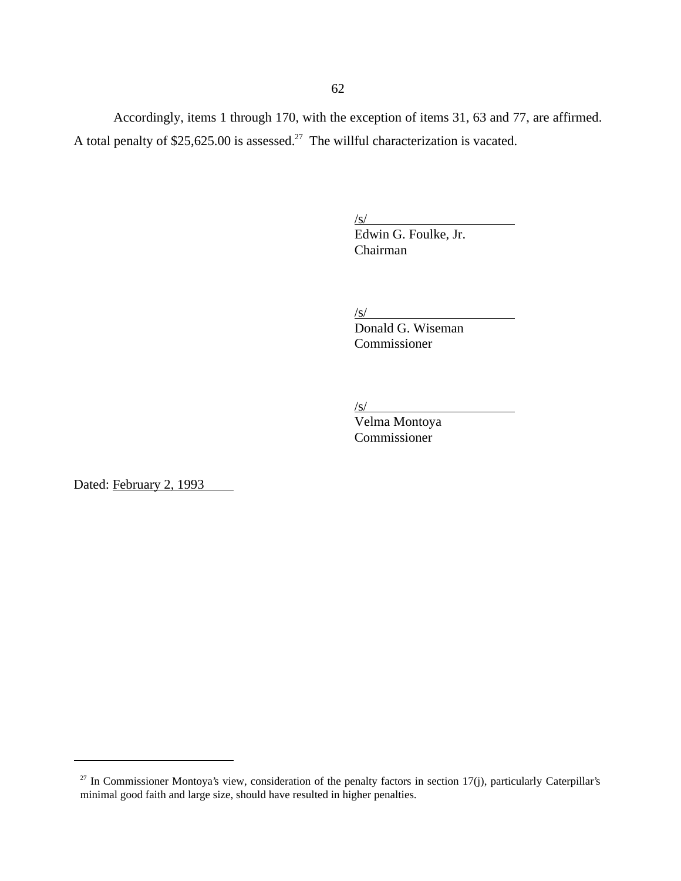Accordingly, items 1 through 170, with the exception of items 31, 63 and 77, are affirmed. A total penalty of $25,625.00 is assessed.[27] The willful characterization is vacated.

/s/
Edwin G. Foulke, Jr.
Chairman

/s/
Donald G. Wiseman
Commissioner

/s/
Velma Montoya
Commissioner

Dated: February 2, 1993

[27] In Commissioner Montoya's view, consideration of the penalty factors in section 17(j), particularly Caterpillar's minimal good faith and large size, should have resulted in higher penalties.